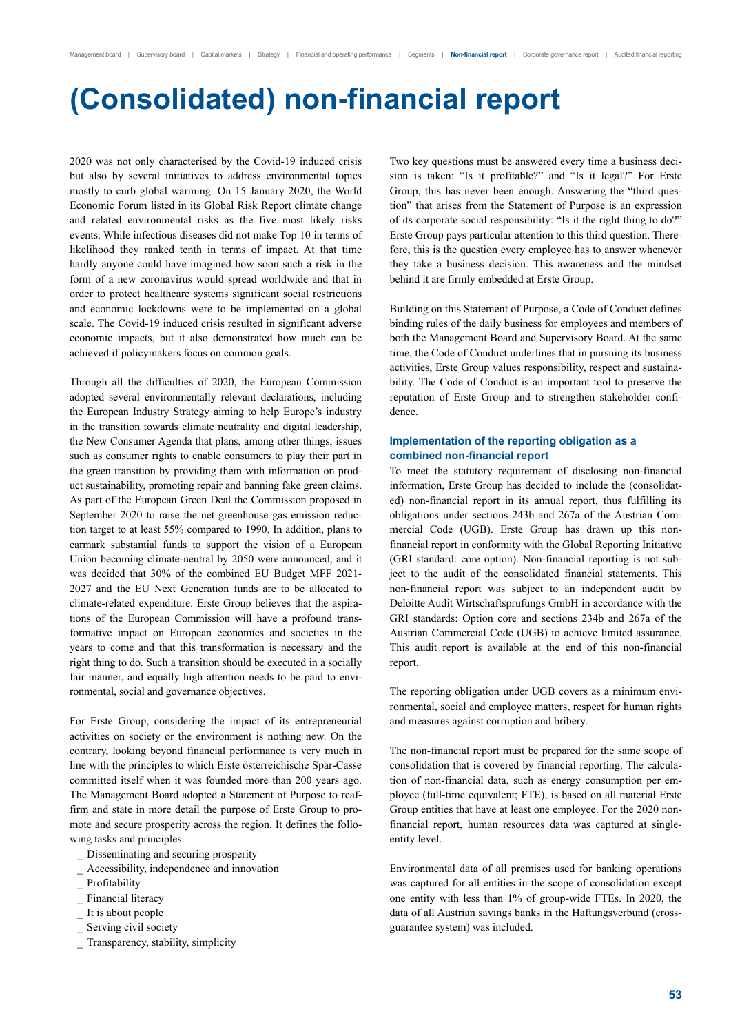# (Consolidated) non-financial report

2020 was not only characterised by the Covid-19 induced crisis but also by several initiatives to address environmental topics mostly to curb global warming. On 15 January 2020, the World Economic Forum listed in its Global Risk Report climate change and related environmental risks as the five most likely risks events. While infectious diseases did not make Top 10 in terms of likelihood they ranked tenth in terms of impact. At that time hardly anyone could have imagined how soon such a risk in the form of a new coronavirus would spread worldwide and that in order to protect healthcare systems significant social restrictions and economic lockdowns were to be implemented on a global scale. The Covid-19 induced crisis resulted in significant adverse economic impacts, but it also demonstrated how much can be achieved if policymakers focus on common goals.

Through all the difficulties of 2020, the European Commission adopted several environmentally relevant declarations, including the European Industry Strategy aiming to help Europe's industry in the transition towards climate neutrality and digital leadership, the New Consumer Agenda that plans, among other things, issues such as consumer rights to enable consumers to play their part in the green transition by providing them with information on product sustainability, promoting repair and banning fake green claims. As part of the European Green Deal the Commission proposed in September 2020 to raise the net greenhouse gas emission reduction target to at least 55% compared to 1990. In addition, plans to earmark substantial funds to support the vision of a European Union becoming climate-neutral by 2050 were announced, and it was decided that 30% of the combined EU Budget MFF 2021-2027 and the EU Next Generation funds are to be allocated to climate-related expenditure. Erste Group believes that the aspirations of the European Commission will have a profound transformative impact on European economies and societies in the years to come and that this transformation is necessary and the right thing to do. Such a transition should be executed in a socially fair manner, and equally high attention needs to be paid to environmental, social and governance objectives.

For Erste Group, considering the impact of its entrepreneurial activities on society or the environment is nothing new. On the contrary, looking beyond financial performance is very much in line with the principles to which Erste österreichische Spar-Casse committed itself when it was founded more than 200 years ago. The Management Board adopted a Statement of Purpose to reaffirm and state in more detail the purpose of Erste Group to promote and secure prosperity across the region. It defines the following tasks and principles:

- Disseminating and securing prosperity
- Accessibility, independence and innovation
- Profitability
- Financial literacy
- It is about people
- Serving civil society
- Transparency, stability, simplicity

Two key questions must be answered every time a business decision is taken: "Is it profitable?" and "Is it legal?" For Erste Group, this has never been enough. Answering the "third question" that arises from the Statement of Purpose is an expression of its corporate social responsibility: "Is it the right thing to do?" Erste Group pays particular attention to this third question. Therefore, this is the question every employee has to answer whenever they take a business decision. This awareness and the mindset behind it are firmly embedded at Erste Group.

Building on this Statement of Purpose, a Code of Conduct defines binding rules of the daily business for employees and members of both the Management Board and Supervisory Board. At the same time, the Code of Conduct underlines that in pursuing its business activities, Erste Group values responsibility, respect and sustainability. The Code of Conduct is an important tool to preserve the reputation of Erste Group and to strengthen stakeholder confidence.

### Implementation of the reporting obligation as a combined non-financial report

To meet the statutory requirement of disclosing non-financial information, Erste Group has decided to include the (consolidated) non-financial report in its annual report, thus fulfilling its obligations under sections 243b and 267a of the Austrian Commercial Code (UGB). Erste Group has drawn up this non-financial report in conformity with the Global Reporting Initiative (GRI standard: core option). Non-financial reporting is not subject to the audit of the consolidated financial statements. This non-financial report was subject to an independent audit by Deloitte Audit Wirtschaftsprüfungs GmbH in accordance with the GRI standards: Option core and sections 234b and 267a of the Austrian Commercial Code (UGB) to achieve limited assurance. This audit report is available at the end of this non-financial report.

The reporting obligation under UGB covers as a minimum environmental, social and employee matters, respect for human rights and measures against corruption and bribery.

The non-financial report must be prepared for the same scope of consolidation that is covered by financial reporting. The calculation of non-financial data, such as energy consumption per employee (full-time equivalent; FTE), is based on all material Erste Group entities that have at least one employee. For the 2020 non-financial report, human resources data was captured at single-entity level.

Environmental data of all premises used for banking operations was captured for all entities in the scope of consolidation except one entity with less than 1% of group-wide FTEs. In 2020, the data of all Austrian savings banks in the Haftungsverbund (cross-guarantee system) was included.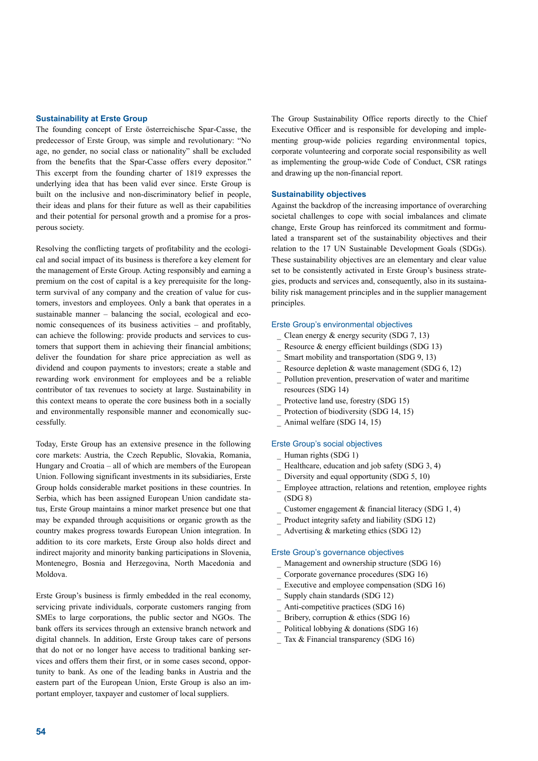### Sustainability at Erste Group

The founding concept of Erste österreichische Spar-Casse, the predecessor of Erste Group, was simple and revolutionary: "No age, no gender, no social class or nationality" shall be excluded from the benefits that the Spar-Casse offers every depositor." This excerpt from the founding charter of 1819 expresses the underlying idea that has been valid ever since. Erste Group is built on the inclusive and non-discriminatory belief in people, their ideas and plans for their future as well as their capabilities and their potential for personal growth and a promise for a prosperous society.

Resolving the conflicting targets of profitability and the ecological and social impact of its business is therefore a key element for the management of Erste Group. Acting responsibly and earning a premium on the cost of capital is a key prerequisite for the long-term survival of any company and the creation of value for customers, investors and employees. Only a bank that operates in a sustainable manner – balancing the social, ecological and economic consequences of its business activities – and profitably, can achieve the following: provide products and services to customers that support them in achieving their financial ambitions; deliver the foundation for share price appreciation as well as dividend and coupon payments to investors; create a stable and rewarding work environment for employees and be a reliable contributor of tax revenues to society at large. Sustainability in this context means to operate the core business both in a socially and environmentally responsible manner and economically successfully.

Today, Erste Group has an extensive presence in the following core markets: Austria, the Czech Republic, Slovakia, Romania, Hungary and Croatia – all of which are members of the European Union. Following significant investments in its subsidiaries, Erste Group holds considerable market positions in these countries. In Serbia, which has been assigned European Union candidate status, Erste Group maintains a minor market presence but one that may be expanded through acquisitions or organic growth as the country makes progress towards European Union integration. In addition to its core markets, Erste Group also holds direct and indirect majority and minority banking participations in Slovenia, Montenegro, Bosnia and Herzegovina, North Macedonia and Moldova.

Erste Group's business is firmly embedded in the real economy, servicing private individuals, corporate customers ranging from SMEs to large corporations, the public sector and NGOs. The bank offers its services through an extensive branch network and digital channels. In addition, Erste Group takes care of persons that do not or no longer have access to traditional banking services and offers them their first, or in some cases second, opportunity to bank. As one of the leading banks in Austria and the eastern part of the European Union, Erste Group is also an important employer, taxpayer and customer of local suppliers.

The Group Sustainability Office reports directly to the Chief Executive Officer and is responsible for developing and implementing group-wide policies regarding environmental topics, corporate volunteering and corporate social responsibility as well as implementing the group-wide Code of Conduct, CSR ratings and drawing up the non-financial report.

### Sustainability objectives

Against the backdrop of the increasing importance of overarching societal challenges to cope with social imbalances and climate change, Erste Group has reinforced its commitment and formulated a transparent set of the sustainability objectives and their relation to the 17 UN Sustainable Development Goals (SDGs). These sustainability objectives are an elementary and clear value set to be consistently activated in Erste Group's business strategies, products and services and, consequently, also in its sustainability risk management principles and in the supplier management principles.

#### Erste Group's environmental objectives

- Clean energy & energy security (SDG 7, 13)
- Resource & energy efficient buildings (SDG 13)
- Smart mobility and transportation (SDG 9, 13)
- Resource depletion & waste management (SDG 6, 12)
- Pollution prevention, preservation of water and maritime resources (SDG 14)
- Protective land use, forestry (SDG 15)
- Protection of biodiversity (SDG 14, 15)
- Animal welfare (SDG 14, 15)

#### Erste Group's social objectives

- Human rights (SDG 1)
- Healthcare, education and job safety (SDG 3, 4)
- Diversity and equal opportunity (SDG 5, 10)
- Employee attraction, relations and retention, employee rights (SDG 8)
- Customer engagement & financial literacy (SDG 1, 4)
- Product integrity safety and liability (SDG 12)
- Advertising & marketing ethics (SDG 12)

#### Erste Group's governance objectives

- Management and ownership structure (SDG 16)
- Corporate governance procedures (SDG 16)
- Executive and employee compensation (SDG 16)
- Supply chain standards (SDG 12)
- Anti-competitive practices (SDG 16)
- Bribery, corruption & ethics (SDG 16)
- Political lobbying & donations (SDG 16)
- Tax & Financial transparency (SDG 16)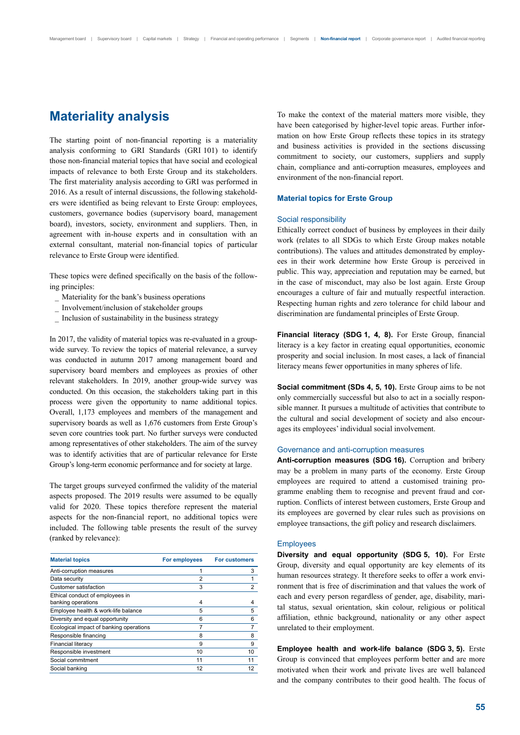# Materiality analysis

The starting point of non-financial reporting is a materiality analysis conforming to GRI Standards (GRI 101) to identify those non-financial material topics that have social and ecological impacts of relevance to both Erste Group and its stakeholders. The first materiality analysis according to GRI was performed in 2016. As a result of internal discussions, the following stakeholders were identified as being relevant to Erste Group: employees, customers, governance bodies (supervisory board, management board), investors, society, environment and suppliers. Then, in agreement with in-house experts and in consultation with an external consultant, material non-financial topics of particular relevance to Erste Group were identified.

These topics were defined specifically on the basis of the following principles:

_ Materiality for the bank's business operations
_ Involvement/inclusion of stakeholder groups
_ Inclusion of sustainability in the business strategy

In 2017, the validity of material topics was re-evaluated in a group-wide survey. To review the topics of material relevance, a survey was conducted in autumn 2017 among management board and supervisory board members and employees as proxies of other relevant stakeholders. In 2019, another group-wide survey was conducted. On this occasion, the stakeholders taking part in this process were given the opportunity to name additional topics. Overall, 1,173 employees and members of the management and supervisory boards as well as 1,676 customers from Erste Group's seven core countries took part. No further surveys were conducted among representatives of other stakeholders. The aim of the survey was to identify activities that are of particular relevance for Erste Group's long-term economic performance and for society at large.

The target groups surveyed confirmed the validity of the material aspects proposed. The 2019 results were assumed to be equally valid for 2020. These topics therefore represent the material aspects for the non-financial report, no additional topics were included. The following table presents the result of the survey (ranked by relevance):

| Material topics | For employees | For customers |
|---|---|---|
| Anti-corruption measures | 1 | 3 |
| Data security | 2 | 1 |
| Customer satisfaction | 3 | 2 |
| Ethical conduct of employees in banking operations | 4 | 4 |
| Employee health & work-life balance | 5 | 5 |
| Diversity and equal opportunity | 6 | 6 |
| Ecological impact of banking operations | 7 | 7 |
| Responsible financing | 8 | 8 |
| Financial literacy | 9 | 9 |
| Responsible investment | 10 | 10 |
| Social commitment | 11 | 11 |
| Social banking | 12 | 12 |

To make the context of the material matters more visible, they have been categorised by higher-level topic areas. Further information on how Erste Group reflects these topics in its strategy and business activities is provided in the sections discussing commitment to society, our customers, suppliers and supply chain, compliance and anti-corruption measures, employees and environment of the non-financial report.

### Material topics for Erste Group

#### Social responsibility

Ethically correct conduct of business by employees in their daily work (relates to all SDGs to which Erste Group makes notable contributions). The values and attitudes demonstrated by employees in their work determine how Erste Group is perceived in public. This way, appreciation and reputation may be earned, but in the case of misconduct, may also be lost again. Erste Group encourages a culture of fair and mutually respectful interaction. Respecting human rights and zero tolerance for child labour and discrimination are fundamental principles of Erste Group.

**Financial literacy (SDG 1, 4, 8).** For Erste Group, financial literacy is a key factor in creating equal opportunities, economic prosperity and social inclusion. In most cases, a lack of financial literacy means fewer opportunities in many spheres of life.

**Social commitment (SDs 4, 5, 10).** Erste Group aims to be not only commercially successful but also to act in a socially responsible manner. It pursues a multitude of activities that contribute to the cultural and social development of society and also encourages its employees' individual social involvement.

#### Governance and anti-corruption measures

**Anti-corruption measures (SDG 16).** Corruption and bribery may be a problem in many parts of the economy. Erste Group employees are required to attend a customised training programme enabling them to recognise and prevent fraud and corruption. Conflicts of interest between customers, Erste Group and its employees are governed by clear rules such as provisions on employee transactions, the gift policy and research disclaimers.

#### Employees

**Diversity and equal opportunity (SDG 5, 10).** For Erste Group, diversity and equal opportunity are key elements of its human resources strategy. It therefore seeks to offer a work environment that is free of discrimination and that values the work of each and every person regardless of gender, age, disability, marital status, sexual orientation, skin colour, religious or political affiliation, ethnic background, nationality or any other aspect unrelated to their employment.

**Employee health and work-life balance (SDG 3, 5).** Erste Group is convinced that employees perform better and are more motivated when their work and private lives are well balanced and the company contributes to their good health. The focus of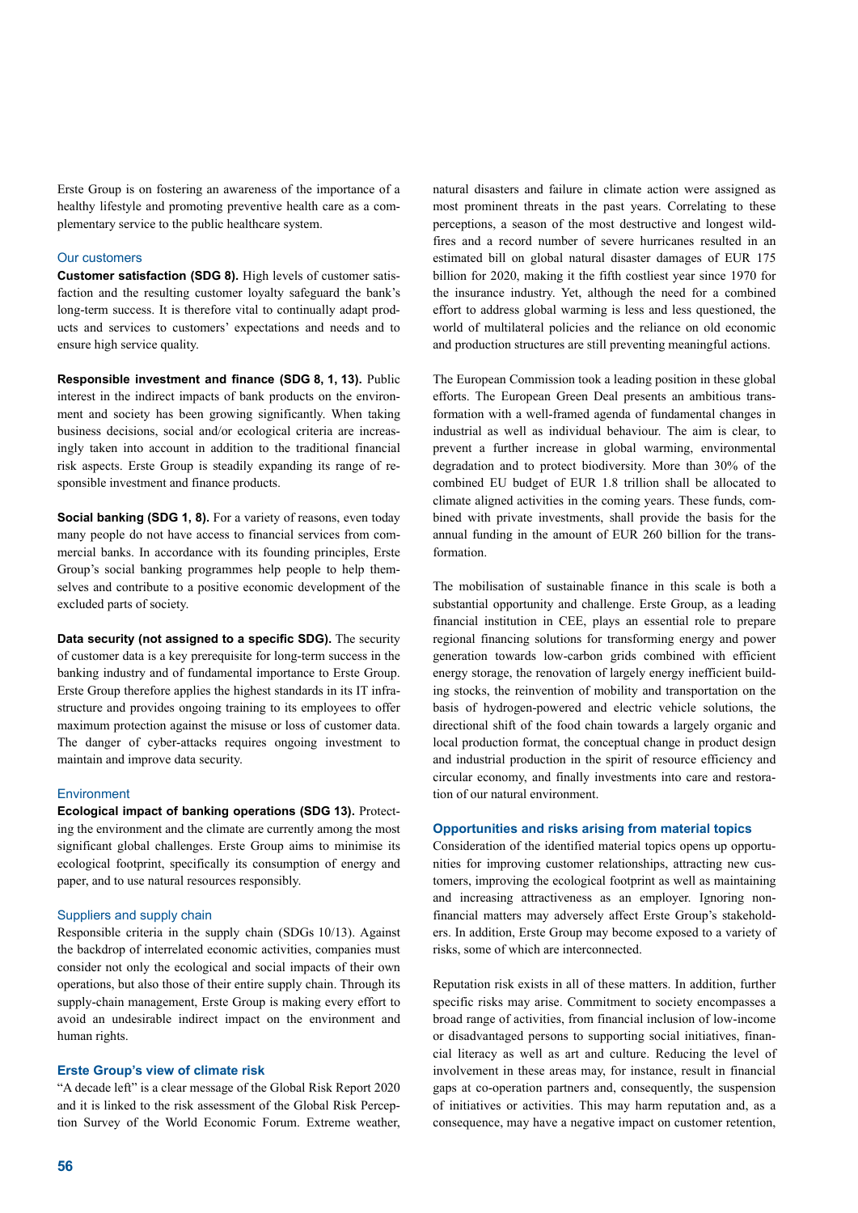Erste Group is on fostering an awareness of the importance of a healthy lifestyle and promoting preventive health care as a complementary service to the public healthcare system.

### Our customers

**Customer satisfaction (SDG 8).** High levels of customer satisfaction and the resulting customer loyalty safeguard the bank's long-term success. It is therefore vital to continually adapt products and services to customers' expectations and needs and to ensure high service quality.

**Responsible investment and finance (SDG 8, 1, 13).** Public interest in the indirect impacts of bank products on the environment and society has been growing significantly. When taking business decisions, social and/or ecological criteria are increasingly taken into account in addition to the traditional financial risk aspects. Erste Group is steadily expanding its range of responsible investment and finance products.

**Social banking (SDG 1, 8).** For a variety of reasons, even today many people do not have access to financial services from commercial banks. In accordance with its founding principles, Erste Group's social banking programmes help people to help themselves and contribute to a positive economic development of the excluded parts of society.

**Data security (not assigned to a specific SDG).** The security of customer data is a key prerequisite for long-term success in the banking industry and of fundamental importance to Erste Group. Erste Group therefore applies the highest standards in its IT infrastructure and provides ongoing training to its employees to offer maximum protection against the misuse or loss of customer data. The danger of cyber-attacks requires ongoing investment to maintain and improve data security.

### Environment

**Ecological impact of banking operations (SDG 13).** Protecting the environment and the climate are currently among the most significant global challenges. Erste Group aims to minimise its ecological footprint, specifically its consumption of energy and paper, and to use natural resources responsibly.

### Suppliers and supply chain

Responsible criteria in the supply chain (SDGs 10/13). Against the backdrop of interrelated economic activities, companies must consider not only the ecological and social impacts of their own operations, but also those of their entire supply chain. Through its supply-chain management, Erste Group is making every effort to avoid an undesirable indirect impact on the environment and human rights.

## Erste Group's view of climate risk

"A decade left" is a clear message of the Global Risk Report 2020 and it is linked to the risk assessment of the Global Risk Perception Survey of the World Economic Forum. Extreme weather, natural disasters and failure in climate action were assigned as most prominent threats in the past years. Correlating to these perceptions, a season of the most destructive and longest wildfires and a record number of severe hurricanes resulted in an estimated bill on global natural disaster damages of EUR 175 billion for 2020, making it the fifth costliest year since 1970 for the insurance industry. Yet, although the need for a combined effort to address global warming is less and less questioned, the world of multilateral policies and the reliance on old economic and production structures are still preventing meaningful actions.

The European Commission took a leading position in these global efforts. The European Green Deal presents an ambitious transformation with a well-framed agenda of fundamental changes in industrial as well as individual behaviour. The aim is clear, to prevent a further increase in global warming, environmental degradation and to protect biodiversity. More than 30% of the combined EU budget of EUR 1.8 trillion shall be allocated to climate aligned activities in the coming years. These funds, combined with private investments, shall provide the basis for the annual funding in the amount of EUR 260 billion for the transformation.

The mobilisation of sustainable finance in this scale is both a substantial opportunity and challenge. Erste Group, as a leading financial institution in CEE, plays an essential role to prepare regional financing solutions for transforming energy and power generation towards low-carbon grids combined with efficient energy storage, the renovation of largely energy inefficient building stocks, the reinvention of mobility and transportation on the basis of hydrogen-powered and electric vehicle solutions, the directional shift of the food chain towards a largely organic and local production format, the conceptual change in product design and industrial production in the spirit of resource efficiency and circular economy, and finally investments into care and restoration of our natural environment.

## Opportunities and risks arising from material topics

Consideration of the identified material topics opens up opportunities for improving customer relationships, attracting new customers, improving the ecological footprint as well as maintaining and increasing attractiveness as an employer. Ignoring non-financial matters may adversely affect Erste Group's stakeholders. In addition, Erste Group may become exposed to a variety of risks, some of which are interconnected.

Reputation risk exists in all of these matters. In addition, further specific risks may arise. Commitment to society encompasses a broad range of activities, from financial inclusion of low-income or disadvantaged persons to supporting social initiatives, financial literacy as well as art and culture. Reducing the level of involvement in these areas may, for instance, result in financial gaps at co-operation partners and, consequently, the suspension of initiatives or activities. This may harm reputation and, as a consequence, may have a negative impact on customer retention,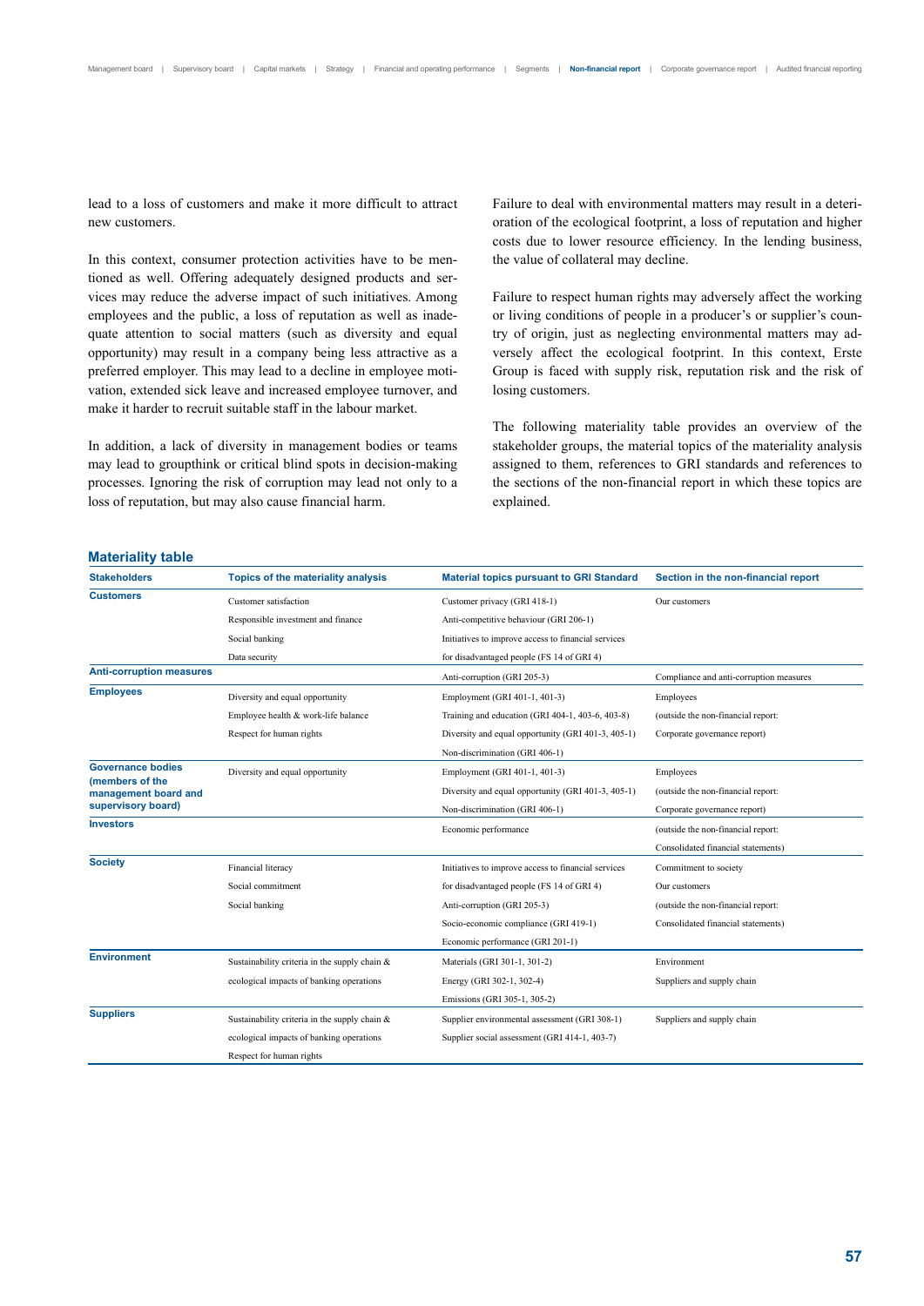lead to a loss of customers and make it more difficult to attract new customers.

In this context, consumer protection activities have to be mentioned as well. Offering adequately designed products and services may reduce the adverse impact of such initiatives. Among employees and the public, a loss of reputation as well as inadequate attention to social matters (such as diversity and equal opportunity) may result in a company being less attractive as a preferred employer. This may lead to a decline in employee motivation, extended sick leave and increased employee turnover, and make it harder to recruit suitable staff in the labour market.

In addition, a lack of diversity in management bodies or teams may lead to groupthink or critical blind spots in decision-making processes. Ignoring the risk of corruption may lead not only to a loss of reputation, but may also cause financial harm.

Failure to deal with environmental matters may result in a deterioration of the ecological footprint, a loss of reputation and higher costs due to lower resource efficiency. In the lending business, the value of collateral may decline.

Failure to respect human rights may adversely affect the working or living conditions of people in a producer's or supplier's country of origin, just as neglecting environmental matters may adversely affect the ecological footprint. In this context, Erste Group is faced with supply risk, reputation risk and the risk of losing customers.

The following materiality table provides an overview of the stakeholder groups, the material topics of the materiality analysis assigned to them, references to GRI standards and references to the sections of the non-financial report in which these topics are explained.

## Materiality table

| Stakeholders | Topics of the materiality analysis | Material topics pursuant to GRI Standard | Section in the non-financial report |
|---|---|---|---|
| **Customers** | Customer satisfaction | Customer privacy (GRI 418-1) | Our customers |
| | Responsible investment and finance | Anti-competitive behaviour (GRI 206-1) | |
| | Social banking | Initiatives to improve access to financial services | |
| | Data security | for disadvantaged people (FS 14 of GRI 4) | |
| **Anti-corruption measures** | | Anti-corruption (GRI 205-3) | Compliance and anti-corruption measures |
| **Employees** | Diversity and equal opportunity | Employment (GRI 401-1, 401-3) | Employees |
| | Employee health & work-life balance | Training and education (GRI 404-1, 403-6, 403-8) | (outside the non-financial report: |
| | Respect for human rights | Diversity and equal opportunity (GRI 401-3, 405-1) | Corporate governance report) |
| | | Non-discrimination (GRI 406-1) | |
| **Governance bodies (members of the management board and supervisory board)** | Diversity and equal opportunity | Employment (GRI 401-1, 401-3) | Employees |
| | | Diversity and equal opportunity (GRI 401-3, 405-1) | (outside the non-financial report: |
| | | Non-discrimination (GRI 406-1) | Corporate governance report) |
| **Investors** | | Economic performance | (outside the non-financial report: |
| | | | Consolidated financial statements) |
| **Society** | Financial literacy | Initiatives to improve access to financial services | Commitment to society |
| | Social commitment | for disadvantaged people (FS 14 of GRI 4) | Our customers |
| | Social banking | Anti-corruption (GRI 205-3) | (outside the non-financial report: |
| | | Socio-economic compliance (GRI 419-1) | Consolidated financial statements) |
| | | Economic performance (GRI 201-1) | |
| **Environment** | Sustainability criteria in the supply chain & | Materials (GRI 301-1, 301-2) | Environment |
| | ecological impacts of banking operations | Energy (GRI 302-1, 302-4) | Suppliers and supply chain |
| | | Emissions (GRI 305-1, 305-2) | |
| **Suppliers** | Sustainability criteria in the supply chain & | Supplier environmental assessment (GRI 308-1) | Suppliers and supply chain |
| | ecological impacts of banking operations | Supplier social assessment (GRI 414-1, 403-7) | |
| | Respect for human rights | | |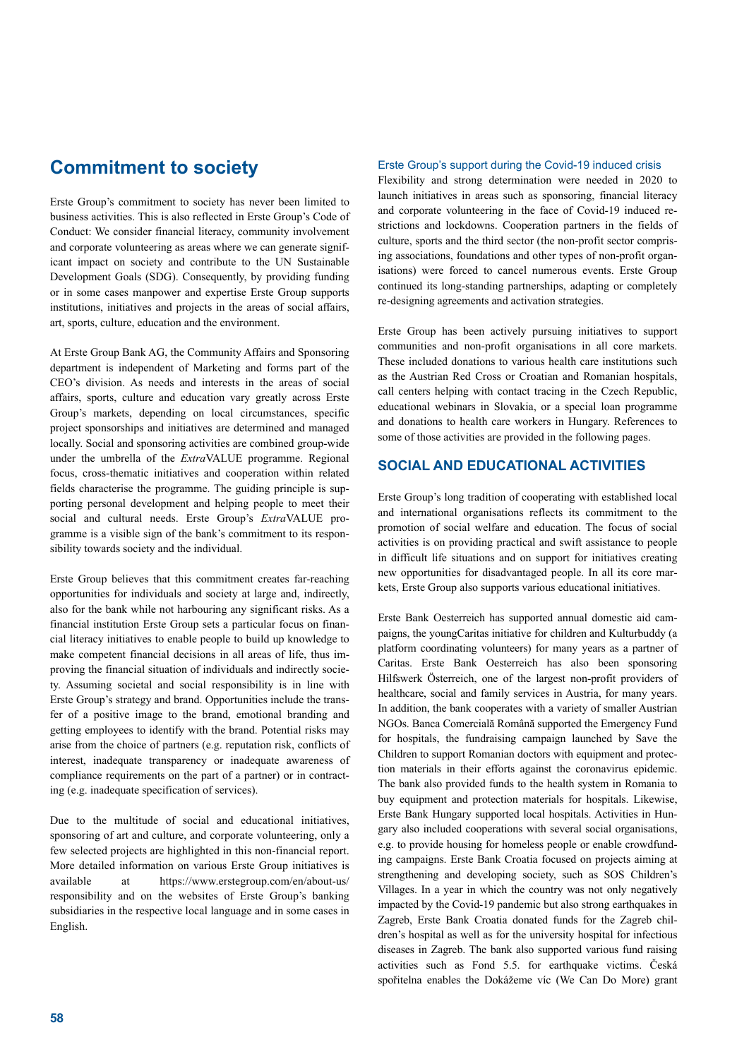# Commitment to society

Erste Group's commitment to society has never been limited to business activities. This is also reflected in Erste Group's Code of Conduct: We consider financial literacy, community involvement and corporate volunteering as areas where we can generate significant impact on society and contribute to the UN Sustainable Development Goals (SDG). Consequently, by providing funding or in some cases manpower and expertise Erste Group supports institutions, initiatives and projects in the areas of social affairs, art, sports, culture, education and the environment.

At Erste Group Bank AG, the Community Affairs and Sponsoring department is independent of Marketing and forms part of the CEO's division. As needs and interests in the areas of social affairs, sports, culture and education vary greatly across Erste Group's markets, depending on local circumstances, specific project sponsorships and initiatives are determined and managed locally. Social and sponsoring activities are combined group-wide under the umbrella of the *Extra*VALUE programme. Regional focus, cross-thematic initiatives and cooperation within related fields characterise the programme. The guiding principle is supporting personal development and helping people to meet their social and cultural needs. Erste Group's *Extra*VALUE programme is a visible sign of the bank's commitment to its responsibility towards society and the individual.

Erste Group believes that this commitment creates far-reaching opportunities for individuals and society at large and, indirectly, also for the bank while not harbouring any significant risks. As a financial institution Erste Group sets a particular focus on financial literacy initiatives to enable people to build up knowledge to make competent financial decisions in all areas of life, thus improving the financial situation of individuals and indirectly society. Assuming societal and social responsibility is in line with Erste Group's strategy and brand. Opportunities include the transfer of a positive image to the brand, emotional branding and getting employees to identify with the brand. Potential risks may arise from the choice of partners (e.g. reputation risk, conflicts of interest, inadequate transparency or inadequate awareness of compliance requirements on the part of a partner) or in contracting (e.g. inadequate specification of services).

Due to the multitude of social and educational initiatives, sponsoring of art and culture, and corporate volunteering, only a few selected projects are highlighted in this non-financial report. More detailed information on various Erste Group initiatives is available at https://www.erstegroup.com/en/about-us/responsibility and on the websites of Erste Group's banking subsidiaries in the respective local language and in some cases in English.

### Erste Group's support during the Covid-19 induced crisis

Flexibility and strong determination were needed in 2020 to launch initiatives in areas such as sponsoring, financial literacy and corporate volunteering in the face of Covid-19 induced restrictions and lockdowns. Cooperation partners in the fields of culture, sports and the third sector (the non-profit sector comprising associations, foundations and other types of non-profit organisations) were forced to cancel numerous events. Erste Group continued its long-standing partnerships, adapting or completely re-designing agreements and activation strategies.

Erste Group has been actively pursuing initiatives to support communities and non-profit organisations in all core markets. These included donations to various health care institutions such as the Austrian Red Cross or Croatian and Romanian hospitals, call centers helping with contact tracing in the Czech Republic, educational webinars in Slovakia, or a special loan programme and donations to health care workers in Hungary. References to some of those activities are provided in the following pages.

## SOCIAL AND EDUCATIONAL ACTIVITIES

Erste Group's long tradition of cooperating with established local and international organisations reflects its commitment to the promotion of social welfare and education. The focus of social activities is on providing practical and swift assistance to people in difficult life situations and on support for initiatives creating new opportunities for disadvantaged people. In all its core markets, Erste Group also supports various educational initiatives.

Erste Bank Oesterreich has supported annual domestic aid campaigns, the youngCaritas initiative for children and Kulturbuddy (a platform coordinating volunteers) for many years as a partner of Caritas. Erste Bank Oesterreich has also been sponsoring Hilfswerk Österreich, one of the largest non-profit providers of healthcare, social and family services in Austria, for many years. In addition, the bank cooperates with a variety of smaller Austrian NGOs. Banca Comercială Română supported the Emergency Fund for hospitals, the fundraising campaign launched by Save the Children to support Romanian doctors with equipment and protection materials in their efforts against the coronavirus epidemic. The bank also provided funds to the health system in Romania to buy equipment and protection materials for hospitals. Likewise, Erste Bank Hungary supported local hospitals. Activities in Hungary also included cooperations with several social organisations, e.g. to provide housing for homeless people or enable crowdfunding campaigns. Erste Bank Croatia focused on projects aiming at strengthening and developing society, such as SOS Children's Villages. In a year in which the country was not only negatively impacted by the Covid-19 pandemic but also strong earthquakes in Zagreb, Erste Bank Croatia donated funds for the Zagreb children's hospital as well as for the university hospital for infectious diseases in Zagreb. The bank also supported various fund raising activities such as Fond 5.5. for earthquake victims. Česká spořitelna enables the Dokážeme víc (We Can Do More) grant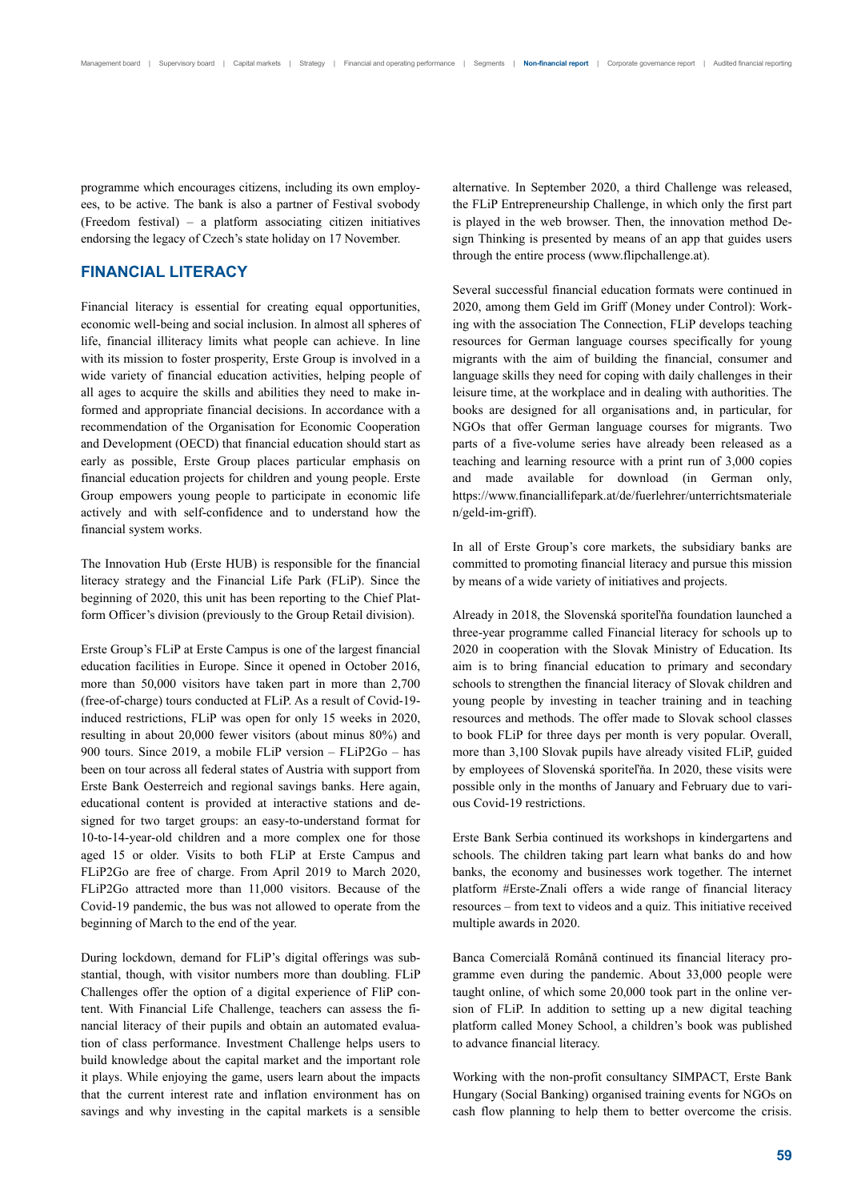programme which encourages citizens, including its own employees, to be active. The bank is also a partner of Festival svobody (Freedom festival) – a platform associating citizen initiatives endorsing the legacy of Czech's state holiday on 17 November.

## FINANCIAL LITERACY

Financial literacy is essential for creating equal opportunities, economic well-being and social inclusion. In almost all spheres of life, financial illiteracy limits what people can achieve. In line with its mission to foster prosperity, Erste Group is involved in a wide variety of financial education activities, helping people of all ages to acquire the skills and abilities they need to make informed and appropriate financial decisions. In accordance with a recommendation of the Organisation for Economic Cooperation and Development (OECD) that financial education should start as early as possible, Erste Group places particular emphasis on financial education projects for children and young people. Erste Group empowers young people to participate in economic life actively and with self-confidence and to understand how the financial system works.

The Innovation Hub (Erste HUB) is responsible for the financial literacy strategy and the Financial Life Park (FLiP). Since the beginning of 2020, this unit has been reporting to the Chief Platform Officer's division (previously to the Group Retail division).

Erste Group's FLiP at Erste Campus is one of the largest financial education facilities in Europe. Since it opened in October 2016, more than 50,000 visitors have taken part in more than 2,700 (free-of-charge) tours conducted at FLiP. As a result of Covid-19-induced restrictions, FLiP was open for only 15 weeks in 2020, resulting in about 20,000 fewer visitors (about minus 80%) and 900 tours. Since 2019, a mobile FLiP version – FLiP2Go – has been on tour across all federal states of Austria with support from Erste Bank Oesterreich and regional savings banks. Here again, educational content is provided at interactive stations and designed for two target groups: an easy-to-understand format for 10-to-14-year-old children and a more complex one for those aged 15 or older. Visits to both FLiP at Erste Campus and FLiP2Go are free of charge. From April 2019 to March 2020, FLiP2Go attracted more than 11,000 visitors. Because of the Covid-19 pandemic, the bus was not allowed to operate from the beginning of March to the end of the year.

During lockdown, demand for FLiP's digital offerings was substantial, though, with visitor numbers more than doubling. FLiP Challenges offer the option of a digital experience of FliP content. With Financial Life Challenge, teachers can assess the financial literacy of their pupils and obtain an automated evaluation of class performance. Investment Challenge helps users to build knowledge about the capital market and the important role it plays. While enjoying the game, users learn about the impacts that the current interest rate and inflation environment has on savings and why investing in the capital markets is a sensible alternative. In September 2020, a third Challenge was released, the FLiP Entrepreneurship Challenge, in which only the first part is played in the web browser. Then, the innovation method Design Thinking is presented by means of an app that guides users through the entire process (www.flipchallenge.at).

Several successful financial education formats were continued in 2020, among them Geld im Griff (Money under Control): Working with the association The Connection, FLiP develops teaching resources for German language courses specifically for young migrants with the aim of building the financial, consumer and language skills they need for coping with daily challenges in their leisure time, at the workplace and in dealing with authorities. The books are designed for all organisations and, in particular, for NGOs that offer German language courses for migrants. Two parts of a five-volume series have already been released as a teaching and learning resource with a print run of 3,000 copies and made available for download (in German only, https://www.financiallifepark.at/de/fuerlehrer/unterrichtsmaterialien/geld-im-griff).

In all of Erste Group's core markets, the subsidiary banks are committed to promoting financial literacy and pursue this mission by means of a wide variety of initiatives and projects.

Already in 2018, the Slovenská sporiteľňa foundation launched a three-year programme called Financial literacy for schools up to 2020 in cooperation with the Slovak Ministry of Education. Its aim is to bring financial education to primary and secondary schools to strengthen the financial literacy of Slovak children and young people by investing in teacher training and in teaching resources and methods. The offer made to Slovak school classes to book FLiP for three days per month is very popular. Overall, more than 3,100 Slovak pupils have already visited FLiP, guided by employees of Slovenská sporiteľňa. In 2020, these visits were possible only in the months of January and February due to various Covid-19 restrictions.

Erste Bank Serbia continued its workshops in kindergartens and schools. The children taking part learn what banks do and how banks, the economy and businesses work together. The internet platform #Erste-Znali offers a wide range of financial literacy resources – from text to videos and a quiz. This initiative received multiple awards in 2020.

Banca Comercială Română continued its financial literacy programme even during the pandemic. About 33,000 people were taught online, of which some 20,000 took part in the online version of FLiP. In addition to setting up a new digital teaching platform called Money School, a children's book was published to advance financial literacy.

Working with the non-profit consultancy SIMPACT, Erste Bank Hungary (Social Banking) organised training events for NGOs on cash flow planning to help them to better overcome the crisis.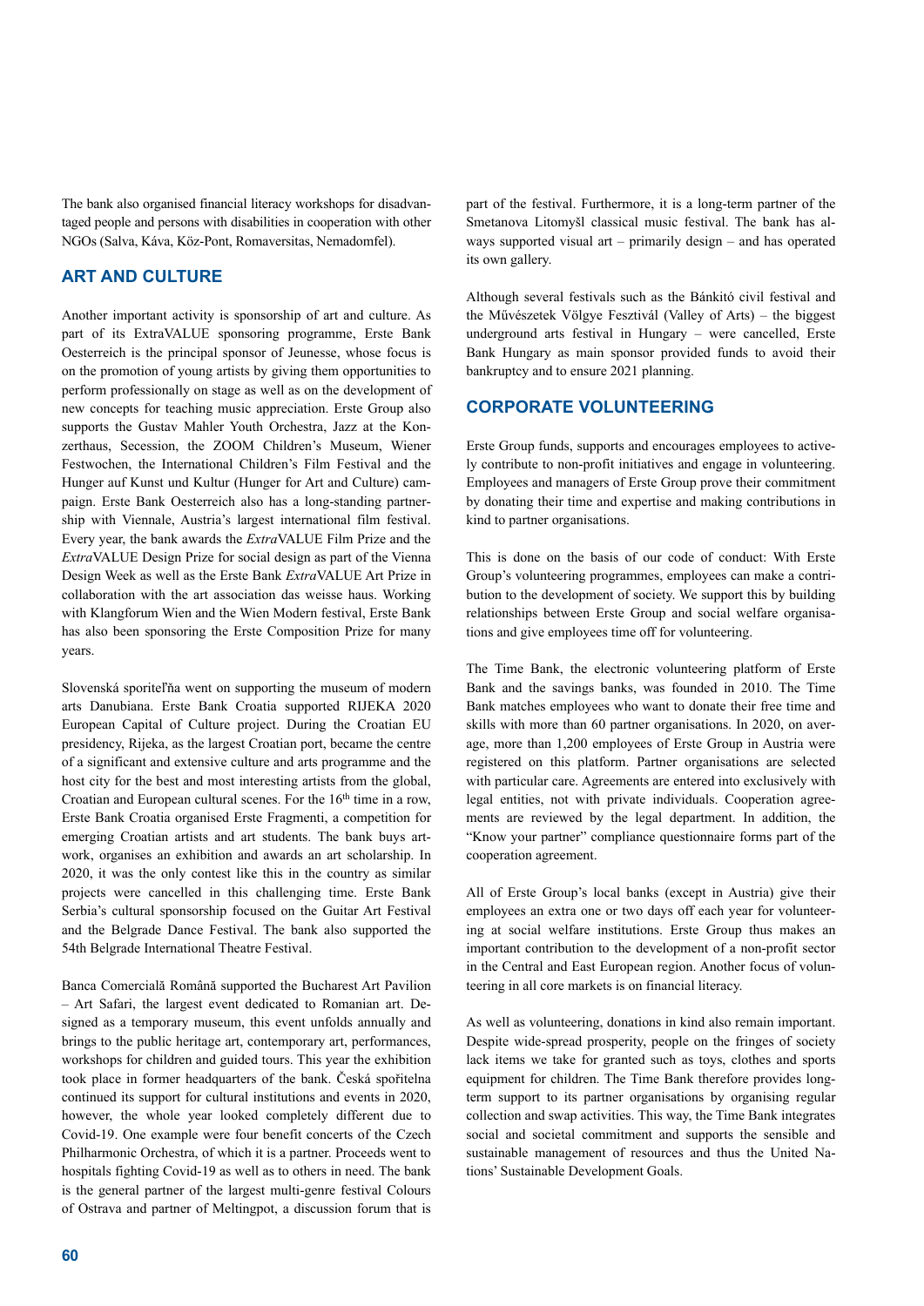The bank also organised financial literacy workshops for disadvantaged people and persons with disabilities in cooperation with other NGOs (Salva, Káva, Köz-Pont, Romaversitas, Nemadomfel).

## ART AND CULTURE

Another important activity is sponsorship of art and culture. As part of its ExtraVALUE sponsoring programme, Erste Bank Oesterreich is the principal sponsor of Jeunesse, whose focus is on the promotion of young artists by giving them opportunities to perform professionally on stage as well as on the development of new concepts for teaching music appreciation. Erste Group also supports the Gustav Mahler Youth Orchestra, Jazz at the Konzerthaus, Secession, the ZOOM Children's Museum, Wiener Festwochen, the International Children's Film Festival and the Hunger auf Kunst und Kultur (Hunger for Art and Culture) campaign. Erste Bank Oesterreich also has a long-standing partnership with Viennale, Austria's largest international film festival. Every year, the bank awards the *Extra*VALUE Film Prize and the *Extra*VALUE Design Prize for social design as part of the Vienna Design Week as well as the Erste Bank *Extra*VALUE Art Prize in collaboration with the art association das weisse haus. Working with Klangforum Wien and the Wien Modern festival, Erste Bank has also been sponsoring the Erste Composition Prize for many years.

Slovenská sporiteľňa went on supporting the museum of modern arts Danubiana. Erste Bank Croatia supported RIJEKA 2020 European Capital of Culture project. During the Croatian EU presidency, Rijeka, as the largest Croatian port, became the centre of a significant and extensive culture and arts programme and the host city for the best and most interesting artists from the global, Croatian and European cultural scenes. For the 16th time in a row, Erste Bank Croatia organised Erste Fragmenti, a competition for emerging Croatian artists and art students. The bank buys artwork, organises an exhibition and awards an art scholarship. In 2020, it was the only contest like this in the country as similar projects were cancelled in this challenging time. Erste Bank Serbia's cultural sponsorship focused on the Guitar Art Festival and the Belgrade Dance Festival. The bank also supported the 54th Belgrade International Theatre Festival.

Banca Comercială Română supported the Bucharest Art Pavilion – Art Safari, the largest event dedicated to Romanian art. Designed as a temporary museum, this event unfolds annually and brings to the public heritage art, contemporary art, performances, workshops for children and guided tours. This year the exhibition took place in former headquarters of the bank. Česká spořitelna continued its support for cultural institutions and events in 2020, however, the whole year looked completely different due to Covid-19. One example were four benefit concerts of the Czech Philharmonic Orchestra, of which it is a partner. Proceeds went to hospitals fighting Covid-19 as well as to others in need. The bank is the general partner of the largest multi-genre festival Colours of Ostrava and partner of Meltingpot, a discussion forum that is part of the festival. Furthermore, it is a long-term partner of the Smetanova Litomyšl classical music festival. The bank has always supported visual art – primarily design – and has operated its own gallery.

Although several festivals such as the Bánkitó civil festival and the Művészetek Völgye Fesztivál (Valley of Arts) – the biggest underground arts festival in Hungary – were cancelled, Erste Bank Hungary as main sponsor provided funds to avoid their bankruptcy and to ensure 2021 planning.

## CORPORATE VOLUNTEERING

Erste Group funds, supports and encourages employees to actively contribute to non-profit initiatives and engage in volunteering. Employees and managers of Erste Group prove their commitment by donating their time and expertise and making contributions in kind to partner organisations.

This is done on the basis of our code of conduct: With Erste Group's volunteering programmes, employees can make a contribution to the development of society. We support this by building relationships between Erste Group and social welfare organisations and give employees time off for volunteering.

The Time Bank, the electronic volunteering platform of Erste Bank and the savings banks, was founded in 2010. The Time Bank matches employees who want to donate their free time and skills with more than 60 partner organisations. In 2020, on average, more than 1,200 employees of Erste Group in Austria were registered on this platform. Partner organisations are selected with particular care. Agreements are entered into exclusively with legal entities, not with private individuals. Cooperation agreements are reviewed by the legal department. In addition, the "Know your partner" compliance questionnaire forms part of the cooperation agreement.

All of Erste Group's local banks (except in Austria) give their employees an extra one or two days off each year for volunteering at social welfare institutions. Erste Group thus makes an important contribution to the development of a non-profit sector in the Central and East European region. Another focus of volunteering in all core markets is on financial literacy.

As well as volunteering, donations in kind also remain important. Despite wide-spread prosperity, people on the fringes of society lack items we take for granted such as toys, clothes and sports equipment for children. The Time Bank therefore provides long-term support to its partner organisations by organising regular collection and swap activities. This way, the Time Bank integrates social and societal commitment and supports the sensible and sustainable management of resources and thus the United Nations' Sustainable Development Goals.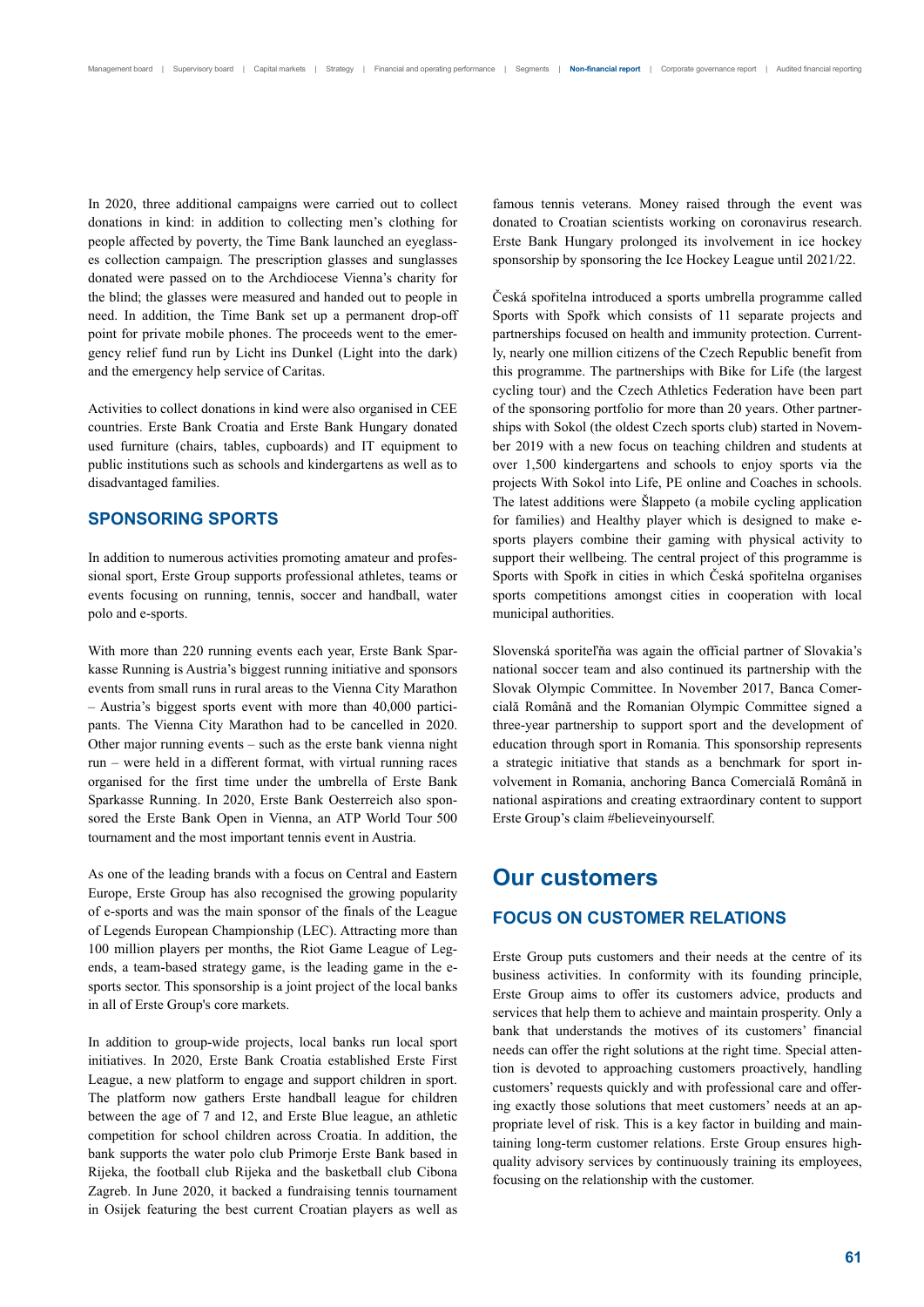In 2020, three additional campaigns were carried out to collect donations in kind: in addition to collecting men's clothing for people affected by poverty, the Time Bank launched an eyeglasses collection campaign. The prescription glasses and sunglasses donated were passed on to the Archdiocese Vienna's charity for the blind; the glasses were measured and handed out to people in need. In addition, the Time Bank set up a permanent drop-off point for private mobile phones. The proceeds went to the emergency relief fund run by Licht ins Dunkel (Light into the dark) and the emergency help service of Caritas.

Activities to collect donations in kind were also organised in CEE countries. Erste Bank Croatia and Erste Bank Hungary donated used furniture (chairs, tables, cupboards) and IT equipment to public institutions such as schools and kindergartens as well as to disadvantaged families.

### SPONSORING SPORTS

In addition to numerous activities promoting amateur and professional sport, Erste Group supports professional athletes, teams or events focusing on running, tennis, soccer and handball, water polo and e-sports.

With more than 220 running events each year, Erste Bank Sparkasse Running is Austria's biggest running initiative and sponsors events from small runs in rural areas to the Vienna City Marathon – Austria's biggest sports event with more than 40,000 participants. The Vienna City Marathon had to be cancelled in 2020. Other major running events – such as the erste bank vienna night run – were held in a different format, with virtual running races organised for the first time under the umbrella of Erste Bank Sparkasse Running. In 2020, Erste Bank Oesterreich also sponsored the Erste Bank Open in Vienna, an ATP World Tour 500 tournament and the most important tennis event in Austria.

As one of the leading brands with a focus on Central and Eastern Europe, Erste Group has also recognised the growing popularity of e-sports and was the main sponsor of the finals of the League of Legends European Championship (LEC). Attracting more than 100 million players per months, the Riot Game League of Legends, a team-based strategy game, is the leading game in the e-sports sector. This sponsorship is a joint project of the local banks in all of Erste Group's core markets.

In addition to group-wide projects, local banks run local sport initiatives. In 2020, Erste Bank Croatia established Erste First League, a new platform to engage and support children in sport. The platform now gathers Erste handball league for children between the age of 7 and 12, and Erste Blue league, an athletic competition for school children across Croatia. In addition, the bank supports the water polo club Primorje Erste Bank based in Rijeka, the football club Rijeka and the basketball club Cibona Zagreb. In June 2020, it backed a fundraising tennis tournament in Osijek featuring the best current Croatian players as well as famous tennis veterans. Money raised through the event was donated to Croatian scientists working on coronavirus research. Erste Bank Hungary prolonged its involvement in ice hockey sponsorship by sponsoring the Ice Hockey League until 2021/22.

Česká spořitelna introduced a sports umbrella programme called Sports with Spořk which consists of 11 separate projects and partnerships focused on health and immunity protection. Currently, nearly one million citizens of the Czech Republic benefit from this programme. The partnerships with Bike for Life (the largest cycling tour) and the Czech Athletics Federation have been part of the sponsoring portfolio for more than 20 years. Other partnerships with Sokol (the oldest Czech sports club) started in November 2019 with a new focus on teaching children and students at over 1,500 kindergartens and schools to enjoy sports via the projects With Sokol into Life, PE online and Coaches in schools. The latest additions were Šlappeto (a mobile cycling application for families) and Healthy player which is designed to make e-sports players combine their gaming with physical activity to support their wellbeing. The central project of this programme is Sports with Spořk in cities in which Česká spořitelna organises sports competitions amongst cities in cooperation with local municipal authorities.

Slovenská sporiteľňa was again the official partner of Slovakia's national soccer team and also continued its partnership with the Slovak Olympic Committee. In November 2017, Banca Comercială Română and the Romanian Olympic Committee signed a three-year partnership to support sport and the development of education through sport in Romania. This sponsorship represents a strategic initiative that stands as a benchmark for sport involvement in Romania, anchoring Banca Comercială Română in national aspirations and creating extraordinary content to support Erste Group's claim #believeinyourself.

## Our customers

### FOCUS ON CUSTOMER RELATIONS

Erste Group puts customers and their needs at the centre of its business activities. In conformity with its founding principle, Erste Group aims to offer its customers advice, products and services that help them to achieve and maintain prosperity. Only a bank that understands the motives of its customers' financial needs can offer the right solutions at the right time. Special attention is devoted to approaching customers proactively, handling customers' requests quickly and with professional care and offering exactly those solutions that meet customers' needs at an appropriate level of risk. This is a key factor in building and maintaining long-term customer relations. Erste Group ensures high-quality advisory services by continuously training its employees, focusing on the relationship with the customer.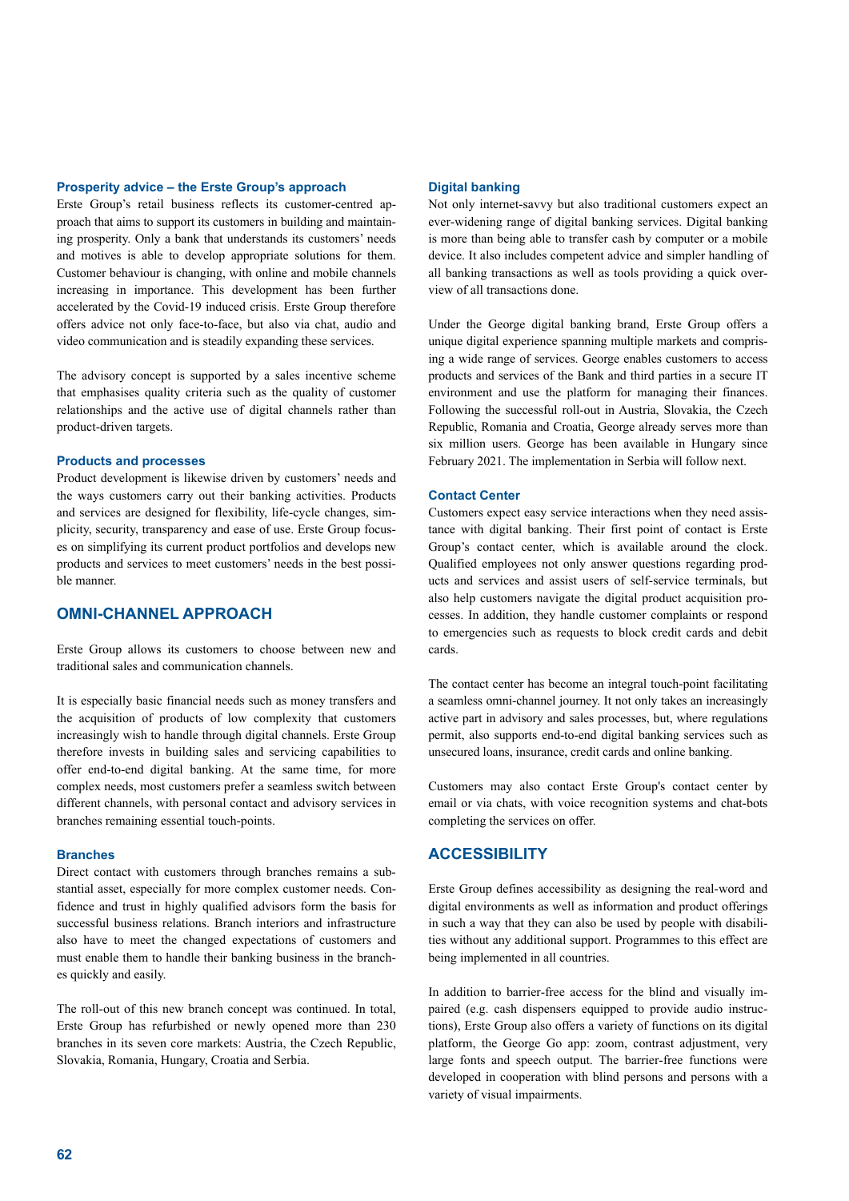### Prosperity advice – the Erste Group's approach

Erste Group's retail business reflects its customer-centred approach that aims to support its customers in building and maintaining prosperity. Only a bank that understands its customers' needs and motives is able to develop appropriate solutions for them. Customer behaviour is changing, with online and mobile channels increasing in importance. This development has been further accelerated by the Covid-19 induced crisis. Erste Group therefore offers advice not only face-to-face, but also via chat, audio and video communication and is steadily expanding these services.

The advisory concept is supported by a sales incentive scheme that emphasises quality criteria such as the quality of customer relationships and the active use of digital channels rather than product-driven targets.

### Products and processes

Product development is likewise driven by customers' needs and the ways customers carry out their banking activities. Products and services are designed for flexibility, life-cycle changes, simplicity, security, transparency and ease of use. Erste Group focuses on simplifying its current product portfolios and develops new products and services to meet customers' needs in the best possible manner.

## OMNI-CHANNEL APPROACH

Erste Group allows its customers to choose between new and traditional sales and communication channels.

It is especially basic financial needs such as money transfers and the acquisition of products of low complexity that customers increasingly wish to handle through digital channels. Erste Group therefore invests in building sales and servicing capabilities to offer end-to-end digital banking. At the same time, for more complex needs, most customers prefer a seamless switch between different channels, with personal contact and advisory services in branches remaining essential touch-points.

### Branches

Direct contact with customers through branches remains a substantial asset, especially for more complex customer needs. Confidence and trust in highly qualified advisors form the basis for successful business relations. Branch interiors and infrastructure also have to meet the changed expectations of customers and must enable them to handle their banking business in the branches quickly and easily.

The roll-out of this new branch concept was continued. In total, Erste Group has refurbished or newly opened more than 230 branches in its seven core markets: Austria, the Czech Republic, Slovakia, Romania, Hungary, Croatia and Serbia.

### Digital banking

Not only internet-savvy but also traditional customers expect an ever-widening range of digital banking services. Digital banking is more than being able to transfer cash by computer or a mobile device. It also includes competent advice and simpler handling of all banking transactions as well as tools providing a quick overview of all transactions done.

Under the George digital banking brand, Erste Group offers a unique digital experience spanning multiple markets and comprising a wide range of services. George enables customers to access products and services of the Bank and third parties in a secure IT environment and use the platform for managing their finances. Following the successful roll-out in Austria, Slovakia, the Czech Republic, Romania and Croatia, George already serves more than six million users. George has been available in Hungary since February 2021. The implementation in Serbia will follow next.

### Contact Center

Customers expect easy service interactions when they need assistance with digital banking. Their first point of contact is Erste Group's contact center, which is available around the clock. Qualified employees not only answer questions regarding products and services and assist users of self-service terminals, but also help customers navigate the digital product acquisition processes. In addition, they handle customer complaints or respond to emergencies such as requests to block credit cards and debit cards.

The contact center has become an integral touch-point facilitating a seamless omni-channel journey. It not only takes an increasingly active part in advisory and sales processes, but, where regulations permit, also supports end-to-end digital banking services such as unsecured loans, insurance, credit cards and online banking.

Customers may also contact Erste Group's contact center by email or via chats, with voice recognition systems and chat-bots completing the services on offer.

## ACCESSIBILITY

Erste Group defines accessibility as designing the real-word and digital environments as well as information and product offerings in such a way that they can also be used by people with disabilities without any additional support. Programmes to this effect are being implemented in all countries.

In addition to barrier-free access for the blind and visually impaired (e.g. cash dispensers equipped to provide audio instructions), Erste Group also offers a variety of functions on its digital platform, the George Go app: zoom, contrast adjustment, very large fonts and speech output. The barrier-free functions were developed in cooperation with blind persons and persons with a variety of visual impairments.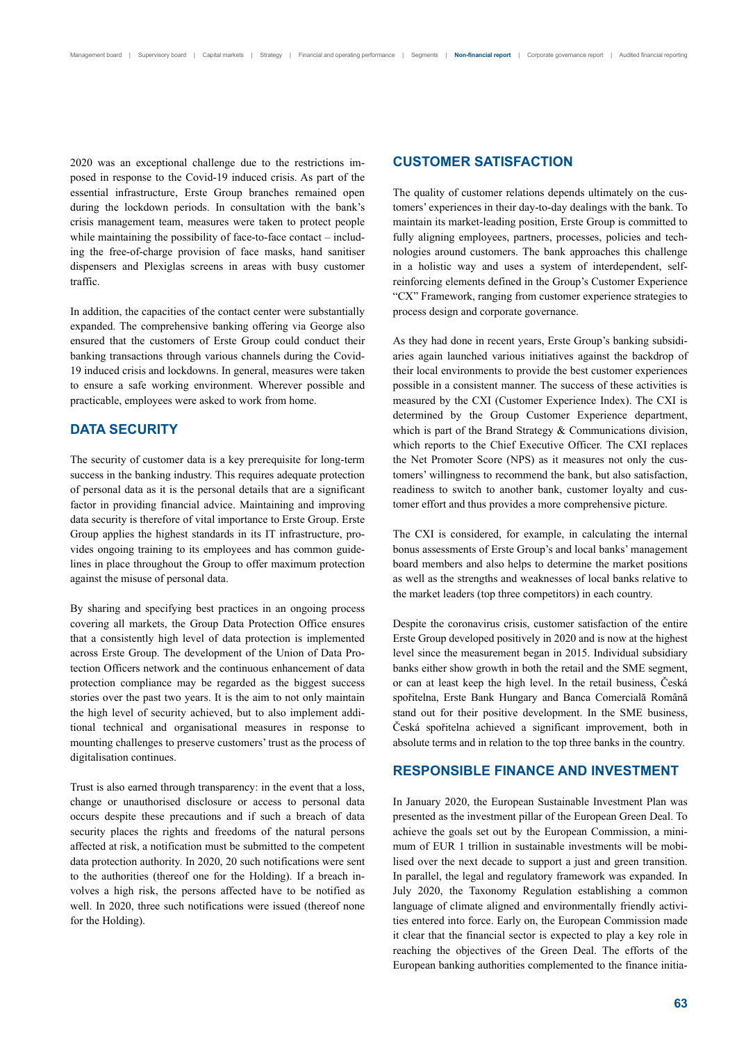2020 was an exceptional challenge due to the restrictions imposed in response to the Covid-19 induced crisis. As part of the essential infrastructure, Erste Group branches remained open during the lockdown periods. In consultation with the bank's crisis management team, measures were taken to protect people while maintaining the possibility of face-to-face contact – including the free-of-charge provision of face masks, hand sanitiser dispensers and Plexiglas screens in areas with busy customer traffic.

In addition, the capacities of the contact center were substantially expanded. The comprehensive banking offering via George also ensured that the customers of Erste Group could conduct their banking transactions through various channels during the Covid-19 induced crisis and lockdowns. In general, measures were taken to ensure a safe working environment. Wherever possible and practicable, employees were asked to work from home.

## DATA SECURITY

The security of customer data is a key prerequisite for long-term success in the banking industry. This requires adequate protection of personal data as it is the personal details that are a significant factor in providing financial advice. Maintaining and improving data security is therefore of vital importance to Erste Group. Erste Group applies the highest standards in its IT infrastructure, provides ongoing training to its employees and has common guidelines in place throughout the Group to offer maximum protection against the misuse of personal data.

By sharing and specifying best practices in an ongoing process covering all markets, the Group Data Protection Office ensures that a consistently high level of data protection is implemented across Erste Group. The development of the Union of Data Protection Officers network and the continuous enhancement of data protection compliance may be regarded as the biggest success stories over the past two years. It is the aim to not only maintain the high level of security achieved, but to also implement additional technical and organisational measures in response to mounting challenges to preserve customers' trust as the process of digitalisation continues.

Trust is also earned through transparency: in the event that a loss, change or unauthorised disclosure or access to personal data occurs despite these precautions and if such a breach of data security places the rights and freedoms of the natural persons affected at risk, a notification must be submitted to the competent data protection authority. In 2020, 20 such notifications were sent to the authorities (thereof one for the Holding). If a breach involves a high risk, the persons affected have to be notified as well. In 2020, three such notifications were issued (thereof none for the Holding).

## CUSTOMER SATISFACTION

The quality of customer relations depends ultimately on the customers' experiences in their day-to-day dealings with the bank. To maintain its market-leading position, Erste Group is committed to fully aligning employees, partners, processes, policies and technologies around customers. The bank approaches this challenge in a holistic way and uses a system of interdependent, self-reinforcing elements defined in the Group's Customer Experience "CX" Framework, ranging from customer experience strategies to process design and corporate governance.

As they had done in recent years, Erste Group's banking subsidiaries again launched various initiatives against the backdrop of their local environments to provide the best customer experiences possible in a consistent manner. The success of these activities is measured by the CXI (Customer Experience Index). The CXI is determined by the Group Customer Experience department, which is part of the Brand Strategy & Communications division, which reports to the Chief Executive Officer. The CXI replaces the Net Promoter Score (NPS) as it measures not only the customers' willingness to recommend the bank, but also satisfaction, readiness to switch to another bank, customer loyalty and customer effort and thus provides a more comprehensive picture.

The CXI is considered, for example, in calculating the internal bonus assessments of Erste Group's and local banks' management board members and also helps to determine the market positions as well as the strengths and weaknesses of local banks relative to the market leaders (top three competitors) in each country.

Despite the coronavirus crisis, customer satisfaction of the entire Erste Group developed positively in 2020 and is now at the highest level since the measurement began in 2015. Individual subsidiary banks either show growth in both the retail and the SME segment, or can at least keep the high level. In the retail business, Česká spořitelna, Erste Bank Hungary and Banca Comercială Română stand out for their positive development. In the SME business, Česká spořitelna achieved a significant improvement, both in absolute terms and in relation to the top three banks in the country.

## RESPONSIBLE FINANCE AND INVESTMENT

In January 2020, the European Sustainable Investment Plan was presented as the investment pillar of the European Green Deal. To achieve the goals set out by the European Commission, a minimum of EUR 1 trillion in sustainable investments will be mobilised over the next decade to support a just and green transition. In parallel, the legal and regulatory framework was expanded. In July 2020, the Taxonomy Regulation establishing a common language of climate aligned and environmentally friendly activities entered into force. Early on, the European Commission made it clear that the financial sector is expected to play a key role in reaching the objectives of the Green Deal. The efforts of the European banking authorities complemented to the finance initia-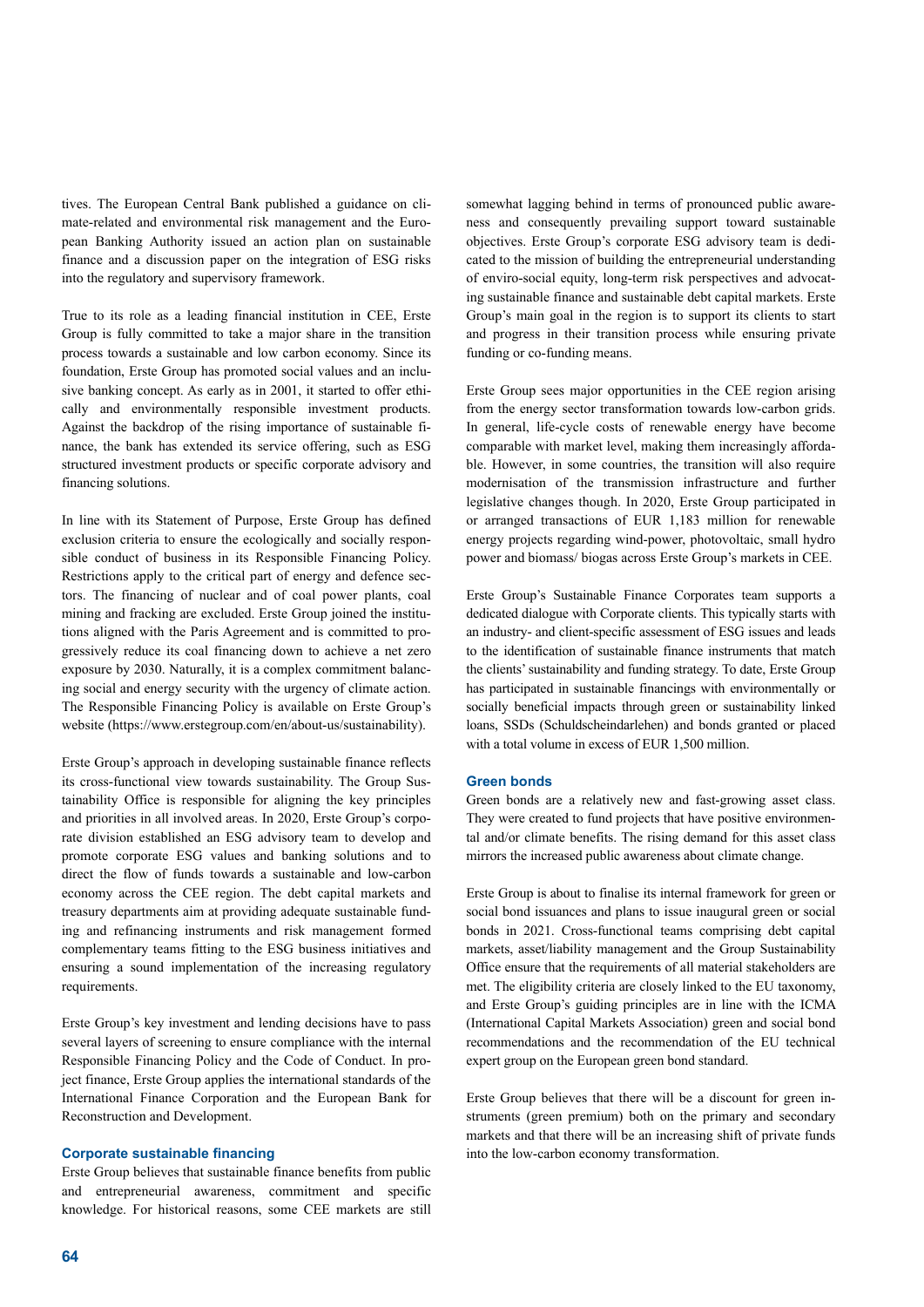tives. The European Central Bank published a guidance on climate-related and environmental risk management and the European Banking Authority issued an action plan on sustainable finance and a discussion paper on the integration of ESG risks into the regulatory and supervisory framework.

True to its role as a leading financial institution in CEE, Erste Group is fully committed to take a major share in the transition process towards a sustainable and low carbon economy. Since its foundation, Erste Group has promoted social values and an inclusive banking concept. As early as in 2001, it started to offer ethically and environmentally responsible investment products. Against the backdrop of the rising importance of sustainable finance, the bank has extended its service offering, such as ESG structured investment products or specific corporate advisory and financing solutions.

In line with its Statement of Purpose, Erste Group has defined exclusion criteria to ensure the ecologically and socially responsible conduct of business in its Responsible Financing Policy. Restrictions apply to the critical part of energy and defence sectors. The financing of nuclear and of coal power plants, coal mining and fracking are excluded. Erste Group joined the institutions aligned with the Paris Agreement and is committed to progressively reduce its coal financing down to achieve a net zero exposure by 2030. Naturally, it is a complex commitment balancing social and energy security with the urgency of climate action. The Responsible Financing Policy is available on Erste Group's website (https://www.erstegroup.com/en/about-us/sustainability).

Erste Group's approach in developing sustainable finance reflects its cross-functional view towards sustainability. The Group Sustainability Office is responsible for aligning the key principles and priorities in all involved areas. In 2020, Erste Group's corporate division established an ESG advisory team to develop and promote corporate ESG values and banking solutions and to direct the flow of funds towards a sustainable and low-carbon economy across the CEE region. The debt capital markets and treasury departments aim at providing adequate sustainable funding and refinancing instruments and risk management formed complementary teams fitting to the ESG business initiatives and ensuring a sound implementation of the increasing regulatory requirements.

Erste Group's key investment and lending decisions have to pass several layers of screening to ensure compliance with the internal Responsible Financing Policy and the Code of Conduct. In project finance, Erste Group applies the international standards of the International Finance Corporation and the European Bank for Reconstruction and Development.

### Corporate sustainable financing

Erste Group believes that sustainable finance benefits from public and entrepreneurial awareness, commitment and specific knowledge. For historical reasons, some CEE markets are still somewhat lagging behind in terms of pronounced public awareness and consequently prevailing support toward sustainable objectives. Erste Group's corporate ESG advisory team is dedicated to the mission of building the entrepreneurial understanding of enviro-social equity, long-term risk perspectives and advocating sustainable finance and sustainable debt capital markets. Erste Group's main goal in the region is to support its clients to start and progress in their transition process while ensuring private funding or co-funding means.

Erste Group sees major opportunities in the CEE region arising from the energy sector transformation towards low-carbon grids. In general, life-cycle costs of renewable energy have become comparable with market level, making them increasingly affordable. However, in some countries, the transition will also require modernisation of the transmission infrastructure and further legislative changes though. In 2020, Erste Group participated in or arranged transactions of EUR 1,183 million for renewable energy projects regarding wind-power, photovoltaic, small hydro power and biomass/ biogas across Erste Group's markets in CEE.

Erste Group's Sustainable Finance Corporates team supports a dedicated dialogue with Corporate clients. This typically starts with an industry- and client-specific assessment of ESG issues and leads to the identification of sustainable finance instruments that match the clients' sustainability and funding strategy. To date, Erste Group has participated in sustainable financings with environmentally or socially beneficial impacts through green or sustainability linked loans, SSDs (Schuldscheindarlehen) and bonds granted or placed with a total volume in excess of EUR 1,500 million.

### Green bonds

Green bonds are a relatively new and fast-growing asset class. They were created to fund projects that have positive environmental and/or climate benefits. The rising demand for this asset class mirrors the increased public awareness about climate change.

Erste Group is about to finalise its internal framework for green or social bond issuances and plans to issue inaugural green or social bonds in 2021. Cross-functional teams comprising debt capital markets, asset/liability management and the Group Sustainability Office ensure that the requirements of all material stakeholders are met. The eligibility criteria are closely linked to the EU taxonomy, and Erste Group's guiding principles are in line with the ICMA (International Capital Markets Association) green and social bond recommendations and the recommendation of the EU technical expert group on the European green bond standard.

Erste Group believes that there will be a discount for green instruments (green premium) both on the primary and secondary markets and that there will be an increasing shift of private funds into the low-carbon economy transformation.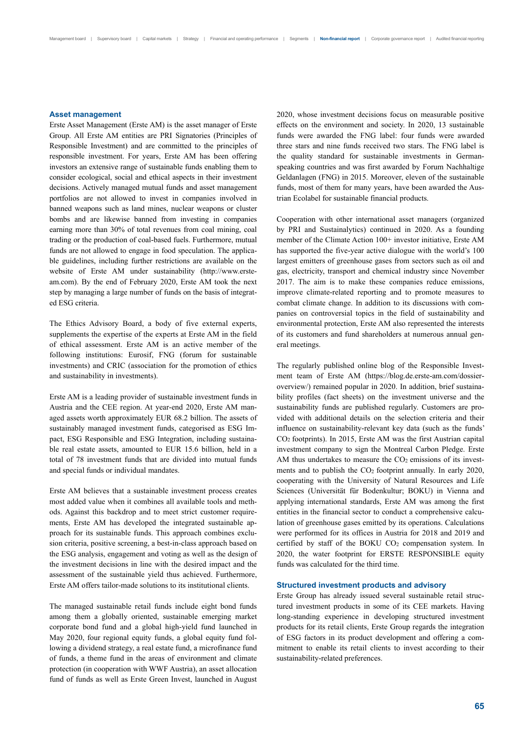## Asset management

Erste Asset Management (Erste AM) is the asset manager of Erste Group. All Erste AM entities are PRI Signatories (Principles of Responsible Investment) and are committed to the principles of responsible investment. For years, Erste AM has been offering investors an extensive range of sustainable funds enabling them to consider ecological, social and ethical aspects in their investment decisions. Actively managed mutual funds and asset management portfolios are not allowed to invest in companies involved in banned weapons such as land mines, nuclear weapons or cluster bombs and are likewise banned from investing in companies earning more than 30% of total revenues from coal mining, coal trading or the production of coal-based fuels. Furthermore, mutual funds are not allowed to engage in food speculation. The applicable guidelines, including further restrictions are available on the website of Erste AM under sustainability (http://www.erste-am.com). By the end of February 2020, Erste AM took the next step by managing a large number of funds on the basis of integrated ESG criteria.

The Ethics Advisory Board, a body of five external experts, supplements the expertise of the experts at Erste AM in the field of ethical assessment. Erste AM is an active member of the following institutions: Eurosif, FNG (forum for sustainable investments) and CRIC (association for the promotion of ethics and sustainability in investments).

Erste AM is a leading provider of sustainable investment funds in Austria and the CEE region. At year-end 2020, Erste AM managed assets worth approximately EUR 68.2 billion. The assets of sustainably managed investment funds, categorised as ESG Impact, ESG Responsible and ESG Integration, including sustainable real estate assets, amounted to EUR 15.6 billion, held in a total of 78 investment funds that are divided into mutual funds and special funds or individual mandates.

Erste AM believes that a sustainable investment process creates most added value when it combines all available tools and methods. Against this backdrop and to meet strict customer requirements, Erste AM has developed the integrated sustainable approach for its sustainable funds. This approach combines exclusion criteria, positive screening, a best-in-class approach based on the ESG analysis, engagement and voting as well as the design of the investment decisions in line with the desired impact and the assessment of the sustainable yield thus achieved. Furthermore, Erste AM offers tailor-made solutions to its institutional clients.

The managed sustainable retail funds include eight bond funds among them a globally oriented, sustainable emerging market corporate bond fund and a global high-yield fund launched in May 2020, four regional equity funds, a global equity fund following a dividend strategy, a real estate fund, a microfinance fund of funds, a theme fund in the areas of environment and climate protection (in cooperation with WWF Austria), an asset allocation fund of funds as well as Erste Green Invest, launched in August 2020, whose investment decisions focus on measurable positive effects on the environment and society. In 2020, 13 sustainable funds were awarded the FNG label: four funds were awarded three stars and nine funds received two stars. The FNG label is the quality standard for sustainable investments in German-speaking countries and was first awarded by Forum Nachhaltige Geldanlagen (FNG) in 2015. Moreover, eleven of the sustainable funds, most of them for many years, have been awarded the Austrian Ecolabel for sustainable financial products.

Cooperation with other international asset managers (organized by PRI and Sustainalytics) continued in 2020. As a founding member of the Climate Action 100+ investor initiative, Erste AM has supported the five-year active dialogue with the world's 100 largest emitters of greenhouse gases from sectors such as oil and gas, electricity, transport and chemical industry since November 2017. The aim is to make these companies reduce emissions, improve climate-related reporting and to promote measures to combat climate change. In addition to its discussions with companies on controversial topics in the field of sustainability and environmental protection, Erste AM also represented the interests of its customers and fund shareholders at numerous annual general meetings.

The regularly published online blog of the Responsible Investment team of Erste AM (https://blog.de.erste-am.com/dossier-overview/) remained popular in 2020. In addition, brief sustainability profiles (fact sheets) on the investment universe and the sustainability funds are published regularly. Customers are provided with additional details on the selection criteria and their influence on sustainability-relevant key data (such as the funds' $CO_2$ footprints). In 2015, Erste AM was the first Austrian capital investment company to sign the Montreal Carbon Pledge. Erste AM thus undertakes to measure the $CO_2$ emissions of its investments and to publish the $CO_2$ footprint annually. In early 2020, cooperating with the University of Natural Resources and Life Sciences (Universität für Bodenkultur; BOKU) in Vienna and applying international standards, Erste AM was among the first entities in the financial sector to conduct a comprehensive calculation of greenhouse gases emitted by its operations. Calculations were performed for its offices in Austria for 2018 and 2019 and certified by staff of the BOKU $CO_2$ compensation system. In 2020, the water footprint for ERSTE RESPONSIBLE equity funds was calculated for the third time.

## Structured investment products and advisory

Erste Group has already issued several sustainable retail structured investment products in some of its CEE markets. Having long-standing experience in developing structured investment products for its retail clients, Erste Group regards the integration of ESG factors in its product development and offering a commitment to enable its retail clients to invest according to their sustainability-related preferences.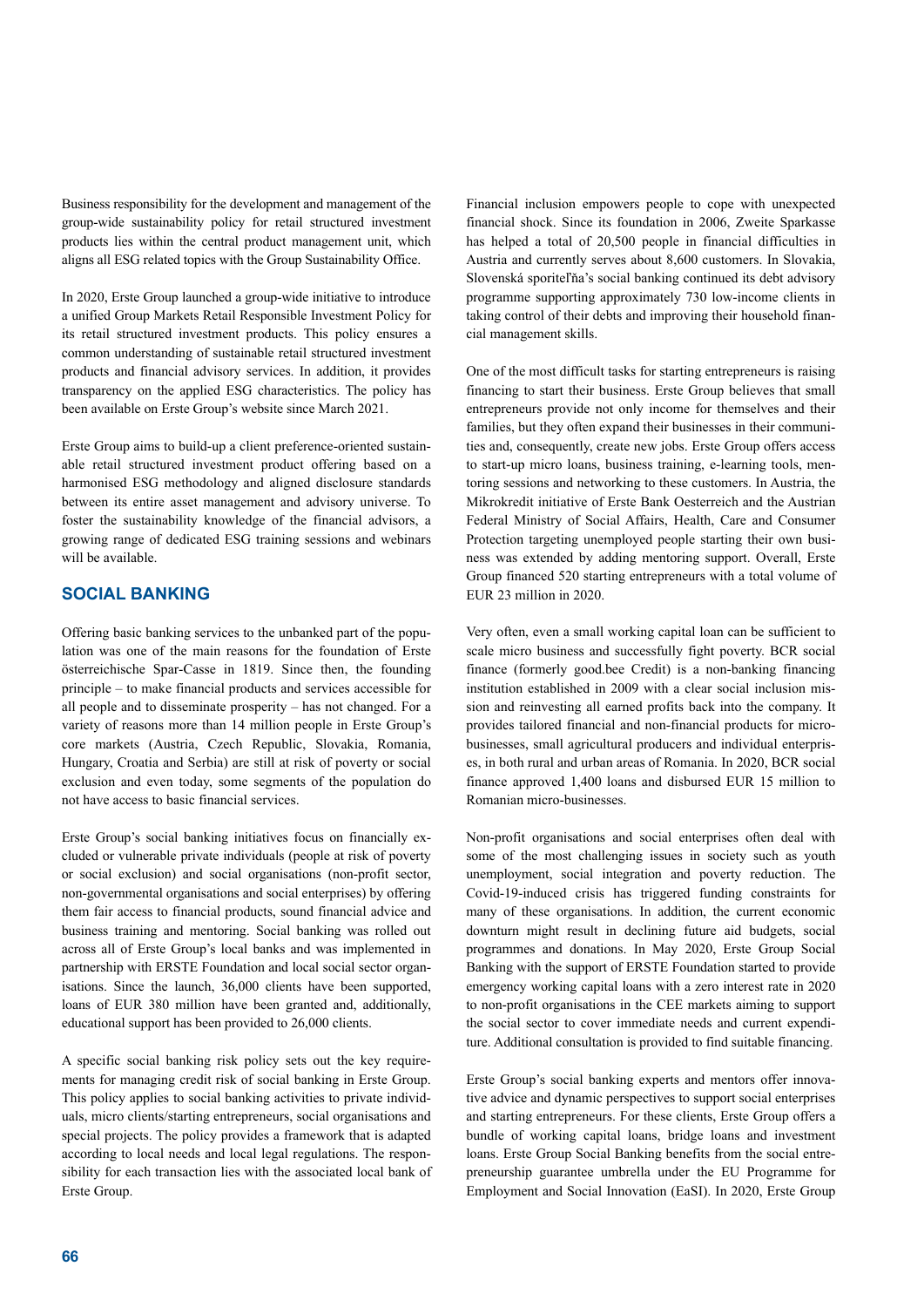Business responsibility for the development and management of the group-wide sustainability policy for retail structured investment products lies within the central product management unit, which aligns all ESG related topics with the Group Sustainability Office.

In 2020, Erste Group launched a group-wide initiative to introduce a unified Group Markets Retail Responsible Investment Policy for its retail structured investment products. This policy ensures a common understanding of sustainable retail structured investment products and financial advisory services. In addition, it provides transparency on the applied ESG characteristics. The policy has been available on Erste Group's website since March 2021.

Erste Group aims to build-up a client preference-oriented sustainable retail structured investment product offering based on a harmonised ESG methodology and aligned disclosure standards between its entire asset management and advisory universe. To foster the sustainability knowledge of the financial advisors, a growing range of dedicated ESG training sessions and webinars will be available.

## SOCIAL BANKING

Offering basic banking services to the unbanked part of the population was one of the main reasons for the foundation of Erste österreichische Spar-Casse in 1819. Since then, the founding principle – to make financial products and services accessible for all people and to disseminate prosperity – has not changed. For a variety of reasons more than 14 million people in Erste Group's core markets (Austria, Czech Republic, Slovakia, Romania, Hungary, Croatia and Serbia) are still at risk of poverty or social exclusion and even today, some segments of the population do not have access to basic financial services.

Erste Group's social banking initiatives focus on financially excluded or vulnerable private individuals (people at risk of poverty or social exclusion) and social organisations (non-profit sector, non-governmental organisations and social enterprises) by offering them fair access to financial products, sound financial advice and business training and mentoring. Social banking was rolled out across all of Erste Group's local banks and was implemented in partnership with ERSTE Foundation and local social sector organisations. Since the launch, 36,000 clients have been supported, loans of EUR 380 million have been granted and, additionally, educational support has been provided to 26,000 clients.

A specific social banking risk policy sets out the key requirements for managing credit risk of social banking in Erste Group. This policy applies to social banking activities to private individuals, micro clients/starting entrepreneurs, social organisations and special projects. The policy provides a framework that is adapted according to local needs and local legal regulations. The responsibility for each transaction lies with the associated local bank of Erste Group.

Financial inclusion empowers people to cope with unexpected financial shock. Since its foundation in 2006, Zweite Sparkasse has helped a total of 20,500 people in financial difficulties in Austria and currently serves about 8,600 customers. In Slovakia, Slovenská sporiteľňa's social banking continued its debt advisory programme supporting approximately 730 low-income clients in taking control of their debts and improving their household financial management skills.

One of the most difficult tasks for starting entrepreneurs is raising financing to start their business. Erste Group believes that small entrepreneurs provide not only income for themselves and their families, but they often expand their businesses in their communities and, consequently, create new jobs. Erste Group offers access to start-up micro loans, business training, e-learning tools, mentoring sessions and networking to these customers. In Austria, the Mikrokredit initiative of Erste Bank Oesterreich and the Austrian Federal Ministry of Social Affairs, Health, Care and Consumer Protection targeting unemployed people starting their own business was extended by adding mentoring support. Overall, Erste Group financed 520 starting entrepreneurs with a total volume of EUR 23 million in 2020.

Very often, even a small working capital loan can be sufficient to scale micro business and successfully fight poverty. BCR social finance (formerly good.bee Credit) is a non-banking financing institution established in 2009 with a clear social inclusion mission and reinvesting all earned profits back into the company. It provides tailored financial and non-financial products for micro-businesses, small agricultural producers and individual enterprises, in both rural and urban areas of Romania. In 2020, BCR social finance approved 1,400 loans and disbursed EUR 15 million to Romanian micro-businesses.

Non-profit organisations and social enterprises often deal with some of the most challenging issues in society such as youth unemployment, social integration and poverty reduction. The Covid-19-induced crisis has triggered funding constraints for many of these organisations. In addition, the current economic downturn might result in declining future aid budgets, social programmes and donations. In May 2020, Erste Group Social Banking with the support of ERSTE Foundation started to provide emergency working capital loans with a zero interest rate in 2020 to non-profit organisations in the CEE markets aiming to support the social sector to cover immediate needs and current expenditure. Additional consultation is provided to find suitable financing.

Erste Group's social banking experts and mentors offer innovative advice and dynamic perspectives to support social enterprises and starting entrepreneurs. For these clients, Erste Group offers a bundle of working capital loans, bridge loans and investment loans. Erste Group Social Banking benefits from the social entrepreneurship guarantee umbrella under the EU Programme for Employment and Social Innovation (EaSI). In 2020, Erste Group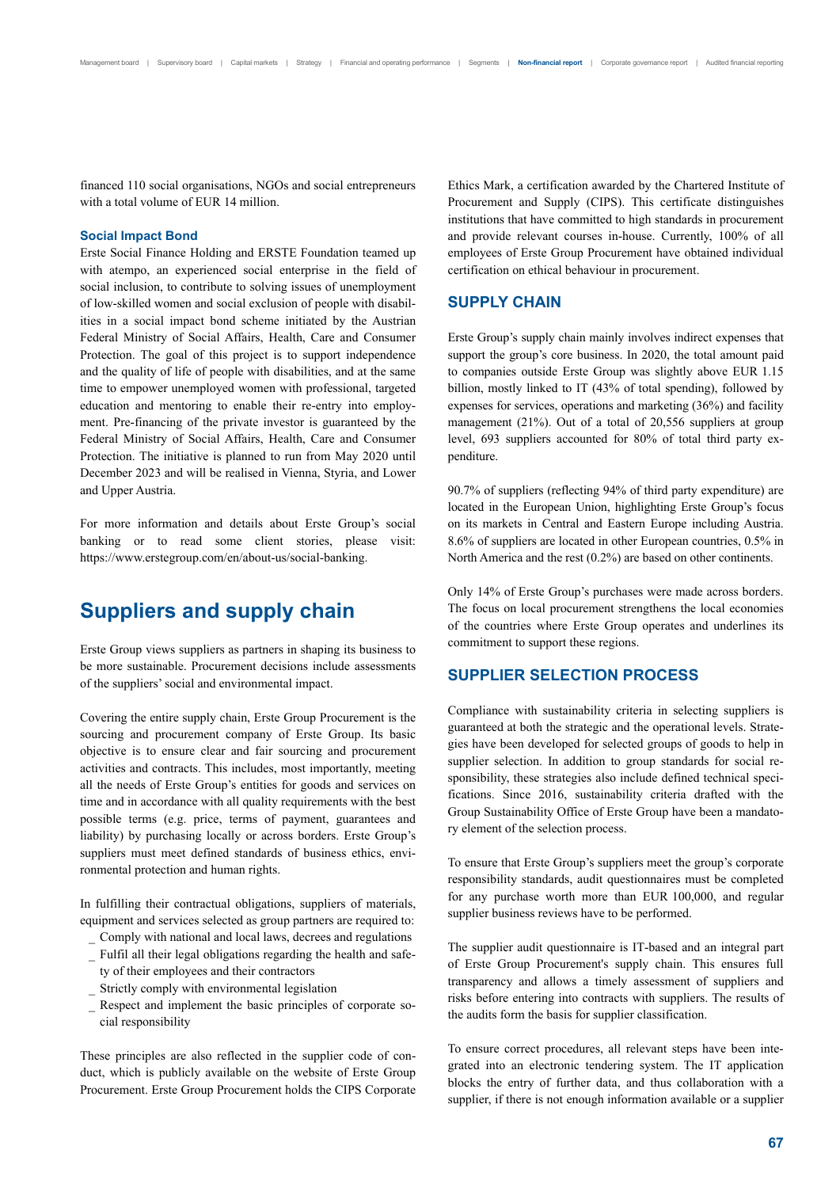financed 110 social organisations, NGOs and social entrepreneurs with a total volume of EUR 14 million.

### Social Impact Bond

Erste Social Finance Holding and ERSTE Foundation teamed up with atempo, an experienced social enterprise in the field of social inclusion, to contribute to solving issues of unemployment of low-skilled women and social exclusion of people with disabilities in a social impact bond scheme initiated by the Austrian Federal Ministry of Social Affairs, Health, Care and Consumer Protection. The goal of this project is to support independence and the quality of life of people with disabilities, and at the same time to empower unemployed women with professional, targeted education and mentoring to enable their re-entry into employment. Pre-financing of the private investor is guaranteed by the Federal Ministry of Social Affairs, Health, Care and Consumer Protection. The initiative is planned to run from May 2020 until December 2023 and will be realised in Vienna, Styria, and Lower and Upper Austria.

For more information and details about Erste Group's social banking or to read some client stories, please visit: https://www.erstegroup.com/en/about-us/social-banking.

# Suppliers and supply chain

Erste Group views suppliers as partners in shaping its business to be more sustainable. Procurement decisions include assessments of the suppliers' social and environmental impact.

Covering the entire supply chain, Erste Group Procurement is the sourcing and procurement company of Erste Group. Its basic objective is to ensure clear and fair sourcing and procurement activities and contracts. This includes, most importantly, meeting all the needs of Erste Group's entities for goods and services on time and in accordance with all quality requirements with the best possible terms (e.g. price, terms of payment, guarantees and liability) by purchasing locally or across borders. Erste Group's suppliers must meet defined standards of business ethics, environmental protection and human rights.

In fulfilling their contractual obligations, suppliers of materials, equipment and services selected as group partners are required to:

- Comply with national and local laws, decrees and regulations
- Fulfil all their legal obligations regarding the health and safety of their employees and their contractors
- Strictly comply with environmental legislation
- Respect and implement the basic principles of corporate social responsibility

These principles are also reflected in the supplier code of conduct, which is publicly available on the website of Erste Group Procurement. Erste Group Procurement holds the CIPS Corporate Ethics Mark, a certification awarded by the Chartered Institute of Procurement and Supply (CIPS). This certificate distinguishes institutions that have committed to high standards in procurement and provide relevant courses in-house. Currently, 100% of all employees of Erste Group Procurement have obtained individual certification on ethical behaviour in procurement.

## SUPPLY CHAIN

Erste Group's supply chain mainly involves indirect expenses that support the group's core business. In 2020, the total amount paid to companies outside Erste Group was slightly above EUR 1.15 billion, mostly linked to IT (43% of total spending), followed by expenses for services, operations and marketing (36%) and facility management (21%). Out of a total of 20,556 suppliers at group level, 693 suppliers accounted for 80% of total third party expenditure.

90.7% of suppliers (reflecting 94% of third party expenditure) are located in the European Union, highlighting Erste Group's focus on its markets in Central and Eastern Europe including Austria. 8.6% of suppliers are located in other European countries, 0.5% in North America and the rest (0.2%) are based on other continents.

Only 14% of Erste Group's purchases were made across borders. The focus on local procurement strengthens the local economies of the countries where Erste Group operates and underlines its commitment to support these regions.

## SUPPLIER SELECTION PROCESS

Compliance with sustainability criteria in selecting suppliers is guaranteed at both the strategic and the operational levels. Strategies have been developed for selected groups of goods to help in supplier selection. In addition to group standards for social responsibility, these strategies also include defined technical specifications. Since 2016, sustainability criteria drafted with the Group Sustainability Office of Erste Group have been a mandatory element of the selection process.

To ensure that Erste Group's suppliers meet the group's corporate responsibility standards, audit questionnaires must be completed for any purchase worth more than EUR 100,000, and regular supplier business reviews have to be performed.

The supplier audit questionnaire is IT-based and an integral part of Erste Group Procurement's supply chain. This ensures full transparency and allows a timely assessment of suppliers and risks before entering into contracts with suppliers. The results of the audits form the basis for supplier classification.

To ensure correct procedures, all relevant steps have been integrated into an electronic tendering system. The IT application blocks the entry of further data, and thus collaboration with a supplier, if there is not enough information available or a supplier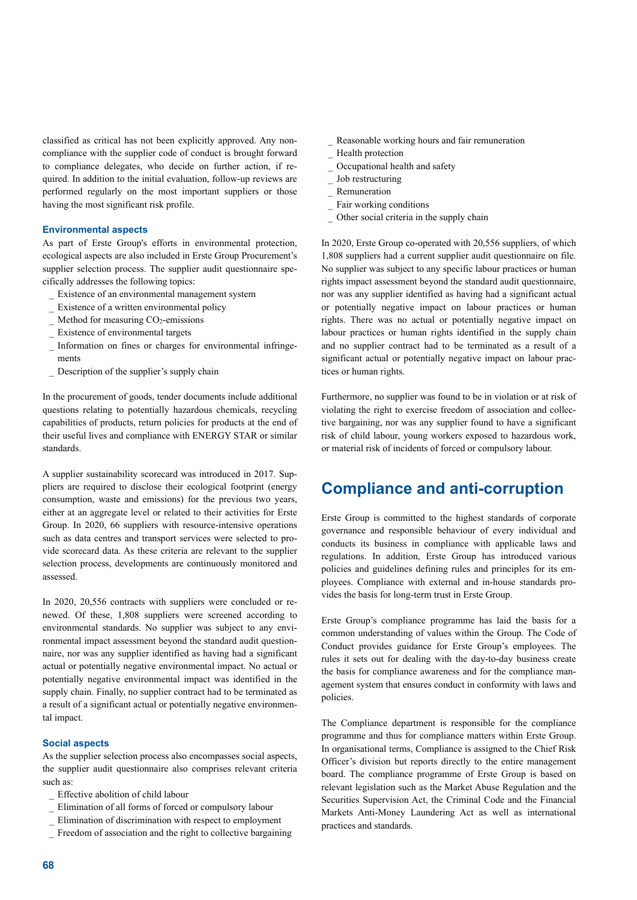classified as critical has not been explicitly approved. Any non-compliance with the supplier code of conduct is brought forward to compliance delegates, who decide on further action, if required. In addition to the initial evaluation, follow-up reviews are performed regularly on the most important suppliers or those having the most significant risk profile.

### Environmental aspects

As part of Erste Group's efforts in environmental protection, ecological aspects are also included in Erste Group Procurement's supplier selection process. The supplier audit questionnaire specifically addresses the following topics:

- Existence of an environmental management system
- Existence of a written environmental policy
- Method for measuring $CO_2$-emissions
- Existence of environmental targets
- Information on fines or charges for environmental infringements
- Description of the supplier's supply chain

In the procurement of goods, tender documents include additional questions relating to potentially hazardous chemicals, recycling capabilities of products, return policies for products at the end of their useful lives and compliance with ENERGY STAR or similar standards.

A supplier sustainability scorecard was introduced in 2017. Suppliers are required to disclose their ecological footprint (energy consumption, waste and emissions) for the previous two years, either at an aggregate level or related to their activities for Erste Group. In 2020, 66 suppliers with resource-intensive operations such as data centres and transport services were selected to provide scorecard data. As these criteria are relevant to the supplier selection process, developments are continuously monitored and assessed.

In 2020, 20,556 contracts with suppliers were concluded or renewed. Of these, 1,808 suppliers were screened according to environmental standards. No supplier was subject to any environmental impact assessment beyond the standard audit questionnaire, nor was any supplier identified as having had a significant actual or potentially negative environmental impact. No actual or potentially negative environmental impact was identified in the supply chain. Finally, no supplier contract had to be terminated as a result of a significant actual or potentially negative environmental impact.

### Social aspects

As the supplier selection process also encompasses social aspects, the supplier audit questionnaire also comprises relevant criteria such as:

- Effective abolition of child labour
- Elimination of all forms of forced or compulsory labour
- Elimination of discrimination with respect to employment
- Freedom of association and the right to collective bargaining
- Reasonable working hours and fair remuneration
- Health protection
- Occupational health and safety
- Job restructuring
- Remuneration
- Fair working conditions
- Other social criteria in the supply chain

In 2020, Erste Group co-operated with 20,556 suppliers, of which 1,808 suppliers had a current supplier audit questionnaire on file. No supplier was subject to any specific labour practices or human rights impact assessment beyond the standard audit questionnaire, nor was any supplier identified as having had a significant actual or potentially negative impact on labour practices or human rights. There was no actual or potentially negative impact on labour practices or human rights identified in the supply chain and no supplier contract had to be terminated as a result of a significant actual or potentially negative impact on labour practices or human rights.

Furthermore, no supplier was found to be in violation or at risk of violating the right to exercise freedom of association and collective bargaining, nor was any supplier found to have a significant risk of child labour, young workers exposed to hazardous work, or material risk of incidents of forced or compulsory labour.

## Compliance and anti-corruption

Erste Group is committed to the highest standards of corporate governance and responsible behaviour of every individual and conducts its business in compliance with applicable laws and regulations. In addition, Erste Group has introduced various policies and guidelines defining rules and principles for its employees. Compliance with external and in-house standards provides the basis for long-term trust in Erste Group.

Erste Group's compliance programme has laid the basis for a common understanding of values within the Group. The Code of Conduct provides guidance for Erste Group's employees. The rules it sets out for dealing with the day-to-day business create the basis for compliance awareness and for the compliance management system that ensures conduct in conformity with laws and policies.

The Compliance department is responsible for the compliance programme and thus for compliance matters within Erste Group. In organisational terms, Compliance is assigned to the Chief Risk Officer's division but reports directly to the entire management board. The compliance programme of Erste Group is based on relevant legislation such as the Market Abuse Regulation and the Securities Supervision Act, the Criminal Code and the Financial Markets Anti-Money Laundering Act as well as international practices and standards.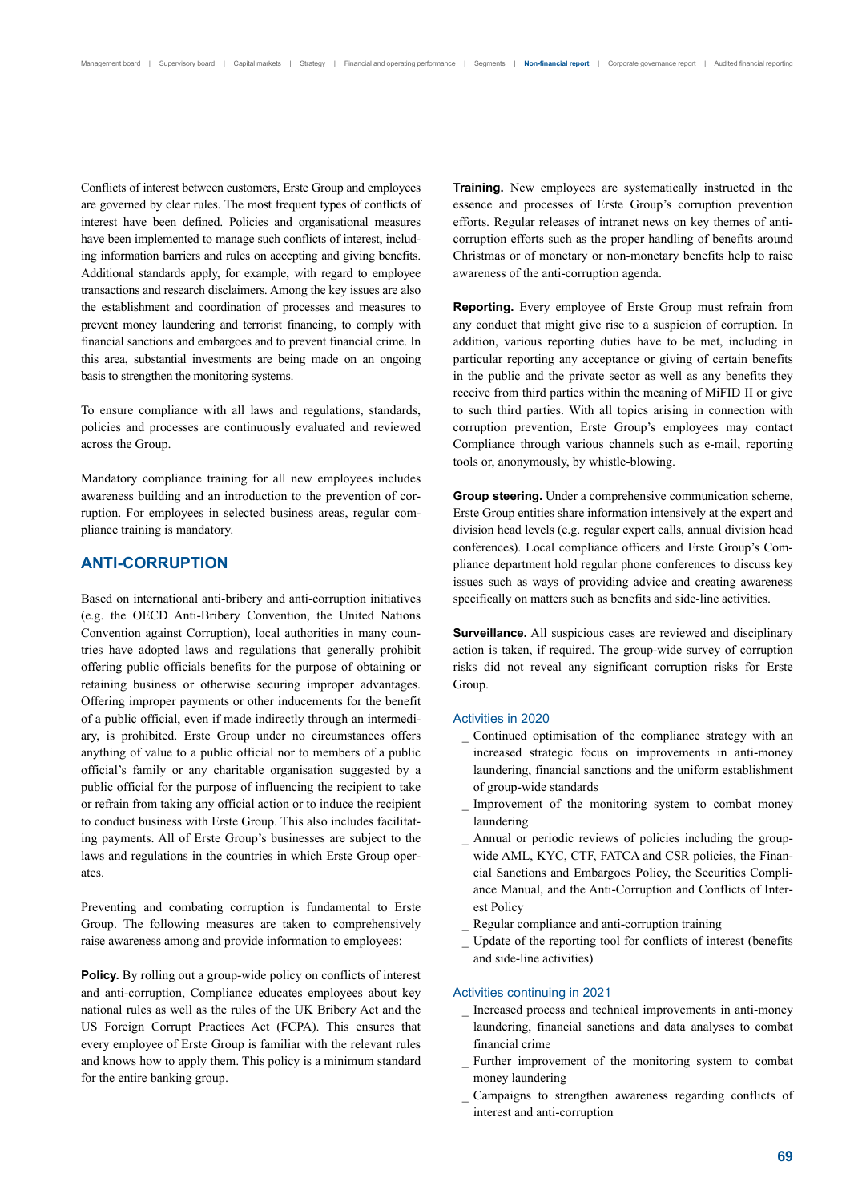Conflicts of interest between customers, Erste Group and employees are governed by clear rules. The most frequent types of conflicts of interest have been defined. Policies and organisational measures have been implemented to manage such conflicts of interest, including information barriers and rules on accepting and giving benefits. Additional standards apply, for example, with regard to employee transactions and research disclaimers. Among the key issues are also the establishment and coordination of processes and measures to prevent money laundering and terrorist financing, to comply with financial sanctions and embargoes and to prevent financial crime. In this area, substantial investments are being made on an ongoing basis to strengthen the monitoring systems.

To ensure compliance with all laws and regulations, standards, policies and processes are continuously evaluated and reviewed across the Group.

Mandatory compliance training for all new employees includes awareness building and an introduction to the prevention of corruption. For employees in selected business areas, regular compliance training is mandatory.

## ANTI-CORRUPTION

Based on international anti-bribery and anti-corruption initiatives (e.g. the OECD Anti-Bribery Convention, the United Nations Convention against Corruption), local authorities in many countries have adopted laws and regulations that generally prohibit offering public officials benefits for the purpose of obtaining or retaining business or otherwise securing improper advantages. Offering improper payments or other inducements for the benefit of a public official, even if made indirectly through an intermediary, is prohibited. Erste Group under no circumstances offers anything of value to a public official nor to members of a public official's family or any charitable organisation suggested by a public official for the purpose of influencing the recipient to take or refrain from taking any official action or to induce the recipient to conduct business with Erste Group. This also includes facilitating payments. All of Erste Group's businesses are subject to the laws and regulations in the countries in which Erste Group operates.

Preventing and combating corruption is fundamental to Erste Group. The following measures are taken to comprehensively raise awareness among and provide information to employees:

**Policy.** By rolling out a group-wide policy on conflicts of interest and anti-corruption, Compliance educates employees about key national rules as well as the rules of the UK Bribery Act and the US Foreign Corrupt Practices Act (FCPA). This ensures that every employee of Erste Group is familiar with the relevant rules and knows how to apply them. This policy is a minimum standard for the entire banking group.

**Training.** New employees are systematically instructed in the essence and processes of Erste Group's corruption prevention efforts. Regular releases of intranet news on key themes of anti-corruption efforts such as the proper handling of benefits around Christmas or of monetary or non-monetary benefits help to raise awareness of the anti-corruption agenda.

**Reporting.** Every employee of Erste Group must refrain from any conduct that might give rise to a suspicion of corruption. In addition, various reporting duties have to be met, including in particular reporting any acceptance or giving of certain benefits in the public and the private sector as well as any benefits they receive from third parties within the meaning of MiFID II or give to such third parties. With all topics arising in connection with corruption prevention, Erste Group's employees may contact Compliance through various channels such as e-mail, reporting tools or, anonymously, by whistle-blowing.

**Group steering.** Under a comprehensive communication scheme, Erste Group entities share information intensively at the expert and division head levels (e.g. regular expert calls, annual division head conferences). Local compliance officers and Erste Group's Compliance department hold regular phone conferences to discuss key issues such as ways of providing advice and creating awareness specifically on matters such as benefits and side-line activities.

**Surveillance.** All suspicious cases are reviewed and disciplinary action is taken, if required. The group-wide survey of corruption risks did not reveal any significant corruption risks for Erste Group.

### Activities in 2020

- Continued optimisation of the compliance strategy with an increased strategic focus on improvements in anti-money laundering, financial sanctions and the uniform establishment of group-wide standards
- Improvement of the monitoring system to combat money laundering
- Annual or periodic reviews of policies including the group-wide AML, KYC, CTF, FATCA and CSR policies, the Financial Sanctions and Embargoes Policy, the Securities Compliance Manual, and the Anti-Corruption and Conflicts of Interest Policy
- Regular compliance and anti-corruption training
- Update of the reporting tool for conflicts of interest (benefits and side-line activities)

### Activities continuing in 2021

- Increased process and technical improvements in anti-money laundering, financial sanctions and data analyses to combat financial crime
- Further improvement of the monitoring system to combat money laundering
- Campaigns to strengthen awareness regarding conflicts of interest and anti-corruption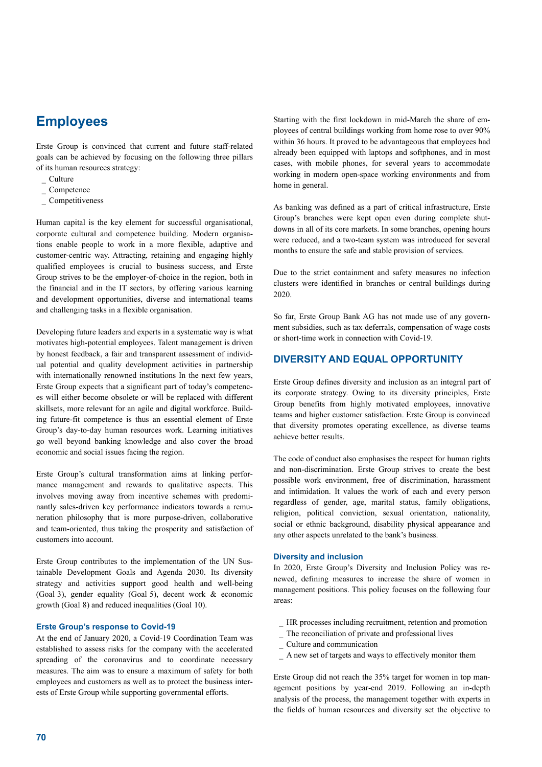# Employees

Erste Group is convinced that current and future staff-related goals can be achieved by focusing on the following three pillars of its human resources strategy:

- Culture
- Competence
- Competitiveness

Human capital is the key element for successful organisational, corporate cultural and competence building. Modern organisations enable people to work in a more flexible, adaptive and customer-centric way. Attracting, retaining and engaging highly qualified employees is crucial to business success, and Erste Group strives to be the employer-of-choice in the region, both in the financial and in the IT sectors, by offering various learning and development opportunities, diverse and international teams and challenging tasks in a flexible organisation.

Developing future leaders and experts in a systematic way is what motivates high-potential employees. Talent management is driven by honest feedback, a fair and transparent assessment of individual potential and quality development activities in partnership with internationally renowned institutions In the next few years, Erste Group expects that a significant part of today's competences will either become obsolete or will be replaced with different skillsets, more relevant for an agile and digital workforce. Building future-fit competence is thus an essential element of Erste Group's day-to-day human resources work. Learning initiatives go well beyond banking knowledge and also cover the broad economic and social issues facing the region.

Erste Group's cultural transformation aims at linking performance management and rewards to qualitative aspects. This involves moving away from incentive schemes with predominantly sales-driven key performance indicators towards a remuneration philosophy that is more purpose-driven, collaborative and team-oriented, thus taking the prosperity and satisfaction of customers into account.

Erste Group contributes to the implementation of the UN Sustainable Development Goals and Agenda 2030. Its diversity strategy and activities support good health and well-being (Goal 3), gender equality (Goal 5), decent work & economic growth (Goal 8) and reduced inequalities (Goal 10).

### Erste Group's response to Covid-19

At the end of January 2020, a Covid-19 Coordination Team was established to assess risks for the company with the accelerated spreading of the coronavirus and to coordinate necessary measures. The aim was to ensure a maximum of safety for both employees and customers as well as to protect the business interests of Erste Group while supporting governmental efforts.

Starting with the first lockdown in mid-March the share of employees of central buildings working from home rose to over 90% within 36 hours. It proved to be advantageous that employees had already been equipped with laptops and softphones, and in most cases, with mobile phones, for several years to accommodate working in modern open-space working environments and from home in general.

As banking was defined as a part of critical infrastructure, Erste Group's branches were kept open even during complete shutdowns in all of its core markets. In some branches, opening hours were reduced, and a two-team system was introduced for several months to ensure the safe and stable provision of services.

Due to the strict containment and safety measures no infection clusters were identified in branches or central buildings during 2020.

So far, Erste Group Bank AG has not made use of any government subsidies, such as tax deferrals, compensation of wage costs or short-time work in connection with Covid-19.

## DIVERSITY AND EQUAL OPPORTUNITY

Erste Group defines diversity and inclusion as an integral part of its corporate strategy. Owing to its diversity principles, Erste Group benefits from highly motivated employees, innovative teams and higher customer satisfaction. Erste Group is convinced that diversity promotes operating excellence, as diverse teams achieve better results.

The code of conduct also emphasises the respect for human rights and non-discrimination. Erste Group strives to create the best possible work environment, free of discrimination, harassment and intimidation. It values the work of each and every person regardless of gender, age, marital status, family obligations, religion, political conviction, sexual orientation, nationality, social or ethnic background, disability physical appearance and any other aspects unrelated to the bank's business.

### Diversity and inclusion

In 2020, Erste Group's Diversity and Inclusion Policy was renewed, defining measures to increase the share of women in management positions. This policy focuses on the following four areas:

- HR processes including recruitment, retention and promotion
- The reconciliation of private and professional lives
- Culture and communication
- A new set of targets and ways to effectively monitor them

Erste Group did not reach the 35% target for women in top management positions by year-end 2019. Following an in-depth analysis of the process, the management together with experts in the fields of human resources and diversity set the objective to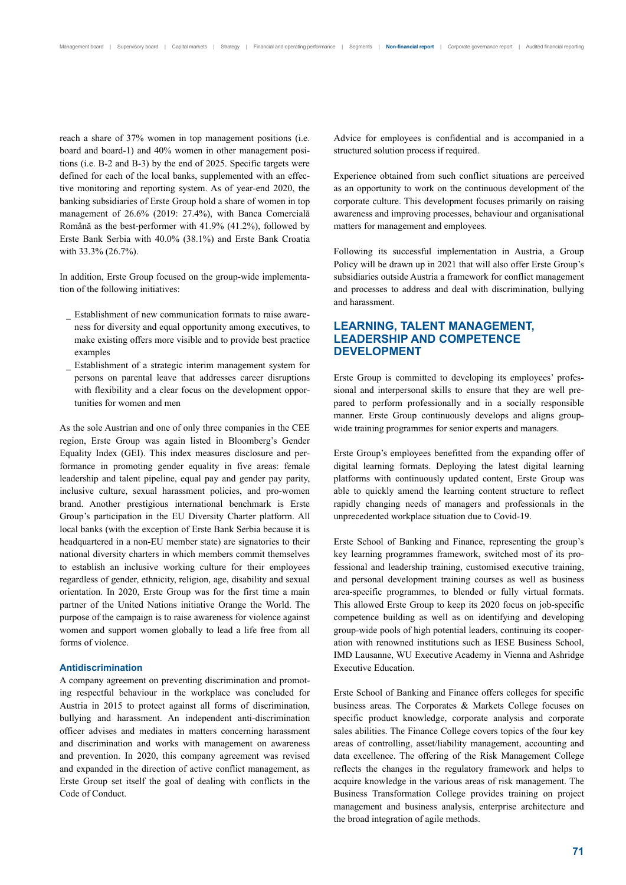reach a share of 37% women in top management positions (i.e. board and board-1) and 40% women in other management positions (i.e. B-2 and B-3) by the end of 2025. Specific targets were defined for each of the local banks, supplemented with an effective monitoring and reporting system. As of year-end 2020, the banking subsidiaries of Erste Group hold a share of women in top management of 26.6% (2019: 27.4%), with Banca Comercială Română as the best-performer with 41.9% (41.2%), followed by Erste Bank Serbia with 40.0% (38.1%) and Erste Bank Croatia with 33.3% (26.7%).

In addition, Erste Group focused on the group-wide implementation of the following initiatives:

- Establishment of new communication formats to raise awareness for diversity and equal opportunity among executives, to make existing offers more visible and to provide best practice examples
- Establishment of a strategic interim management system for persons on parental leave that addresses career disruptions with flexibility and a clear focus on the development opportunities for women and men

As the sole Austrian and one of only three companies in the CEE region, Erste Group was again listed in Bloomberg's Gender Equality Index (GEI). This index measures disclosure and performance in promoting gender equality in five areas: female leadership and talent pipeline, equal pay and gender pay parity, inclusive culture, sexual harassment policies, and pro-women brand. Another prestigious international benchmark is Erste Group's participation in the EU Diversity Charter platform. All local banks (with the exception of Erste Bank Serbia because it is headquartered in a non-EU member state) are signatories to their national diversity charters in which members commit themselves to establish an inclusive working culture for their employees regardless of gender, ethnicity, religion, age, disability and sexual orientation. In 2020, Erste Group was for the first time a main partner of the United Nations initiative Orange the World. The purpose of the campaign is to raise awareness for violence against women and support women globally to lead a life free from all forms of violence.

### Antidiscrimination

A company agreement on preventing discrimination and promoting respectful behaviour in the workplace was concluded for Austria in 2015 to protect against all forms of discrimination, bullying and harassment. An independent anti-discrimination officer advises and mediates in matters concerning harassment and discrimination and works with management on awareness and prevention. In 2020, this company agreement was revised and expanded in the direction of active conflict management, as Erste Group set itself the goal of dealing with conflicts in the Code of Conduct.

Advice for employees is confidential and is accompanied in a structured solution process if required.

Experience obtained from such conflict situations are perceived as an opportunity to work on the continuous development of the corporate culture. This development focuses primarily on raising awareness and improving processes, behaviour and organisational matters for management and employees.

Following its successful implementation in Austria, a Group Policy will be drawn up in 2021 that will also offer Erste Group's subsidiaries outside Austria a framework for conflict management and processes to address and deal with discrimination, bullying and harassment.

## LEARNING, TALENT MANAGEMENT, LEADERSHIP AND COMPETENCE DEVELOPMENT

Erste Group is committed to developing its employees' professional and interpersonal skills to ensure that they are well prepared to perform professionally and in a socially responsible manner. Erste Group continuously develops and aligns group-wide training programmes for senior experts and managers.

Erste Group's employees benefitted from the expanding offer of digital learning formats. Deploying the latest digital learning platforms with continuously updated content, Erste Group was able to quickly amend the learning content structure to reflect rapidly changing needs of managers and professionals in the unprecedented workplace situation due to Covid-19.

Erste School of Banking and Finance, representing the group's key learning programmes framework, switched most of its professional and leadership training, customised executive training, and personal development training courses as well as business area-specific programmes, to blended or fully virtual formats. This allowed Erste Group to keep its 2020 focus on job-specific competence building as well as on identifying and developing group-wide pools of high potential leaders, continuing its cooperation with renowned institutions such as IESE Business School, IMD Lausanne, WU Executive Academy in Vienna and Ashridge Executive Education.

Erste School of Banking and Finance offers colleges for specific business areas. The Corporates & Markets College focuses on specific product knowledge, corporate analysis and corporate sales abilities. The Finance College covers topics of the four key areas of controlling, asset/liability management, accounting and data excellence. The offering of the Risk Management College reflects the changes in the regulatory framework and helps to acquire knowledge in the various areas of risk management. The Business Transformation College provides training on project management and business analysis, enterprise architecture and the broad integration of agile methods.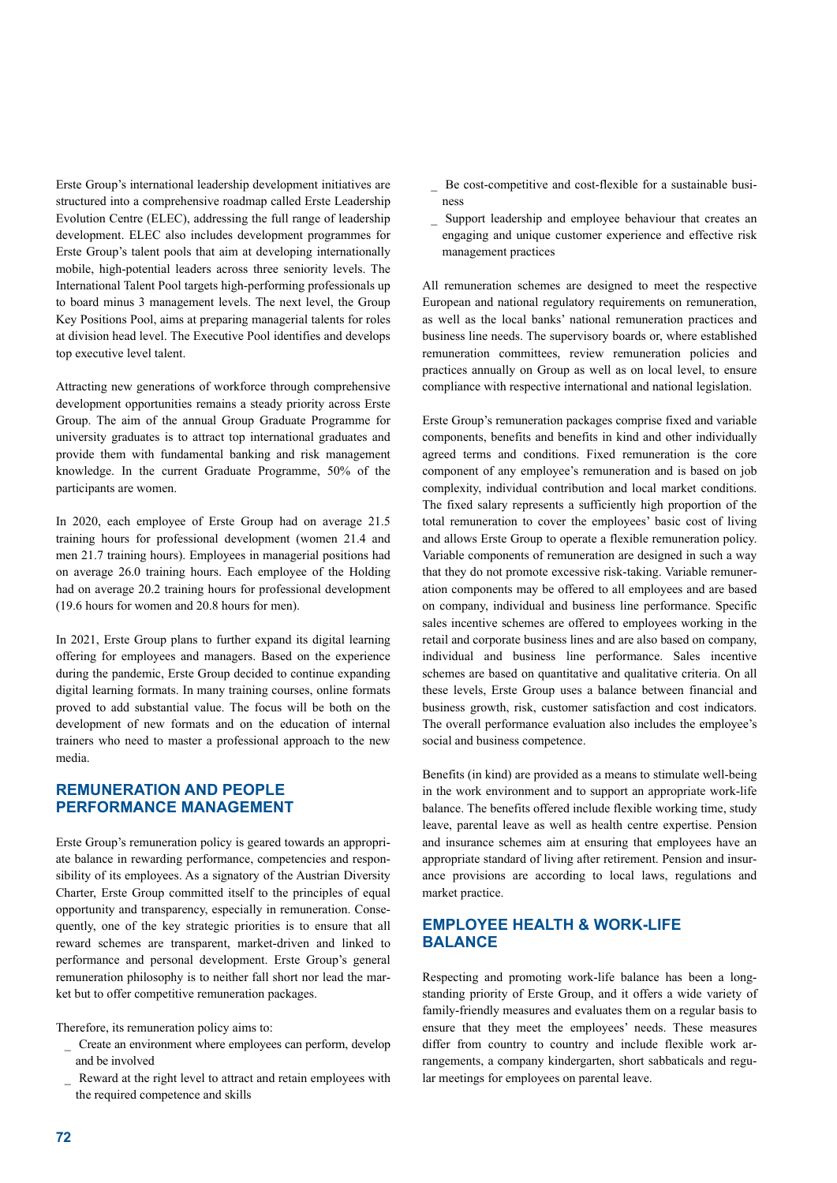Erste Group's international leadership development initiatives are structured into a comprehensive roadmap called Erste Leadership Evolution Centre (ELEC), addressing the full range of leadership development. ELEC also includes development programmes for Erste Group's talent pools that aim at developing internationally mobile, high-potential leaders across three seniority levels. The International Talent Pool targets high-performing professionals up to board minus 3 management levels. The next level, the Group Key Positions Pool, aims at preparing managerial talents for roles at division head level. The Executive Pool identifies and develops top executive level talent.

Attracting new generations of workforce through comprehensive development opportunities remains a steady priority across Erste Group. The aim of the annual Group Graduate Programme for university graduates is to attract top international graduates and provide them with fundamental banking and risk management knowledge. In the current Graduate Programme, 50% of the participants are women.

In 2020, each employee of Erste Group had on average 21.5 training hours for professional development (women 21.4 and men 21.7 training hours). Employees in managerial positions had on average 26.0 training hours. Each employee of the Holding had on average 20.2 training hours for professional development (19.6 hours for women and 20.8 hours for men).

In 2021, Erste Group plans to further expand its digital learning offering for employees and managers. Based on the experience during the pandemic, Erste Group decided to continue expanding digital learning formats. In many training courses, online formats proved to add substantial value. The focus will be both on the development of new formats and on the education of internal trainers who need to master a professional approach to the new media.

## REMUNERATION AND PEOPLE PERFORMANCE MANAGEMENT

Erste Group's remuneration policy is geared towards an appropriate balance in rewarding performance, competencies and responsibility of its employees. As a signatory of the Austrian Diversity Charter, Erste Group committed itself to the principles of equal opportunity and transparency, especially in remuneration. Consequently, one of the key strategic priorities is to ensure that all reward schemes are transparent, market-driven and linked to performance and personal development. Erste Group's general remuneration philosophy is to neither fall short nor lead the market but to offer competitive remuneration packages.

Therefore, its remuneration policy aims to:

- Create an environment where employees can perform, develop and be involved
- Reward at the right level to attract and retain employees with the required competence and skills
- Be cost-competitive and cost-flexible for a sustainable business
- Support leadership and employee behaviour that creates an engaging and unique customer experience and effective risk management practices

All remuneration schemes are designed to meet the respective European and national regulatory requirements on remuneration, as well as the local banks' national remuneration practices and business line needs. The supervisory boards or, where established remuneration committees, review remuneration policies and practices annually on Group as well as on local level, to ensure compliance with respective international and national legislation.

Erste Group's remuneration packages comprise fixed and variable components, benefits and benefits in kind and other individually agreed terms and conditions. Fixed remuneration is the core component of any employee's remuneration and is based on job complexity, individual contribution and local market conditions. The fixed salary represents a sufficiently high proportion of the total remuneration to cover the employees' basic cost of living and allows Erste Group to operate a flexible remuneration policy. Variable components of remuneration are designed in such a way that they do not promote excessive risk-taking. Variable remuneration components may be offered to all employees and are based on company, individual and business line performance. Specific sales incentive schemes are offered to employees working in the retail and corporate business lines and are also based on company, individual and business line performance. Sales incentive schemes are based on quantitative and qualitative criteria. On all these levels, Erste Group uses a balance between financial and business growth, risk, customer satisfaction and cost indicators. The overall performance evaluation also includes the employee's social and business competence.

Benefits (in kind) are provided as a means to stimulate well-being in the work environment and to support an appropriate work-life balance. The benefits offered include flexible working time, study leave, parental leave as well as health centre expertise. Pension and insurance schemes aim at ensuring that employees have an appropriate standard of living after retirement. Pension and insurance provisions are according to local laws, regulations and market practice.

## EMPLOYEE HEALTH & WORK-LIFE BALANCE

Respecting and promoting work-life balance has been a longstanding priority of Erste Group, and it offers a wide variety of family-friendly measures and evaluates them on a regular basis to ensure that they meet the employees' needs. These measures differ from country to country and include flexible work arrangements, a company kindergarten, short sabbaticals and regular meetings for employees on parental leave.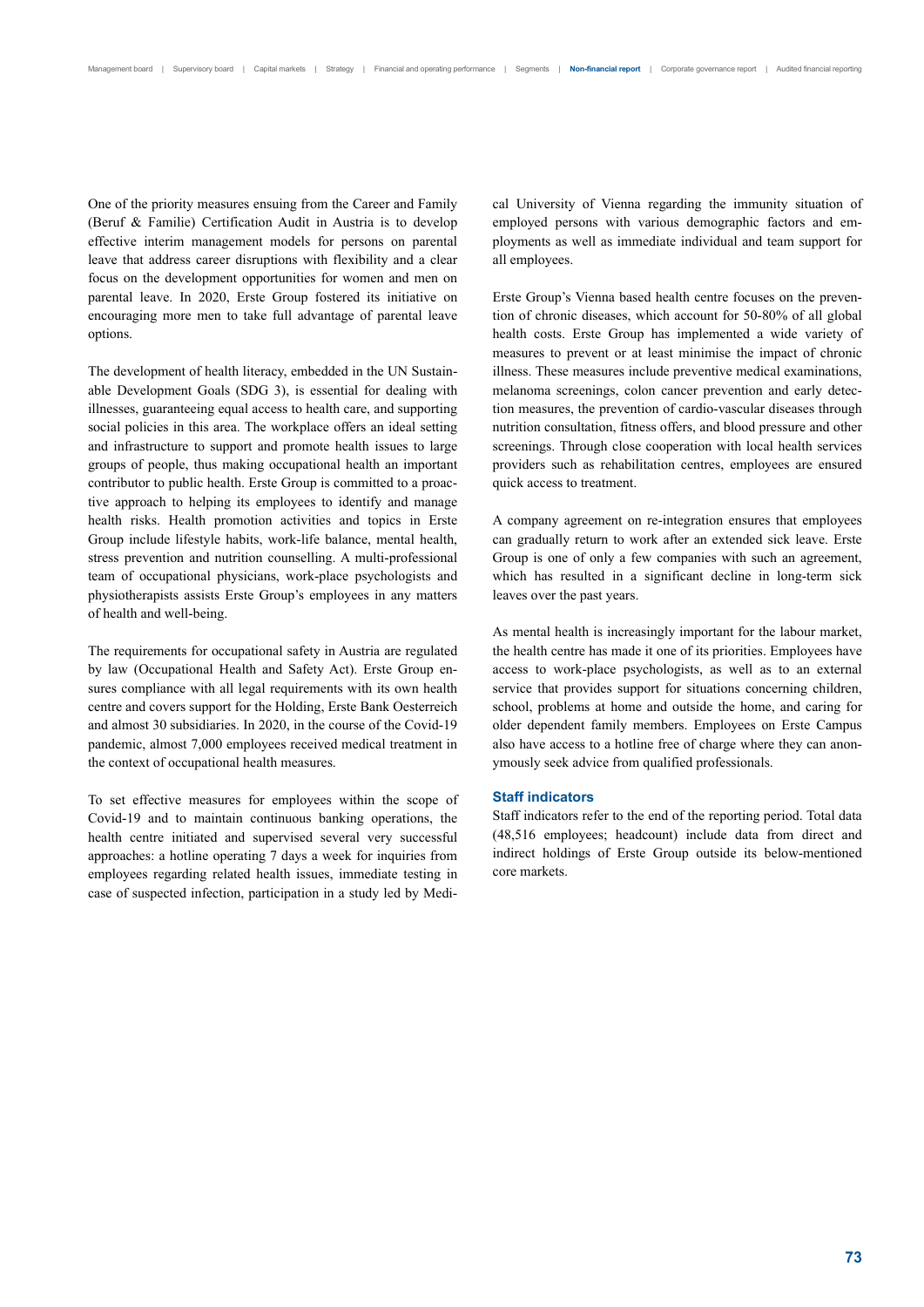One of the priority measures ensuing from the Career and Family (Beruf & Familie) Certification Audit in Austria is to develop effective interim management models for persons on parental leave that address career disruptions with flexibility and a clear focus on the development opportunities for women and men on parental leave. In 2020, Erste Group fostered its initiative on encouraging more men to take full advantage of parental leave options.

The development of health literacy, embedded in the UN Sustainable Development Goals (SDG 3), is essential for dealing with illnesses, guaranteeing equal access to health care, and supporting social policies in this area. The workplace offers an ideal setting and infrastructure to support and promote health issues to large groups of people, thus making occupational health an important contributor to public health. Erste Group is committed to a proactive approach to helping its employees to identify and manage health risks. Health promotion activities and topics in Erste Group include lifestyle habits, work-life balance, mental health, stress prevention and nutrition counselling. A multi-professional team of occupational physicians, work-place psychologists and physiotherapists assists Erste Group's employees in any matters of health and well-being.

The requirements for occupational safety in Austria are regulated by law (Occupational Health and Safety Act). Erste Group ensures compliance with all legal requirements with its own health centre and covers support for the Holding, Erste Bank Oesterreich and almost 30 subsidiaries. In 2020, in the course of the Covid-19 pandemic, almost 7,000 employees received medical treatment in the context of occupational health measures.

To set effective measures for employees within the scope of Covid-19 and to maintain continuous banking operations, the health centre initiated and supervised several very successful approaches: a hotline operating 7 days a week for inquiries from employees regarding related health issues, immediate testing in case of suspected infection, participation in a study led by Medical University of Vienna regarding the immunity situation of employed persons with various demographic factors and employments as well as immediate individual and team support for all employees.

Erste Group's Vienna based health centre focuses on the prevention of chronic diseases, which account for 50-80% of all global health costs. Erste Group has implemented a wide variety of measures to prevent or at least minimise the impact of chronic illness. These measures include preventive medical examinations, melanoma screenings, colon cancer prevention and early detection measures, the prevention of cardio-vascular diseases through nutrition consultation, fitness offers, and blood pressure and other screenings. Through close cooperation with local health services providers such as rehabilitation centres, employees are ensured quick access to treatment.

A company agreement on re-integration ensures that employees can gradually return to work after an extended sick leave. Erste Group is one of only a few companies with such an agreement, which has resulted in a significant decline in long-term sick leaves over the past years.

As mental health is increasingly important for the labour market, the health centre has made it one of its priorities. Employees have access to work-place psychologists, as well as to an external service that provides support for situations concerning children, school, problems at home and outside the home, and caring for older dependent family members. Employees on Erste Campus also have access to a hotline free of charge where they can anonymously seek advice from qualified professionals.

### Staff indicators

Staff indicators refer to the end of the reporting period. Total data (48,516 employees; headcount) include data from direct and indirect holdings of Erste Group outside its below-mentioned core markets.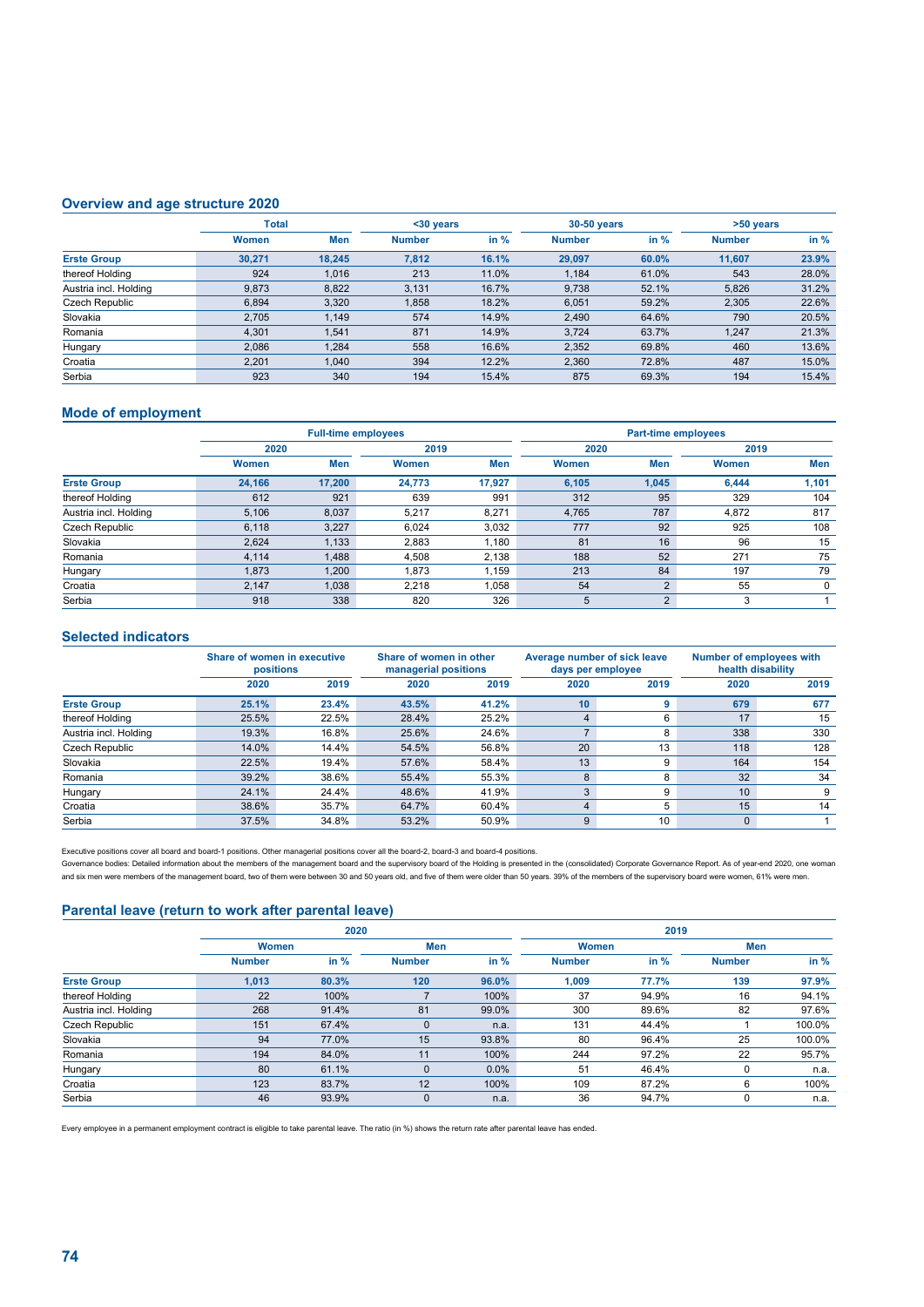## Overview and age structure 2020

| | Total | | <30 years | | 30-50 years | | >50 years | |
|---|---|---|---|---|---|---|---|---|
| | Women | Men | Number | in % | Number | in % | Number | in % |
| **Erste Group** | **30,271** | **18,245** | **7,812** | **16.1%** | **29,097** | **60.0%** | **11,607** | **23.9%** |
| thereof Holding | 924 | 1,016 | 213 | 11.0% | 1,184 | 61.0% | 543 | 28.0% |
| Austria incl. Holding | 9,873 | 8,822 | 3,131 | 16.7% | 9,738 | 52.1% | 5,826 | 31.2% |
| Czech Republic | 6,894 | 3,320 | 1,858 | 18.2% | 6,051 | 59.2% | 2,305 | 22.6% |
| Slovakia | 2,705 | 1,149 | 574 | 14.9% | 2,490 | 64.6% | 790 | 20.5% |
| Romania | 4,301 | 1,541 | 871 | 14.9% | 3,724 | 63.7% | 1,247 | 21.3% |
| Hungary | 2,086 | 1,284 | 558 | 16.6% | 2,352 | 69.8% | 460 | 13.6% |
| Croatia | 2,201 | 1,040 | 394 | 12.2% | 2,360 | 72.8% | 487 | 15.0% |
| Serbia | 923 | 340 | 194 | 15.4% | 875 | 69.3% | 194 | 15.4% |

## Mode of employment

| | Full-time employees | | | | Part-time employees | | | |
|---|---|---|---|---|---|---|---|---|
| | 2020 | | 2019 | | 2020 | | 2019 | |
| | Women | Men | Women | Men | Women | Men | Women | Men |
| **Erste Group** | **24,166** | **17,200** | **24,773** | **17,927** | **6,105** | **1,045** | **6,444** | **1,101** |
| thereof Holding | 612 | 921 | 639 | 991 | 312 | 95 | 329 | 104 |
| Austria incl. Holding | 5,106 | 8,037 | 5,217 | 8,271 | 4,765 | 787 | 4,872 | 817 |
| Czech Republic | 6,118 | 3,227 | 6,024 | 3,032 | 777 | 92 | 925 | 108 |
| Slovakia | 2,624 | 1,133 | 2,883 | 1,180 | 81 | 16 | 96 | 15 |
| Romania | 4,114 | 1,488 | 4,508 | 2,138 | 188 | 52 | 271 | 75 |
| Hungary | 1,873 | 1,200 | 1,873 | 1,159 | 213 | 84 | 197 | 79 |
| Croatia | 2,147 | 1,038 | 2,218 | 1,058 | 54 | 2 | 55 | 0 |
| Serbia | 918 | 338 | 820 | 326 | 5 | 2 | 3 | 1 |

## Selected indicators

| | Share of women in executive positions | | Share of women in other managerial positions | | Average number of sick leave days per employee | | Number of employees with health disability | |
|---|---|---|---|---|---|---|---|---|
| | 2020 | 2019 | 2020 | 2019 | 2020 | 2019 | 2020 | 2019 |
| **Erste Group** | **25.1%** | **23.4%** | **43.5%** | **41.2%** | **10** | **9** | **679** | **677** |
| thereof Holding | 25.5% | 22.5% | 28.4% | 25.2% | 4 | 6 | 17 | 15 |
| Austria incl. Holding | 19.3% | 16.8% | 25.6% | 24.6% | 7 | 8 | 338 | 330 |
| Czech Republic | 14.0% | 14.4% | 54.5% | 56.8% | 20 | 13 | 118 | 128 |
| Slovakia | 22.5% | 19.4% | 57.6% | 58.4% | 13 | 9 | 164 | 154 |
| Romania | 39.2% | 38.6% | 55.4% | 55.3% | 8 | 8 | 32 | 34 |
| Hungary | 24.1% | 24.4% | 48.6% | 41.9% | 3 | 9 | 10 | 9 |
| Croatia | 38.6% | 35.7% | 64.7% | 60.4% | 4 | 5 | 15 | 14 |
| Serbia | 37.5% | 34.8% | 53.2% | 50.9% | 9 | 10 | 0 | 1 |

Executive positions cover all board and board-1 positions. Other managerial positions cover all the board-2, board-3 and board-4 positions.

Governance bodies: Detailed information about the members of the management board and the supervisory board of the Holding is presented in the (consolidated) Corporate Governance Report. As of year-end 2020, one woman and six men were members of the management board, two of them were between 30 and 50 years old, and five of them were older than 50 years. 39% of the members of the supervisory board were women, 61% were men.

## Parental leave (return to work after parental leave)

| | 2020 | | | | 2019 | | | |
|---|---|---|---|---|---|---|---|---|
| | Women | | Men | | Women | | Men | |
| | Number | in % | Number | in % | Number | in % | Number | in % |
| **Erste Group** | **1,013** | **80.3%** | **120** | **96.0%** | **1,009** | **77.7%** | **139** | **97.9%** |
| thereof Holding | 22 | 100% | 7 | 100% | 37 | 94.9% | 16 | 94.1% |
| Austria incl. Holding | 268 | 91.4% | 81 | 99.0% | 300 | 89.6% | 82 | 97.6% |
| Czech Republic | 151 | 67.4% | 0 | n.a. | 131 | 44.4% | 1 | 100.0% |
| Slovakia | 94 | 77.0% | 15 | 93.8% | 80 | 96.4% | 25 | 100.0% |
| Romania | 194 | 84.0% | 11 | 100% | 244 | 97.2% | 22 | 95.7% |
| Hungary | 80 | 61.1% | 0 | 0.0% | 51 | 46.4% | 0 | n.a. |
| Croatia | 123 | 83.7% | 12 | 100% | 109 | 87.2% | 6 | 100% |
| Serbia | 46 | 93.9% | 0 | n.a. | 36 | 94.7% | 0 | n.a. |

Every employee in a permanent employment contract is eligible to take parental leave. The ratio (in %) shows the return rate after parental leave has ended.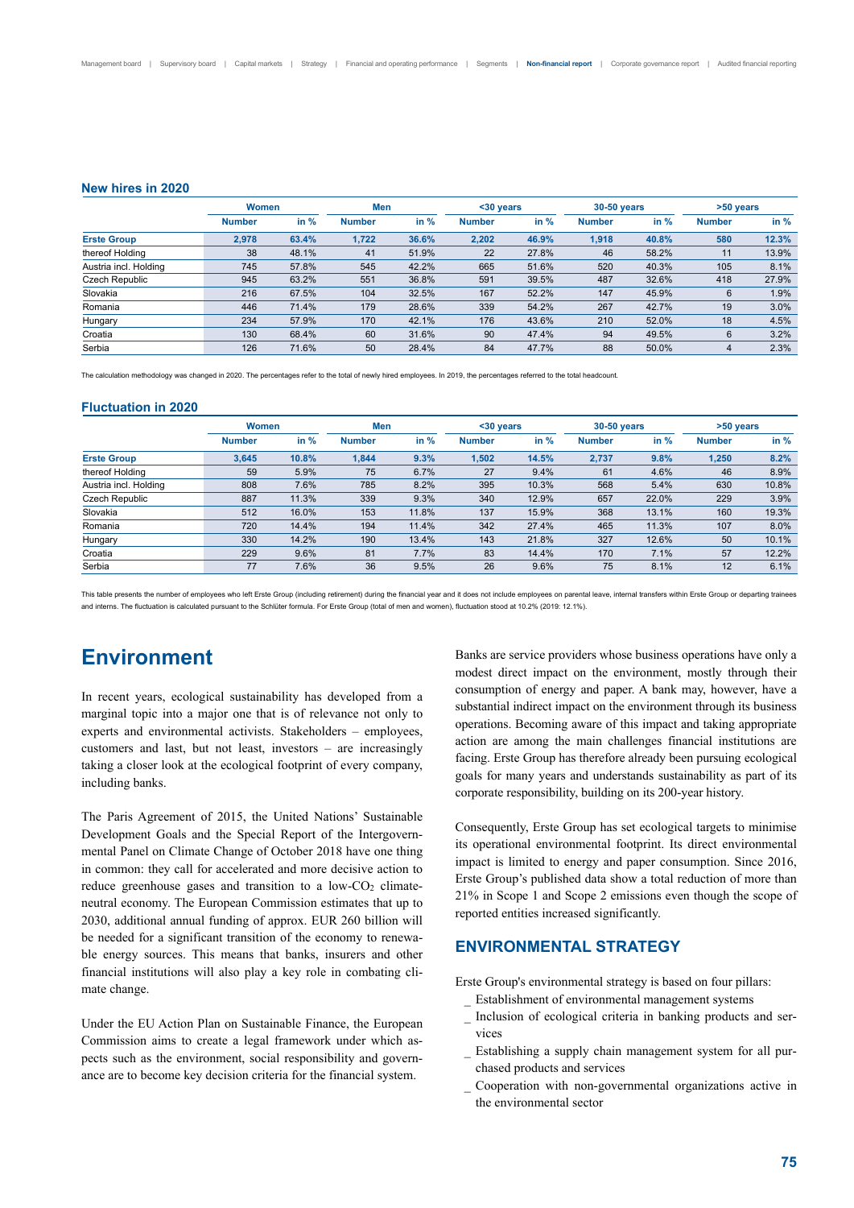### New hires in 2020

| | Women | | Men | | <30 years | | 30-50 years | | >50 years | |
|---|---|---|---|---|---|---|---|---|---|---|
| | Number | in % | Number | in % | Number | in % | Number | in % | Number | in % |
| **Erste Group** | **2,978** | **63.4%** | **1,722** | **36.6%** | **2,202** | **46.9%** | **1,918** | **40.8%** | **580** | **12.3%** |
| thereof Holding | 38 | 48.1% | 41 | 51.9% | 22 | 27.8% | 46 | 58.2% | 11 | 13.9% |
| Austria incl. Holding | 745 | 57.8% | 545 | 42.2% | 665 | 51.6% | 520 | 40.3% | 105 | 8.1% |
| Czech Republic | 945 | 63.2% | 551 | 36.8% | 591 | 39.5% | 487 | 32.6% | 418 | 27.9% |
| Slovakia | 216 | 67.5% | 104 | 32.5% | 167 | 52.2% | 147 | 45.9% | 6 | 1.9% |
| Romania | 446 | 71.4% | 179 | 28.6% | 339 | 54.2% | 267 | 42.7% | 19 | 3.0% |
| Hungary | 234 | 57.9% | 170 | 42.1% | 176 | 43.6% | 210 | 52.0% | 18 | 4.5% |
| Croatia | 130 | 68.4% | 60 | 31.6% | 90 | 47.4% | 94 | 49.5% | 6 | 3.2% |
| Serbia | 126 | 71.6% | 50 | 28.4% | 84 | 47.7% | 88 | 50.0% | 4 | 2.3% |

The calculation methodology was changed in 2020. The percentages refer to the total of newly hired employees. In 2019, the percentages referred to the total headcount.

### Fluctuation in 2020

| | Women | | Men | | <30 years | | 30-50 years | | >50 years | |
|---|---|---|---|---|---|---|---|---|---|---|
| | Number | in % | Number | in % | Number | in % | Number | in % | Number | in % |
| **Erste Group** | **3,645** | **10.8%** | **1,844** | **9.3%** | **1,502** | **14.5%** | **2,737** | **9.8%** | **1,250** | **8.2%** |
| thereof Holding | 59 | 5.9% | 75 | 6.7% | 27 | 9.4% | 61 | 4.6% | 46 | 8.9% |
| Austria incl. Holding | 808 | 7.6% | 785 | 8.2% | 395 | 10.3% | 568 | 5.4% | 630 | 10.8% |
| Czech Republic | 887 | 11.3% | 339 | 9.3% | 340 | 12.9% | 657 | 22.0% | 229 | 3.9% |
| Slovakia | 512 | 16.0% | 153 | 11.8% | 137 | 15.9% | 368 | 13.1% | 160 | 19.3% |
| Romania | 720 | 14.4% | 194 | 11.4% | 342 | 27.4% | 465 | 11.3% | 107 | 8.0% |
| Hungary | 330 | 14.2% | 190 | 13.4% | 143 | 21.8% | 327 | 12.6% | 50 | 10.1% |
| Croatia | 229 | 9.6% | 81 | 7.7% | 83 | 14.4% | 170 | 7.1% | 57 | 12.2% |
| Serbia | 77 | 7.6% | 36 | 9.5% | 26 | 9.6% | 75 | 8.1% | 12 | 6.1% |

This table presents the number of employees who left Erste Group (including retirement) during the financial year and it does not include employees on parental leave, internal transfers within Erste Group or departing trainees and interns. The fluctuation is calculated pursuant to the Schlüter formula. For Erste Group (total of men and women), fluctuation stood at 10.2% (2019: 12.1%).

# Environment

In recent years, ecological sustainability has developed from a marginal topic into a major one that is of relevance not only to experts and environmental activists. Stakeholders – employees, customers and last, but not least, investors – are increasingly taking a closer look at the ecological footprint of every company, including banks.

The Paris Agreement of 2015, the United Nations' Sustainable Development Goals and the Special Report of the Intergovernmental Panel on Climate Change of October 2018 have one thing in common: they call for accelerated and more decisive action to reduce greenhouse gases and transition to a low-$CO_2$ climate-neutral economy. The European Commission estimates that up to 2030, additional annual funding of approx. EUR 260 billion will be needed for a significant transition of the economy to renewable energy sources. This means that banks, insurers and other financial institutions will also play a key role in combating climate change.

Under the EU Action Plan on Sustainable Finance, the European Commission aims to create a legal framework under which aspects such as the environment, social responsibility and governance are to become key decision criteria for the financial system.

Banks are service providers whose business operations have only a modest direct impact on the environment, mostly through their consumption of energy and paper. A bank may, however, have a substantial indirect impact on the environment through its business operations. Becoming aware of this impact and taking appropriate action are among the main challenges financial institutions are facing. Erste Group has therefore already been pursuing ecological goals for many years and understands sustainability as part of its corporate responsibility, building on its 200-year history.

Consequently, Erste Group has set ecological targets to minimise its operational environmental footprint. Its direct environmental impact is limited to energy and paper consumption. Since 2016, Erste Group's published data show a total reduction of more than 21% in Scope 1 and Scope 2 emissions even though the scope of reported entities increased significantly.

## ENVIRONMENTAL STRATEGY

Erste Group's environmental strategy is based on four pillars:

- Establishment of environmental management systems
- Inclusion of ecological criteria in banking products and services
- Establishing a supply chain management system for all purchased products and services
- Cooperation with non-governmental organizations active in the environmental sector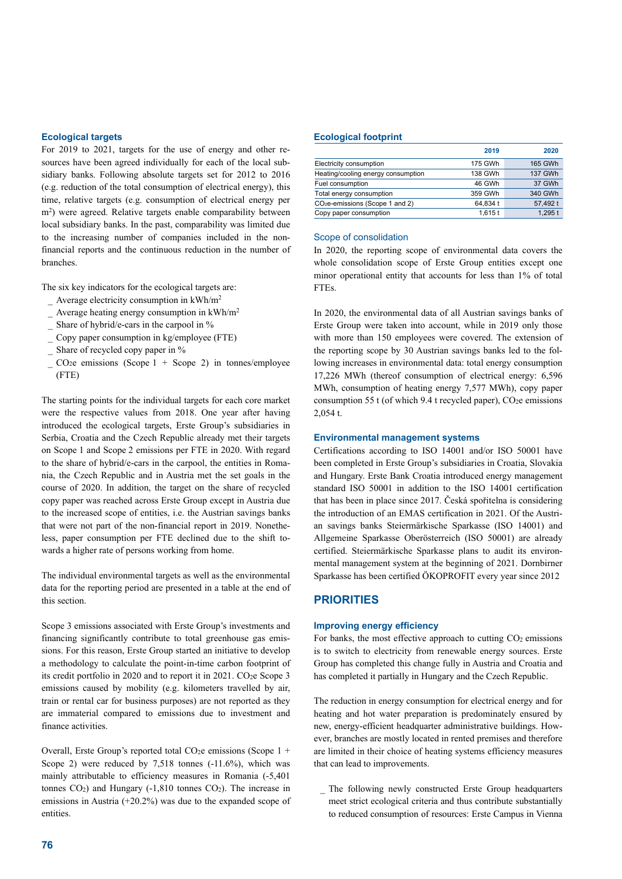### Ecological targets

For 2019 to 2021, targets for the use of energy and other resources have been agreed individually for each of the local subsidiary banks. Following absolute targets set for 2012 to 2016 (e.g. reduction of the total consumption of electrical energy), this time, relative targets (e.g. consumption of electrical energy per $m^2$) were agreed. Relative targets enable comparability between local subsidiary banks. In the past, comparability was limited due to the increasing number of companies included in the non-financial reports and the continuous reduction in the number of branches.

The six key indicators for the ecological targets are:

- Average electricity consumption in $kWh/m^2$
- Average heating energy consumption in $kWh/m^2$
- Share of hybrid/e-cars in the carpool in %
- Copy paper consumption in kg/employee (FTE)
- Share of recycled copy paper in %
- $CO_2e$ emissions (Scope 1 + Scope 2) in tonnes/employee (FTE)

The starting points for the individual targets for each core market were the respective values from 2018. One year after having introduced the ecological targets, Erste Group's subsidiaries in Serbia, Croatia and the Czech Republic already met their targets on Scope 1 and Scope 2 emissions per FTE in 2020. With regard to the share of hybrid/e-cars in the carpool, the entities in Romania, the Czech Republic and in Austria met the set goals in the course of 2020. In addition, the target on the share of recycled copy paper was reached across Erste Group except in Austria due to the increased scope of entities, i.e. the Austrian savings banks that were not part of the non-financial report in 2019. Nonetheless, paper consumption per FTE declined due to the shift towards a higher rate of persons working from home.

The individual environmental targets as well as the environmental data for the reporting period are presented in a table at the end of this section.

Scope 3 emissions associated with Erste Group's investments and financing significantly contribute to total greenhouse gas emissions. For this reason, Erste Group started an initiative to develop a methodology to calculate the point-in-time carbon footprint of its credit portfolio in 2020 and to report it in 2021. $CO_2e$ Scope 3 emissions caused by mobility (e.g. kilometers travelled by air, train or rental car for business purposes) are not reported as they are immaterial compared to emissions due to investment and finance activities.

Overall, Erste Group's reported total $CO_2e$ emissions (Scope 1 + Scope 2) were reduced by 7,518 tonnes (-11.6%), which was mainly attributable to efficiency measures in Romania (-5,401 tonnes $CO_2$) and Hungary (-1,810 tonnes $CO_2$). The increase in emissions in Austria (+20.2%) was due to the expanded scope of entities.

### Ecological footprint

| | 2019 | 2020 |
|---|---|---|
| Electricity consumption | 175 GWh | 165 GWh |
| Heating/cooling energy consumption | 138 GWh | 137 GWh |
| Fuel consumption | 46 GWh | 37 GWh |
| Total energy consumption | 359 GWh | 340 GWh |
| $CO_2e$-emissions (Scope 1 and 2) | 64,834 t | 57,492 t |
| Copy paper consumption | 1,615 t | 1,295 t |

#### Scope of consolidation

In 2020, the reporting scope of environmental data covers the whole consolidation scope of Erste Group entities except one minor operational entity that accounts for less than 1% of total FTEs.

In 2020, the environmental data of all Austrian savings banks of Erste Group were taken into account, while in 2019 only those with more than 150 employees were covered. The extension of the reporting scope by 30 Austrian savings banks led to the following increases in environmental data: total energy consumption 17,226 MWh (thereof consumption of electrical energy: 6,596 MWh, consumption of heating energy 7,577 MWh), copy paper consumption 55 t (of which 9.4 t recycled paper), $CO_2e$ emissions 2,054 t.

### Environmental management systems

Certifications according to ISO 14001 and/or ISO 50001 have been completed in Erste Group's subsidiaries in Croatia, Slovakia and Hungary. Erste Bank Croatia introduced energy management standard ISO 50001 in addition to the ISO 14001 certification that has been in place since 2017. Česká spořitelna is considering the introduction of an EMAS certification in 2021. Of the Austrian savings banks Steiermärkische Sparkasse (ISO 14001) and Allgemeine Sparkasse Oberösterreich (ISO 50001) are already certified. Steiermärkische Sparkasse plans to audit its environmental management system at the beginning of 2021. Dornbirner Sparkasse has been certified ÖKOPROFIT every year since 2012

## PRIORITIES

### Improving energy efficiency

For banks, the most effective approach to cutting $CO_2$ emissions is to switch to electricity from renewable energy sources. Erste Group has completed this change fully in Austria and Croatia and has completed it partially in Hungary and the Czech Republic.

The reduction in energy consumption for electrical energy and for heating and hot water preparation is predominately ensured by new, energy-efficient headquarter administrative buildings. However, branches are mostly located in rented premises and therefore are limited in their choice of heating systems efficiency measures that can lead to improvements.

- The following newly constructed Erste Group headquarters meet strict ecological criteria and thus contribute substantially to reduced consumption of resources: Erste Campus in Vienna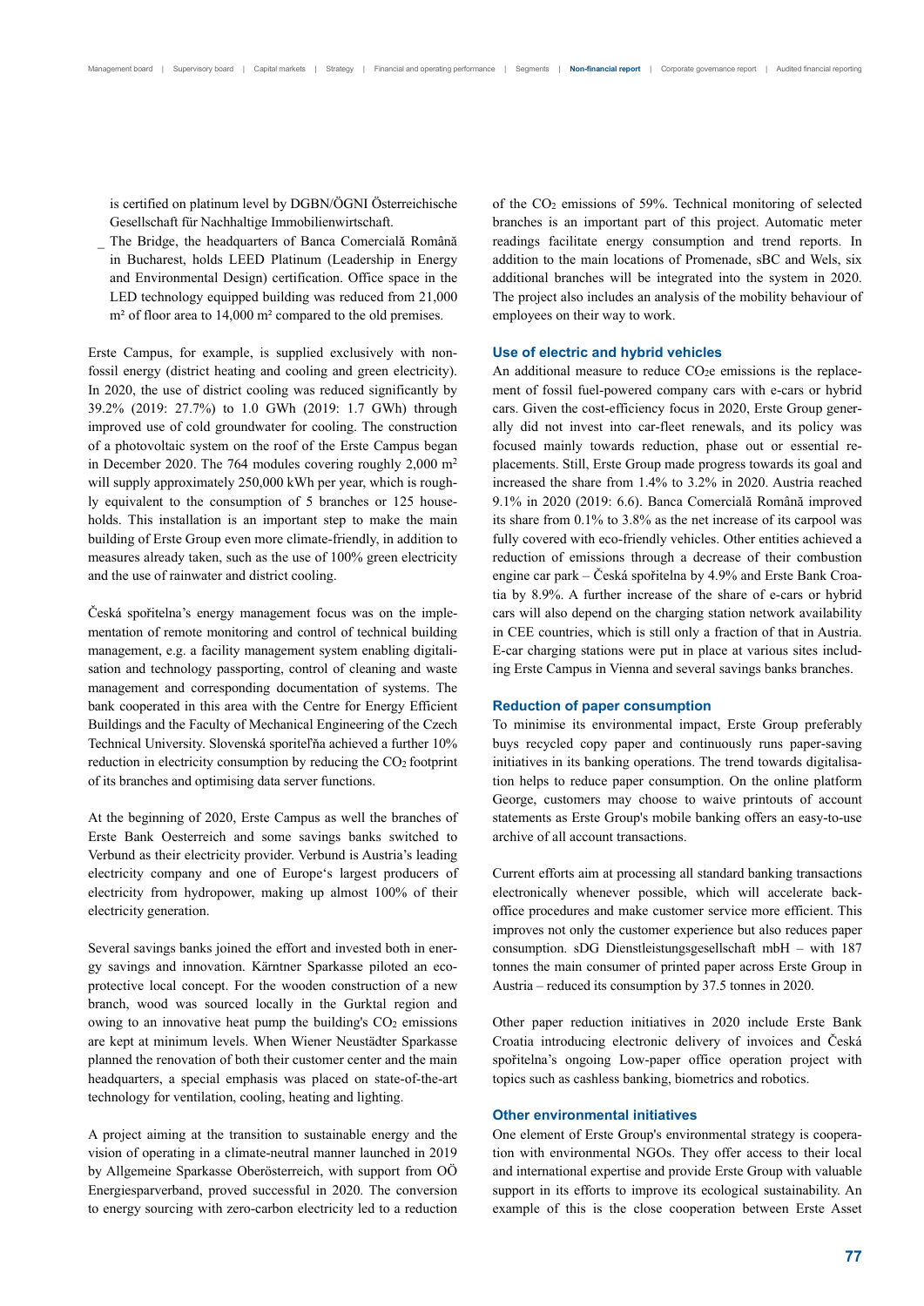is certified on platinum level by DGBN/ÖGNI Österreichische Gesellschaft für Nachhaltige Immobilienwirtschaft.

_ The Bridge, the headquarters of Banca Comercială Română in Bucharest, holds LEED Platinum (Leadership in Energy and Environmental Design) certification. Office space in the LED technology equipped building was reduced from 21,000 m² of floor area to 14,000 m² compared to the old premises.

Erste Campus, for example, is supplied exclusively with non-fossil energy (district heating and cooling and green electricity). In 2020, the use of district cooling was reduced significantly by 39.2% (2019: 27.7%) to 1.0 GWh (2019: 1.7 GWh) through improved use of cold groundwater for cooling. The construction of a photovoltaic system on the roof of the Erste Campus began in December 2020. The 764 modules covering roughly 2,000 m² will supply approximately 250,000 kWh per year, which is roughly equivalent to the consumption of 5 branches or 125 households. This installation is an important step to make the main building of Erste Group even more climate-friendly, in addition to measures already taken, such as the use of 100% green electricity and the use of rainwater and district cooling.

Česká spořitelna's energy management focus was on the implementation of remote monitoring and control of technical building management, e.g. a facility management system enabling digitalisation and technology passporting, control of cleaning and waste management and corresponding documentation of systems. The bank cooperated in this area with the Centre for Energy Efficient Buildings and the Faculty of Mechanical Engineering of the Czech Technical University. Slovenská sporiteľňa achieved a further 10% reduction in electricity consumption by reducing the $CO_2$ footprint of its branches and optimising data server functions.

At the beginning of 2020, Erste Campus as well the branches of Erste Bank Oesterreich and some savings banks switched to Verbund as their electricity provider. Verbund is Austria's leading electricity company and one of Europe's largest producers of electricity from hydropower, making up almost 100% of their electricity generation.

Several savings banks joined the effort and invested both in energy savings and innovation. Kärntner Sparkasse piloted an eco-protective local concept. For the wooden construction of a new branch, wood was sourced locally in the Gurktal region and owing to an innovative heat pump the building's $CO_2$ emissions are kept at minimum levels. When Wiener Neustädter Sparkasse planned the renovation of both their customer center and the main headquarters, a special emphasis was placed on state-of-the-art technology for ventilation, cooling, heating and lighting.

A project aiming at the transition to sustainable energy and the vision of operating in a climate-neutral manner launched in 2019 by Allgemeine Sparkasse Oberösterreich, with support from OÖ Energiesparverband, proved successful in 2020. The conversion to energy sourcing with zero-carbon electricity led to a reduction of the $CO_2$ emissions of 59%. Technical monitoring of selected branches is an important part of this project. Automatic meter readings facilitate energy consumption and trend reports. In addition to the main locations of Promenade, sBC and Wels, six additional branches will be integrated into the system in 2020. The project also includes an analysis of the mobility behaviour of employees on their way to work.

### Use of electric and hybrid vehicles

An additional measure to reduce $CO_2e$ emissions is the replacement of fossil fuel-powered company cars with e-cars or hybrid cars. Given the cost-efficiency focus in 2020, Erste Group generally did not invest into car-fleet renewals, and its policy was focused mainly towards reduction, phase out or essential replacements. Still, Erste Group made progress towards its goal and increased the share from 1.4% to 3.2% in 2020. Austria reached 9.1% in 2020 (2019: 6.6). Banca Comercială Română improved its share from 0.1% to 3.8% as the net increase of its carpool was fully covered with eco-friendly vehicles. Other entities achieved a reduction of emissions through a decrease of their combustion engine car park – Česká spořitelna by 4.9% and Erste Bank Croatia by 8.9%. A further increase of the share of e-cars or hybrid cars will also depend on the charging station network availability in CEE countries, which is still only a fraction of that in Austria. E-car charging stations were put in place at various sites including Erste Campus in Vienna and several savings banks branches.

### Reduction of paper consumption

To minimise its environmental impact, Erste Group preferably buys recycled copy paper and continuously runs paper-saving initiatives in its banking operations. The trend towards digitalisation helps to reduce paper consumption. On the online platform George, customers may choose to waive printouts of account statements as Erste Group's mobile banking offers an easy-to-use archive of all account transactions.

Current efforts aim at processing all standard banking transactions electronically whenever possible, which will accelerate back-office procedures and make customer service more efficient. This improves not only the customer experience but also reduces paper consumption. sDG Dienstleistungsgesellschaft mbH – with 187 tonnes the main consumer of printed paper across Erste Group in Austria – reduced its consumption by 37.5 tonnes in 2020.

Other paper reduction initiatives in 2020 include Erste Bank Croatia introducing electronic delivery of invoices and Česká spořitelna's ongoing Low-paper office operation project with topics such as cashless banking, biometrics and robotics.

### Other environmental initiatives

One element of Erste Group's environmental strategy is cooperation with environmental NGOs. They offer access to their local and international expertise and provide Erste Group with valuable support in its efforts to improve its ecological sustainability. An example of this is the close cooperation between Erste Asset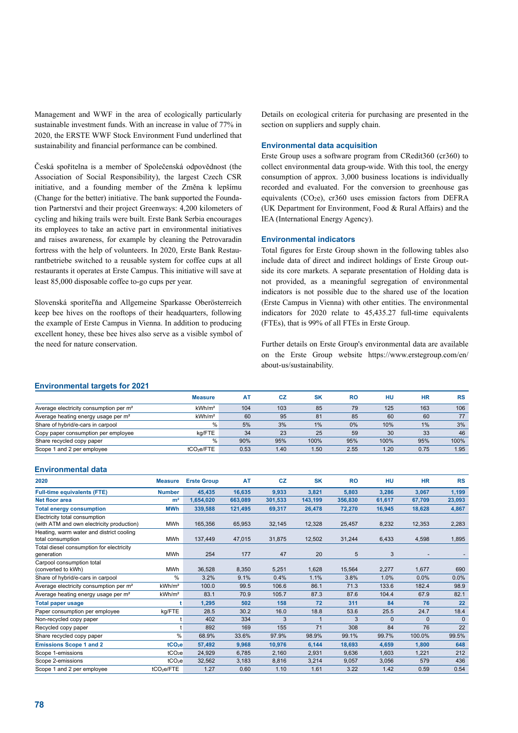Management and WWF in the area of ecologically particularly sustainable investment funds. With an increase in value of 77% in 2020, the ERSTE WWF Stock Environment Fund underlined that sustainability and financial performance can be combined.

Česká spořitelna is a member of Společenská odpovědnost (the Association of Social Responsibility), the largest Czech CSR initiative, and a founding member of the Změna k lepšímu (Change for the better) initiative. The bank supported the Foundation Partnerství and their project Greenways: 4,200 kilometers of cycling and hiking trails were built. Erste Bank Serbia encourages its employees to take an active part in environmental initiatives and raises awareness, for example by cleaning the Petrovaradin fortress with the help of volunteers. In 2020, Erste Bank Restaurantbetriebe switched to a reusable system for coffee cups at all restaurants it operates at Erste Campus. This initiative will save at least 85,000 disposable coffee to-go cups per year.

Slovenská sporiteľňa and Allgemeine Sparkasse Oberösterreich keep bee hives on the rooftops of their headquarters, following the example of Erste Campus in Vienna. In addition to producing excellent honey, these bee hives also serve as a visible symbol of the need for nature conservation.

Details on ecological criteria for purchasing are presented in the section on suppliers and supply chain.

### Environmental data acquisition

Erste Group uses a software program from CRedit360 (cr360) to collect environmental data group-wide. With this tool, the energy consumption of approx. 3,000 business locations is individually recorded and evaluated. For the conversion to greenhouse gas equivalents ($CO_2e$), cr360 uses emission factors from DEFRA (UK Department for Environment, Food & Rural Affairs) and the IEA (International Energy Agency).

### Environmental indicators

Total figures for Erste Group shown in the following tables also include data of direct and indirect holdings of Erste Group outside its core markets. A separate presentation of Holding data is not provided, as a meaningful segregation of environmental indicators is not possible due to the shared use of the location (Erste Campus in Vienna) with other entities. The environmental indicators for 2020 relate to 45,435.27 full-time equivalents (FTEs), that is 99% of all FTEs in Erste Group.

Further details on Erste Group's environmental data are available on the Erste Group website https://www.erstegroup.com/en/about-us/sustainability.

### Environmental targets for 2021

| | Measure | AT | CZ | SK | RO | HU | HR | RS |
|---|---|---|---|---|---|---|---|---|
| Average electricity consumption per m² | kWh/m² | 104 | 103 | 85 | 79 | 125 | 163 | 106 |
| Average heating energy usage per m² | kWh/m² | 60 | 95 | 81 | 85 | 60 | 60 | 77 |
| Share of hybrid/e-cars in carpool | % | 5% | 3% | 1% | 0% | 10% | 1% | 3% |
| Copy paper consumption per employee | kg/FTE | 34 | 23 | 25 | 59 | 30 | 33 | 46 |
| Share recycled copy paper | % | 90% | 95% | 100% | 95% | 100% | 95% | 100% |
| Scope 1 and 2 per employee | $tCO_2e$/FTE | 0.53 | 1.40 | 1.50 | 2.55 | 1.20 | 0.75 | 1.95 |

### Environmental data

| 2020 | Measure | Erste Group | AT | CZ | SK | RO | HU | HR | RS |
|---|---|---|---|---|---|---|---|---|---|
| **Full-time equivalents (FTE)** | **Number** | **45,435** | **16,635** | **9,933** | **3,821** | **5,803** | **3,286** | **3,067** | **1,199** |
| **Net floor area** | **m²** | **1,654,020** | **663,089** | **301,533** | **143,199** | **356,830** | **61,617** | **67,709** | **23,093** |
| **Total energy consumption** | **MWh** | **339,588** | **121,495** | **69,317** | **26,478** | **72,270** | **16,945** | **18,628** | **4,867** |
| Electricity total consumption (with ATM and own electricity production) | MWh | 165,356 | 65,953 | 32,145 | 12,328 | 25,457 | 8,232 | 12,353 | 2,283 |
| Heating, warm water and district cooling total consumption | MWh | 137,449 | 47,015 | 31,875 | 12,502 | 31,244 | 6,433 | 4,598 | 1,895 |
| Total diesel consumption for electricity generation | MWh | 254 | 177 | 47 | 20 | 5 | 3 | - | - |
| Carpool consumption total (converted to kWh) | MWh | 36,528 | 8,350 | 5,251 | 1,628 | 15,564 | 2,277 | 1,677 | 690 |
| Share of hybrid/e-cars in carpool | % | 3.2% | 9.1% | 0.4% | 1.1% | 3.8% | 1.0% | 0.0% | 0.0% |
| Average electricity consumption per m² | kWh/m² | 100.0 | 99.5 | 106.6 | 86.1 | 71.3 | 133.6 | 182.4 | 98.9 |
| Average heating energy usage per m² | kWh/m² | 83.1 | 70.9 | 105.7 | 87.3 | 87.6 | 104.4 | 67.9 | 82.1 |
| **Total paper usage** | **t** | **1,295** | **502** | **158** | **72** | **311** | **84** | **76** | **22** |
| Paper consumption per employee | kg/FTE | 28.5 | 30.2 | 16.0 | 18.8 | 53.6 | 25.5 | 24.7 | 18.4 |
| Non-recycled copy paper | t | 402 | 334 | 3 | 1 | 3 | 0 | 0 | 0 |
| Recycled copy paper | t | 892 | 169 | 155 | 71 | 308 | 84 | 76 | 22 |
| Share recycled copy paper | % | 68.9% | 33.6% | 97.9% | 98.9% | 99.1% | 99.7% | 100.0% | 99.5% |
| **Emissions Scope 1 and 2** | **$tCO_2e$** | **57,492** | **9,968** | **10,976** | **6,144** | **18,693** | **4,659** | **1,800** | **648** |
| Scope 1-emissions | $tCO_2e$ | 24,929 | 6,785 | 2,160 | 2,931 | 9,636 | 1,603 | 1,221 | 212 |
| Scope 2-emissions | $tCO_2e$ | 32,562 | 3,183 | 8,816 | 3,214 | 9,057 | 3,056 | 579 | 436 |
| Scope 1 and 2 per employee | $tCO_2e$/FTE | 1.27 | 0.60 | 1.10 | 1.61 | 3.22 | 1.42 | 0.59 | 0.54 |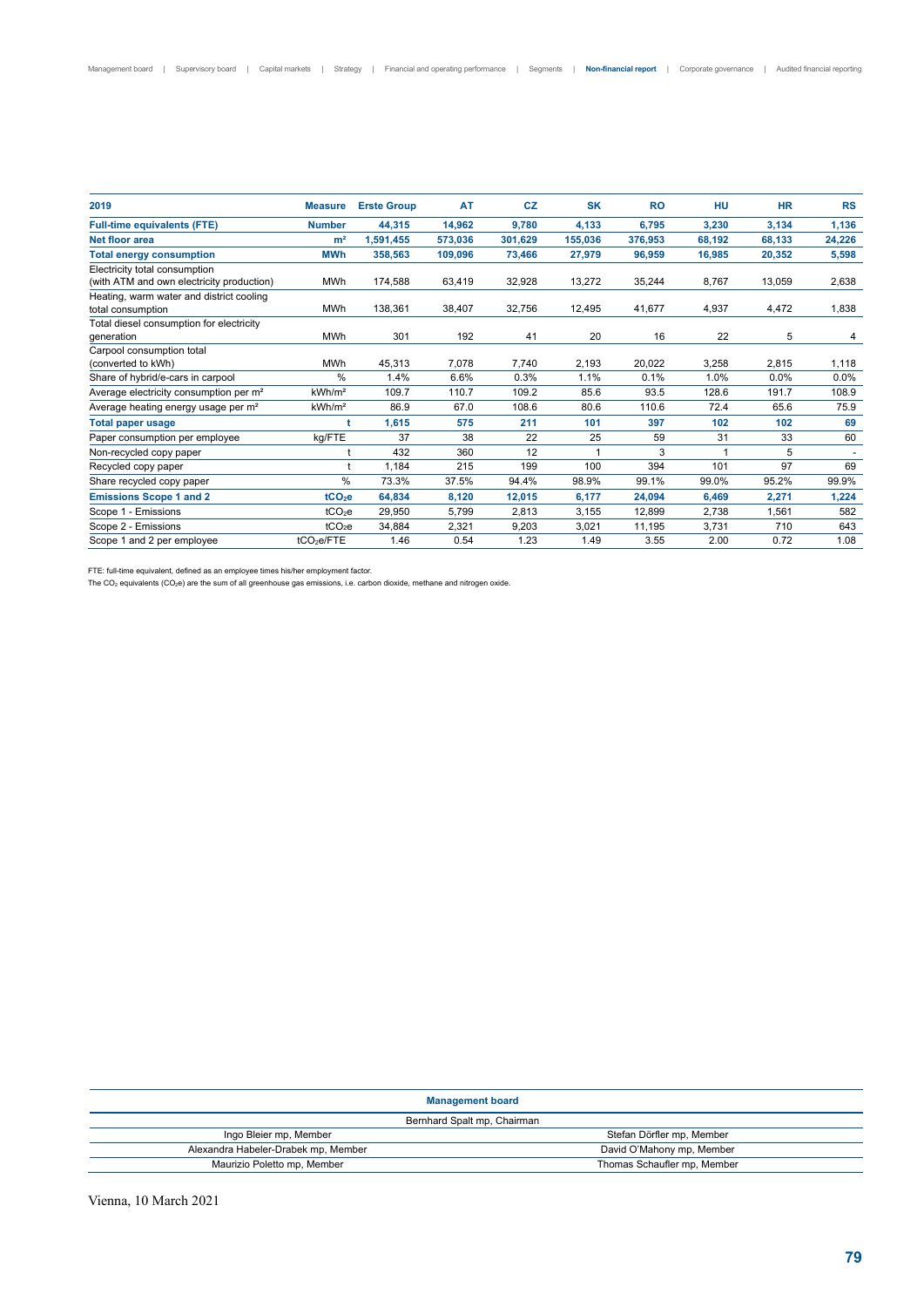| 2019 | Measure | Erste Group | AT | CZ | SK | RO | HU | HR | RS |
|---|---|---|---|---|---|---|---|---|---|
| **Full-time equivalents (FTE)** | **Number** | **44,315** | **14,962** | **9,780** | **4,133** | **6,795** | **3,230** | **3,134** | **1,136** |
| **Net floor area** | **m²** | **1,591,455** | **573,036** | **301,629** | **155,036** | **376,953** | **68,192** | **68,133** | **24,226** |
| **Total energy consumption** | **MWh** | **358,563** | **109,096** | **73,466** | **27,979** | **96,959** | **16,985** | **20,352** | **5,598** |
| Electricity total consumption (with ATM and own electricity production) | MWh | 174,588 | 63,419 | 32,928 | 13,272 | 35,244 | 8,767 | 13,059 | 2,638 |
| Heating, warm water and district cooling total consumption | MWh | 138,361 | 38,407 | 32,756 | 12,495 | 41,677 | 4,937 | 4,472 | 1,838 |
| Total diesel consumption for electricity generation | MWh | 301 | 192 | 41 | 20 | 16 | 22 | 5 | 4 |
| Carpool consumption total (converted to kWh) | MWh | 45,313 | 7,078 | 7,740 | 2,193 | 20,022 | 3,258 | 2,815 | 1,118 |
| Share of hybrid/e-cars in carpool | % | 1.4% | 6.6% | 0.3% | 1.1% | 0.1% | 1.0% | 0.0% | 0.0% |
| Average electricity consumption per m² | kWh/m² | 109.7 | 110.7 | 109.2 | 85.6 | 93.5 | 128.6 | 191.7 | 108.9 |
| Average heating energy usage per m² | kWh/m² | 86.9 | 67.0 | 108.6 | 80.6 | 110.6 | 72.4 | 65.6 | 75.9 |
| **Total paper usage** | **t** | **1,615** | **575** | **211** | **101** | **397** | **102** | **102** | **69** |
| Paper consumption per employee | kg/FTE | 37 | 38 | 22 | 25 | 59 | 31 | 33 | 60 |
| Non-recycled copy paper | t | 432 | 360 | 12 | 1 | 3 | 1 | 5 | - |
| Recycled copy paper | t | 1,184 | 215 | 199 | 100 | 394 | 101 | 97 | 69 |
| Share recycled copy paper | % | 73.3% | 37.5% | 94.4% | 98.9% | 99.1% | 99.0% | 95.2% | 99.9% |
| **Emissions Scope 1 and 2** | **$tCO_2e$** | **64,834** | **8,120** | **12,015** | **6,177** | **24,094** | **6,469** | **2,271** | **1,224** |
| Scope 1 - Emissions | $tCO_2e$ | 29,950 | 5,799 | 2,813 | 3,155 | 12,899 | 2,738 | 1,561 | 582 |
| Scope 2 - Emissions | $tCO_2e$ | 34,884 | 2,321 | 9,203 | 3,021 | 11,195 | 3,731 | 710 | 643 |
| Scope 1 and 2 per employee | $tCO_2e$/FTE | 1.46 | 0.54 | 1.23 | 1.49 | 3.55 | 2.00 | 0.72 | 1.08 |

FTE: full-time equivalent, defined as an employee times his/her employment factor.
The $CO_2$ equivalents ($CO_2e$) are the sum of all greenhouse gas emissions, i.e. carbon dioxide, methane and nitrogen oxide.

| Management board | |
|---|---|
| Bernhard Spalt mp, Chairman | |
| Ingo Bleier mp, Member | Stefan Dörfler mp, Member |
| Alexandra Habeler-Drabek mp, Member | David O'Mahony mp, Member |
| Maurizio Poletto mp, Member | Thomas Schaufler mp, Member |

Vienna, 10 March 2021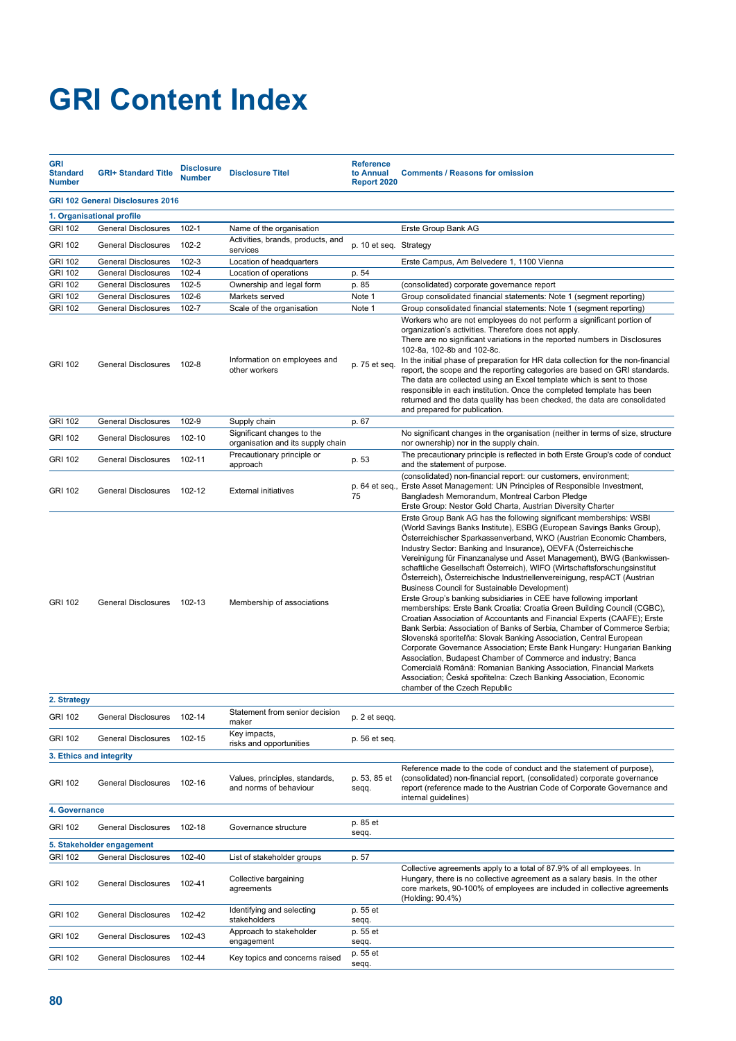# GRI Content Index

| GRI Standard Number | GRI+ Standard Title | Disclosure Number | Disclosure Titel | Reference to Annual Report 2020 | Comments / Reasons for omission |
|---|---|---|---|---|---|
| **GRI 102 General Disclosures 2016** | | | | | |
| **1. Organisational profile** | | | | | |
| GRI 102 | General Disclosures | 102-1 | Name of the organisation | | Erste Group Bank AG |
| GRI 102 | General Disclosures | 102-2 | Activities, brands, products, and services | p. 10 et seq. | Strategy |
| GRI 102 | General Disclosures | 102-3 | Location of headquarters | | Erste Campus, Am Belvedere 1, 1100 Vienna |
| GRI 102 | General Disclosures | 102-4 | Location of operations | p. 54 | |
| GRI 102 | General Disclosures | 102-5 | Ownership and legal form | p. 85 | (consolidated) corporate governance report |
| GRI 102 | General Disclosures | 102-6 | Markets served | Note 1 | Group consolidated financial statements: Note 1 (segment reporting) |
| GRI 102 | General Disclosures | 102-7 | Scale of the organisation | Note 1 | Group consolidated financial statements: Note 1 (segment reporting) |
| GRI 102 | General Disclosures | 102-8 | Information on employees and other workers | p. 75 et seq. | Workers who are not employees do not perform a significant portion of organization's activities. Therefore does not apply. There are no significant variations in the reported numbers in Disclosures 102-8a, 102-8b and 102-8c. In the initial phase of preparation for HR data collection for the non-financial report, the scope and the reporting categories are based on GRI standards. The data are collected using an Excel template which is sent to those responsible in each institution. Once the completed template has been returned and the data quality has been checked, the data are consolidated and prepared for publication. |
| GRI 102 | General Disclosures | 102-9 | Supply chain | p. 67 | |
| GRI 102 | General Disclosures | 102-10 | Significant changes to the organisation and its supply chain | | No significant changes in the organisation (neither in terms of size, structure nor ownership) nor in the supply chain. |
| GRI 102 | General Disclosures | 102-11 | Precautionary principle or approach | p. 53 | The precautionary principle is reflected in both Erste Group's code of conduct and the statement of purpose. |
| GRI 102 | General Disclosures | 102-12 | External initiatives | p. 64 et seq., 75 | (consolidated) non-financial report: our customers, environment; Erste Asset Management: UN Principles of Responsible Investment, Bangladesh Memorandum, Montreal Carbon Pledge Erste Group: Nestor Gold Charta, Austrian Diversity Charter |
| GRI 102 | General Disclosures | 102-13 | Membership of associations | | Erste Group Bank AG has the following significant memberships: WSBI (World Savings Banks Institute), ESBG (European Savings Banks Group), Österreichischer Sparkassenverband, WKO (Austrian Economic Chambers, Industry Sector: Banking and Insurance), OEVFA (Österreichische Vereinigung für Finanzanalyse und Asset Management), BWG (Bankwissen-schaftliche Gesellschaft Österreich), WIFO (Wirtschaftsforschungsinstitut Österreich), Österreichische Industriellenvereinigung, respACT (Austrian Business Council for Sustainable Development) Erste Group's banking subsidiaries in CEE have following important memberships: Erste Bank Croatia: Croatia Green Building Council (CGBC), Croatian Association of Accountants and Financial Experts (CAAFE); Erste Bank Serbia: Association of Banks of Serbia, Chamber of Commerce Serbia; Slovenská sporiteľňa: Slovak Banking Association, Central European Corporate Governance Association; Erste Bank Hungary: Hungarian Banking Association, Budapest Chamber of Commerce and industry; Banca Comercială Română: Romanian Banking Association, Financial Markets Association; Česká spořitelna: Czech Banking Association, Economic chamber of the Czech Republic |
| **2. Strategy** | | | | | |
| GRI 102 | General Disclosures | 102-14 | Statement from senior decision maker | p. 2 et seqq. | |
| GRI 102 | General Disclosures | 102-15 | Key impacts, risks and opportunities | p. 56 et seq. | |
| **3. Ethics and integrity** | | | | | |
| GRI 102 | General Disclosures | 102-16 | Values, principles, standards, and norms of behaviour | p. 53, 85 et seqq. | Reference made to the code of conduct and the statement of purpose), (consolidated) non-financial report, (consolidated) corporate governance report (reference made to the Austrian Code of Corporate Governance and internal guidelines) |
| **4. Governance** | | | | | |
| GRI 102 | General Disclosures | 102-18 | Governance structure | p. 85 et seqq. | |
| **5. Stakeholder engagement** | | | | | |
| GRI 102 | General Disclosures | 102-40 | List of stakeholder groups | p. 57 | |
| GRI 102 | General Disclosures | 102-41 | Collective bargaining agreements | | Collective agreements apply to a total of 87.9% of all employees. In Hungary, there is no collective agreement as a salary basis. In the other core markets, 90-100% of employees are included in collective agreements (Holding: 90.4%) |
| GRI 102 | General Disclosures | 102-42 | Identifying and selecting stakeholders | p. 55 et seqq. | |
| GRI 102 | General Disclosures | 102-43 | Approach to stakeholder engagement | p. 55 et seqq. | |
| GRI 102 | General Disclosures | 102-44 | Key topics and concerns raised | p. 55 et seqq. | |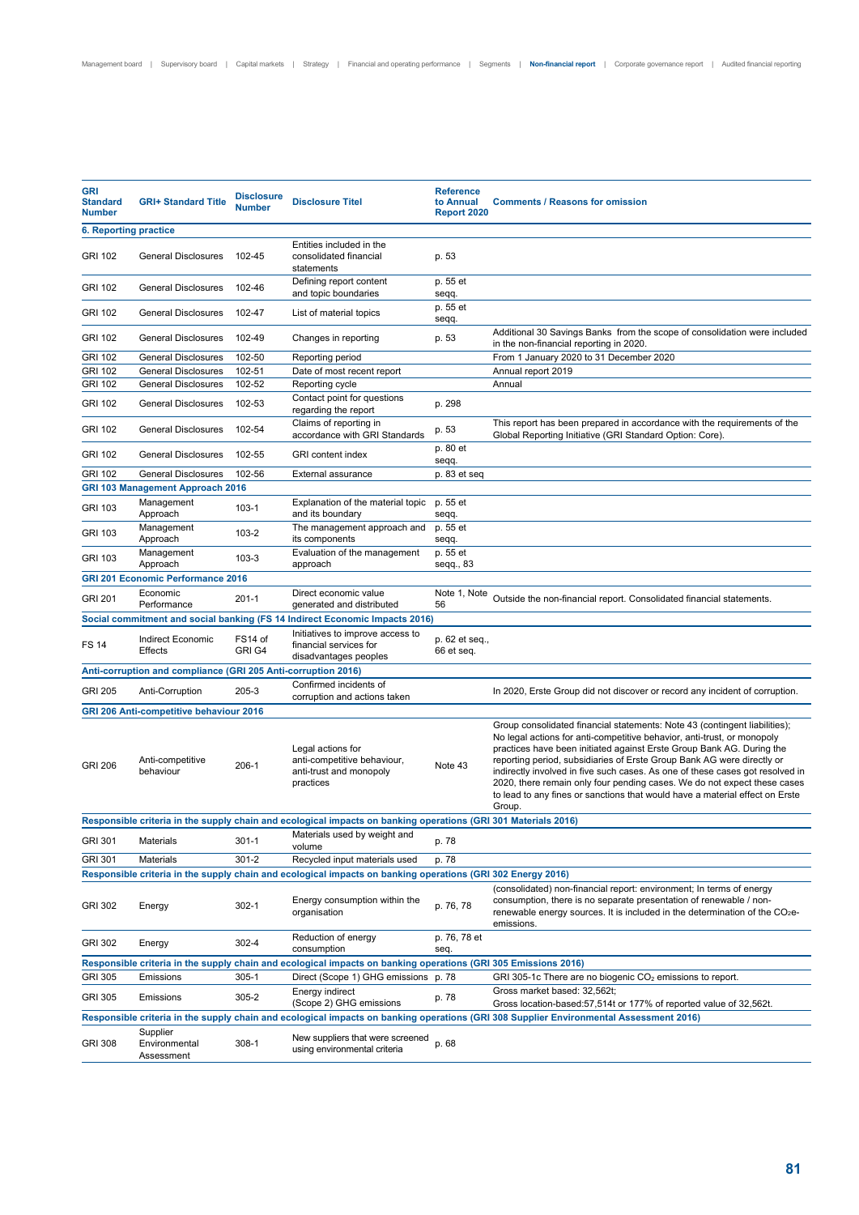| GRI Standard Number | GRI+ Standard Title | Disclosure Number | Disclosure Titel | Reference to Annual Report 2020 | Comments / Reasons for omission |
|---|---|---|---|---|---|
| **6. Reporting practice** | | | | | |
| GRI 102 | General Disclosures | 102-45 | Entities included in the consolidated financial statements | p. 53 | |
| GRI 102 | General Disclosures | 102-46 | Defining report content and topic boundaries | p. 55 et seqq. | |
| GRI 102 | General Disclosures | 102-47 | List of material topics | p. 55 et seqq. | |
| GRI 102 | General Disclosures | 102-49 | Changes in reporting | p. 53 | Additional 30 Savings Banks from the scope of consolidation were included in the non-financial reporting in 2020. |
| GRI 102 | General Disclosures | 102-50 | Reporting period | | From 1 January 2020 to 31 December 2020 |
| GRI 102 | General Disclosures | 102-51 | Date of most recent report | | Annual report 2019 |
| GRI 102 | General Disclosures | 102-52 | Reporting cycle | | Annual |
| GRI 102 | General Disclosures | 102-53 | Contact point for questions regarding the report | p. 298 | |
| GRI 102 | General Disclosures | 102-54 | Claims of reporting in accordance with GRI Standards | p. 53 | This report has been prepared in accordance with the requirements of the Global Reporting Initiative (GRI Standard Option: Core). |
| GRI 102 | General Disclosures | 102-55 | GRI content index | p. 80 et seqq. | |
| GRI 102 | General Disclosures | 102-56 | External assurance | p. 83 et seq | |
| **GRI 103 Management Approach 2016** | | | | | |
| GRI 103 | Management Approach | 103-1 | Explanation of the material topic and its boundary | p. 55 et seqq. | |
| GRI 103 | Management Approach | 103-2 | The management approach and its components | p. 55 et seqq. | |
| GRI 103 | Management Approach | 103-3 | Evaluation of the management approach | p. 55 et seqq., 83 | |
| **GRI 201 Economic Performance 2016** | | | | | |
| GRI 201 | Economic Performance | 201-1 | Direct economic value generated and distributed | Note 1, Note 56 | Outside the non-financial report. Consolidated financial statements. |
| **Social commitment and social banking (FS 14 Indirect Economic Impacts 2016)** | | | | | |
| FS 14 | Indirect Economic Effects | FS14 of GRI G4 | Initiatives to improve access to financial services for disadvantages peoples | p. 62 et seq., 66 et seq. | |
| **Anti-corruption and compliance (GRI 205 Anti-corruption 2016)** | | | | | |
| GRI 205 | Anti-Corruption | 205-3 | Confirmed incidents of corruption and actions taken | | In 2020, Erste Group did not discover or record any incident of corruption. |
| **GRI 206 Anti-competitive behaviour 2016** | | | | | |
| GRI 206 | Anti-competitive behaviour | 206-1 | Legal actions for anti-competitive behaviour, anti-trust and monopoly practices | Note 43 | Group consolidated financial statements: Note 43 (contingent liabilities); No legal actions for anti-competitive behavior, anti-trust, or monopoly practices have been initiated against Erste Group Bank AG. During the reporting period, subsidiaries of Erste Group Bank AG were directly or indirectly involved in five such cases. As one of these cases got resolved in 2020, there remain only four pending cases. We do not expect these cases to lead to any fines or sanctions that would have a material effect on Erste Group. |
| **Responsible criteria in the supply chain and ecological impacts on banking operations (GRI 301 Materials 2016)** | | | | | |
| GRI 301 | Materials | 301-1 | Materials used by weight and volume | p. 78 | |
| GRI 301 | Materials | 301-2 | Recycled input materials used | p. 78 | |
| **Responsible criteria in the supply chain and ecological impacts on banking operations (GRI 302 Energy 2016)** | | | | | |
| GRI 302 | Energy | 302-1 | Energy consumption within the organisation | p. 76, 78 | (consolidated) non-financial report: environment; In terms of energy consumption, there is no separate presentation of renewable / non-renewable energy sources. It is included in the determination of the $CO_2$e-emissions. |
| GRI 302 | Energy | 302-4 | Reduction of energy consumption | p. 76, 78 et seq. | |
| **Responsible criteria in the supply chain and ecological impacts on banking operations (GRI 305 Emissions 2016)** | | | | | |
| GRI 305 | Emissions | 305-1 | Direct (Scope 1) GHG emissions | p. 78 | GRI 305-1c There are no biogenic $CO_2$ emissions to report. |
| GRI 305 | Emissions | 305-2 | Energy indirect (Scope 2) GHG emissions | p. 78 | Gross market based: 32,562t; Gross location-based:57,514t or 177% of reported value of 32,562t. |
| **Responsible criteria in the supply chain and ecological impacts on banking operations (GRI 308 Supplier Environmental Assessment 2016)** | | | | | |
| GRI 308 | Supplier Environmental Assessment | 308-1 | New suppliers that were screened using environmental criteria | p. 68 | |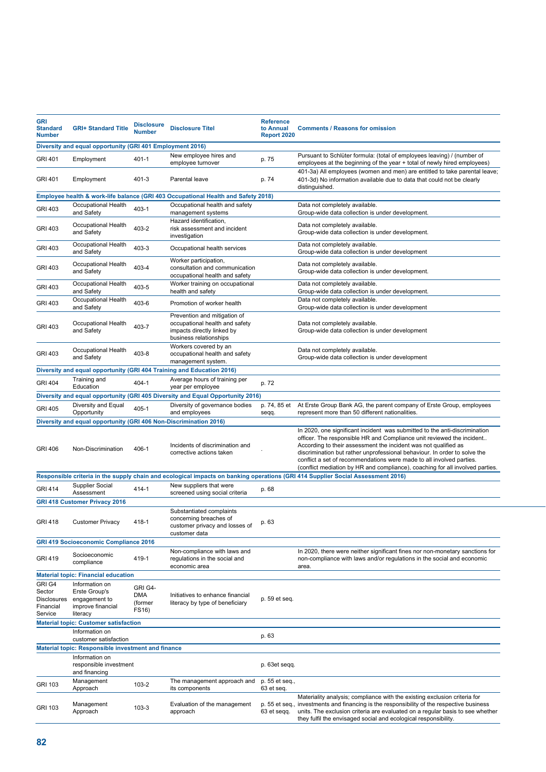| GRI Standard Number | GRI+ Standard Title | Disclosure Number | Disclosure Titel | Reference to Annual Report 2020 | Comments / Reasons for omission |
|---|---|---|---|---|---|
| **Diversity and equal opportunity (GRI 401 Employment 2016)** | | | | | |
| GRI 401 | Employment | 401-1 | New employee hires and employee turnover | p. 75 | Pursuant to Schlüter formula: (total of employees leaving) / (number of employees at the beginning of the year + total of newly hired employees) |
| GRI 401 | Employment | 401-3 | Parental leave | p. 74 | 401-3a) All employees (women and men) are entitled to take parental leave; 401-3d) No information available due to data that could not be clearly distinguished. |
| **Employee health & work-life balance (GRI 403 Occupational Health and Safety 2018)** | | | | | |
| GRI 403 | Occupational Health and Safety | 403-1 | Occupational health and safety management systems | | Data not completely available. Group-wide data collection is under development. |
| GRI 403 | Occupational Health and Safety | 403-2 | Hazard identification, risk assessment and incident investigation | | Data not completely available. Group-wide data collection is under development. |
| GRI 403 | Occupational Health and Safety | 403-3 | Occupational health services | | Data not completely available. Group-wide data collection is under development |
| GRI 403 | Occupational Health and Safety | 403-4 | Worker participation, consultation and communication occupational health and safety | | Data not completely available. Group-wide data collection is under development. |
| GRI 403 | Occupational Health and Safety | 403-5 | Worker training on occupational health and safety | | Data not completely available. Group-wide data collection is under development. |
| GRI 403 | Occupational Health and Safety | 403-6 | Promotion of worker health | | Data not completely available. Group-wide data collection is under development |
| GRI 403 | Occupational Health and Safety | 403-7 | Prevention and mitigation of occupational health and safety impacts directly linked by business relationships | | Data not completely available. Group-wide data collection is under development |
| GRI 403 | Occupational Health and Safety | 403-8 | Workers covered by an occupational health and safety management system. | | Data not completely available. Group-wide data collection is under development |
| **Diversity and equal opportunity (GRI 404 Training and Education 2016)** | | | | | |
| GRI 404 | Training and Education | 404-1 | Average hours of training per year per employee | p. 72 | |
| **Diversity and equal opportunity (GRI 405 Diversity and Equal Opportunity 2016)** | | | | | |
| GRI 405 | Diversity and Equal Opportunity | 405-1 | Diversity of governance bodies and employees | p. 74, 85 et seqq. | At Erste Group Bank AG, the parent company of Erste Group, employees represent more than 50 different nationalities. |
| **Diversity and equal opportunity (GRI 406 Non-Discrimination 2016)** | | | | | |
| GRI 406 | Non-Discrimination | 406-1 | Incidents of discrimination and corrective actions taken | . | In 2020, one significant incident was submitted to the anti-discrimination officer. The responsible HR and Compliance unit reviewed the incident.. According to their assessment the incident was not qualified as discrimination but rather unprofessional behaviour. In order to solve the conflict a set of recommendations were made to all involved parties. (conflict mediation by HR and compliance), coaching for all involved parties. |
| **Responsible criteria in the supply chain and ecological impacts on banking operations (GRI 414 Supplier Social Assessment 2016)** | | | | | |
| GRI 414 | Supplier Social Assessment | 414-1 | New suppliers that were screened using social criteria | p. 68 | |
| **GRI 418 Customer Privacy 2016** | | | | | |
| GRI 418 | Customer Privacy | 418-1 | Substantiated complaints concerning breaches of customer privacy and losses of customer data | p. 63 | |
| **GRI 419 Socioeconomic Compliance 2016** | | | | | |
| GRI 419 | Socioeconomic compliance | 419-1 | Non-compliance with laws and regulations in the social and economic area | | In 2020, there were neither significant fines nor non-monetary sanctions for non-compliance with laws and/or regulations in the social and economic area. |
| **Material topic: Financial education** | | | | | |
| GRI G4 Sector Disclosures Financial Service | Information on Erste Group's engagement to improve financial literacy | GRI G4-DMA (former FS16) | Initiatives to enhance financial literacy by type of beneficiary | p. 59 et seq. | |
| **Material topic: Customer satisfaction** | | | | | |
| | Information on customer satisfaction | | | p. 63 | |
| **Material topic: Responsible investment and finance** | | | | | |
| | Information on responsible investment and financing | | | p. 63et seqq. | |
| GRI 103 | Management Approach | 103-2 | The management approach and its components | p. 55 et seq., 63 et seq. | |
| GRI 103 | Management Approach | 103-3 | Evaluation of the management approach | p. 55 et seq., 63 et seqq. | Materiality analysis; compliance with the existing exclusion criteria for investments and financing is the responsibility of the respective business units. The exclusion criteria are evaluated on a regular basis to see whether they fulfil the envisaged social and ecological responsibility. |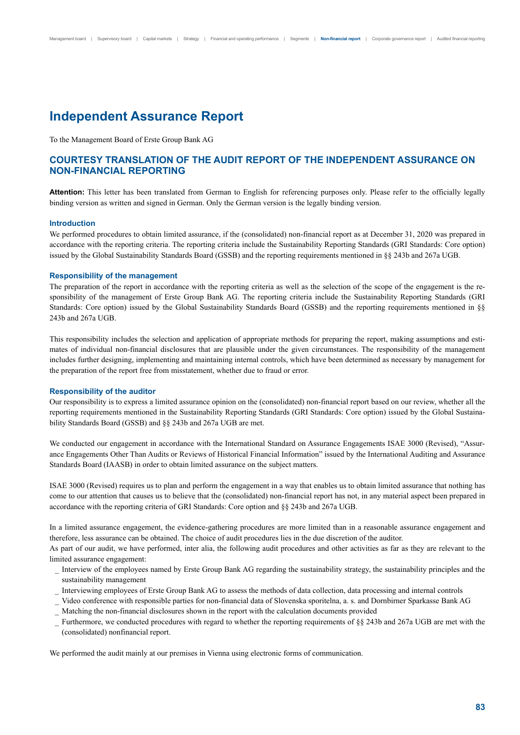# Independent Assurance Report

To the Management Board of Erste Group Bank AG

## COURTESY TRANSLATION OF THE AUDIT REPORT OF THE INDEPENDENT ASSURANCE ON NON-FINANCIAL REPORTING

**Attention:** This letter has been translated from German to English for referencing purposes only. Please refer to the officially legally binding version as written and signed in German. Only the German version is the legally binding version.

### Introduction

We performed procedures to obtain limited assurance, if the (consolidated) non-financial report as at December 31, 2020 was prepared in accordance with the reporting criteria. The reporting criteria include the Sustainability Reporting Standards (GRI Standards: Core option) issued by the Global Sustainability Standards Board (GSSB) and the reporting requirements mentioned in §§ 243b and 267a UGB.

### Responsibility of the management

The preparation of the report in accordance with the reporting criteria as well as the selection of the scope of the engagement is the responsibility of the management of Erste Group Bank AG. The reporting criteria include the Sustainability Reporting Standards (GRI Standards: Core option) issued by the Global Sustainability Standards Board (GSSB) and the reporting requirements mentioned in §§ 243b and 267a UGB.

This responsibility includes the selection and application of appropriate methods for preparing the report, making assumptions and estimates of individual non-financial disclosures that are plausible under the given circumstances. The responsibility of the management includes further designing, implementing and maintaining internal controls, which have been determined as necessary by management for the preparation of the report free from misstatement, whether due to fraud or error.

### Responsibility of the auditor

Our responsibility is to express a limited assurance opinion on the (consolidated) non-financial report based on our review, whether all the reporting requirements mentioned in the Sustainability Reporting Standards (GRI Standards: Core option) issued by the Global Sustainability Standards Board (GSSB) and §§ 243b and 267a UGB are met.

We conducted our engagement in accordance with the International Standard on Assurance Engagements ISAE 3000 (Revised), "Assurance Engagements Other Than Audits or Reviews of Historical Financial Information" issued by the International Auditing and Assurance Standards Board (IAASB) in order to obtain limited assurance on the subject matters.

ISAE 3000 (Revised) requires us to plan and perform the engagement in a way that enables us to obtain limited assurance that nothing has come to our attention that causes us to believe that the (consolidated) non-financial report has not, in any material aspect been prepared in accordance with the reporting criteria of GRI Standards: Core option and §§ 243b and 267a UGB.

In a limited assurance engagement, the evidence-gathering procedures are more limited than in a reasonable assurance engagement and therefore, less assurance can be obtained. The choice of audit procedures lies in the due discretion of the auditor.
As part of our audit, we have performed, inter alia, the following audit procedures and other activities as far as they are relevant to the limited assurance engagement:

- Interview of the employees named by Erste Group Bank AG regarding the sustainability strategy, the sustainability principles and the sustainability management
- Interviewing employees of Erste Group Bank AG to assess the methods of data collection, data processing and internal controls
- Video conference with responsible parties for non-financial data of Slovenska sporitelna, a. s. and Dornbirner Sparkasse Bank AG
- Matching the non-financial disclosures shown in the report with the calculation documents provided
- Furthermore, we conducted procedures with regard to whether the reporting requirements of §§ 243b and 267a UGB are met with the (consolidated) nonfinancial report.

We performed the audit mainly at our premises in Vienna using electronic forms of communication.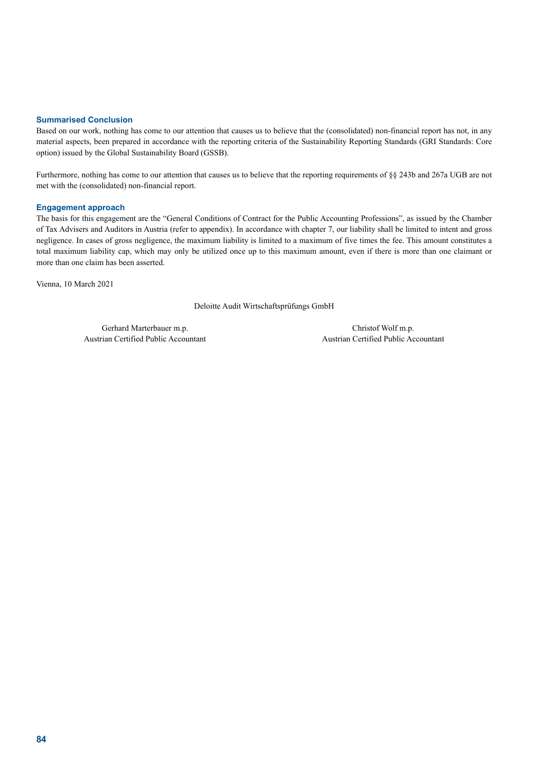## Summarised Conclusion

Based on our work, nothing has come to our attention that causes us to believe that the (consolidated) non-financial report has not, in any material aspects, been prepared in accordance with the reporting criteria of the Sustainability Reporting Standards (GRI Standards: Core option) issued by the Global Sustainability Board (GSSB).

Furthermore, nothing has come to our attention that causes us to believe that the reporting requirements of §§ 243b and 267a UGB are not met with the (consolidated) non-financial report.

## Engagement approach

The basis for this engagement are the "General Conditions of Contract for the Public Accounting Professions", as issued by the Chamber of Tax Advisers and Auditors in Austria (refer to appendix). In accordance with chapter 7, our liability shall be limited to intent and gross negligence. In cases of gross negligence, the maximum liability is limited to a maximum of five times the fee. This amount constitutes a total maximum liability cap, which may only be utilized once up to this maximum amount, even if there is more than one claimant or more than one claim has been asserted.

Vienna, 10 March 2021

Deloitte Audit Wirtschaftsprüfungs GmbH

Gerhard Marterbauer m.p.
Austrian Certified Public Accountant

Christof Wolf m.p.
Austrian Certified Public Accountant